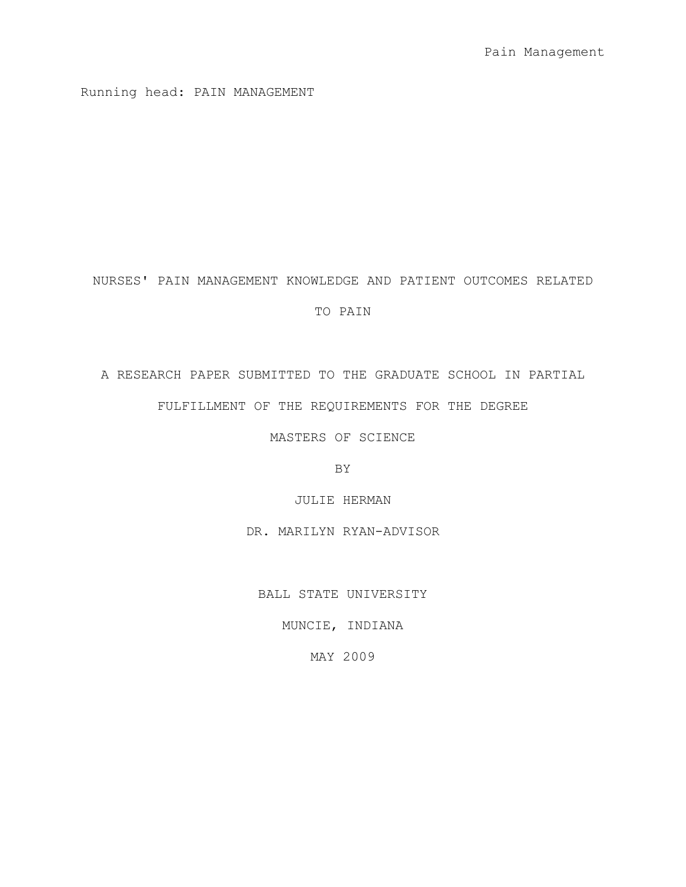Running head: PAIN MANAGEMENT

# NURSES' PAIN MANAGEMENT KNOWLEDGE AND PATIENT OUTCOMES RELATED TO PAIN

A RESEARCH PAPER SUBMITTED TO THE GRADUATE SCHOOL IN PARTIAL FULFILLMENT OF THE REQUIREMENTS FOR THE DEGREE

MASTERS OF SCIENCE

BY

JULIE HERMAN

DR. MARILYN RYAN-ADVISOR

BALL STATE UNIVERSITY

MUNCIE, INDIANA

MAY 2009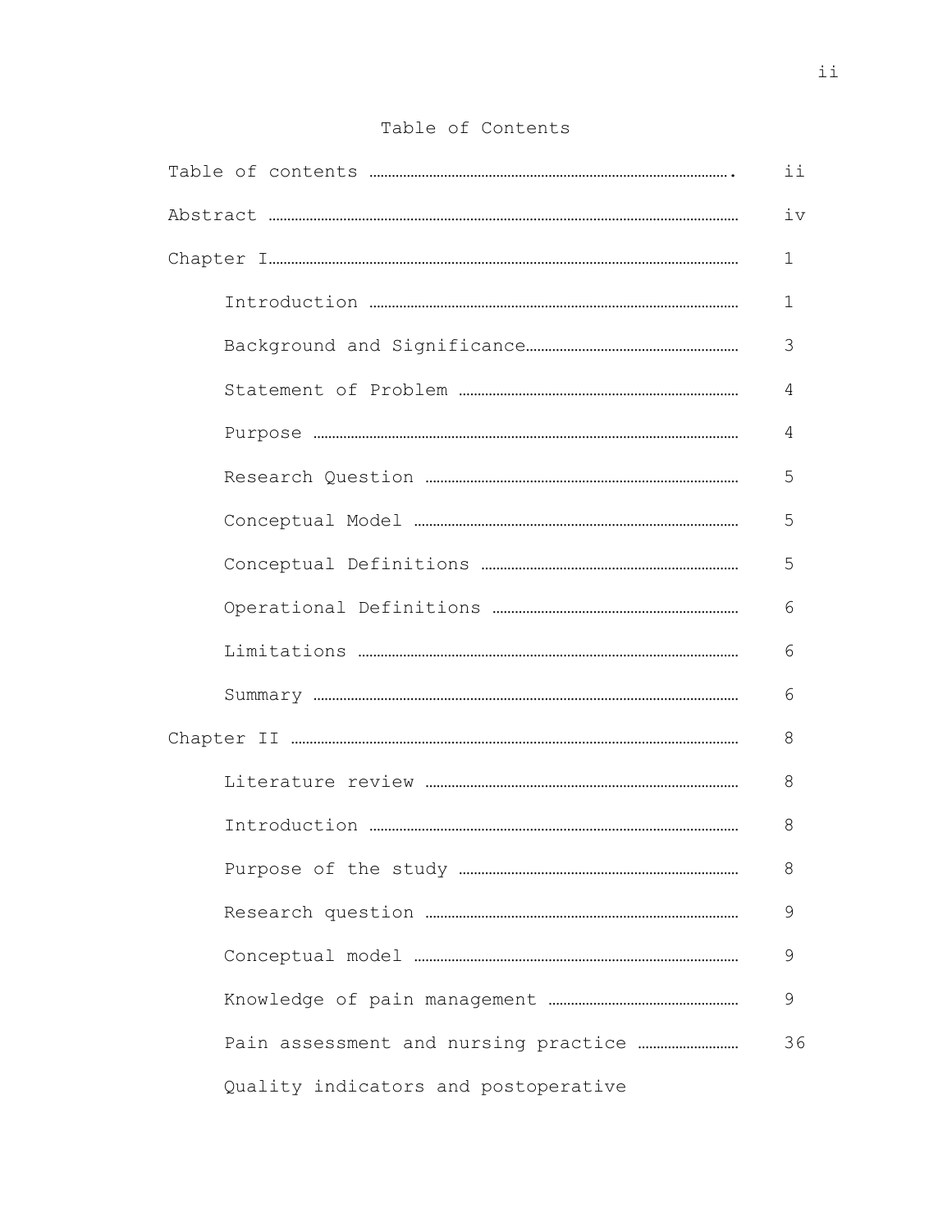# Table of Contents

| | |
|---|---|
| Table of contents | ii |
| Abstract | iv |
| Chapter I | 1 |
| &nbsp;&nbsp;&nbsp;&nbsp;Introduction | 1 |
| &nbsp;&nbsp;&nbsp;&nbsp;Background and Significance | 3 |
| &nbsp;&nbsp;&nbsp;&nbsp;Statement of Problem | 4 |
| &nbsp;&nbsp;&nbsp;&nbsp;Purpose | 4 |
| &nbsp;&nbsp;&nbsp;&nbsp;Research Question | 5 |
| &nbsp;&nbsp;&nbsp;&nbsp;Conceptual Model | 5 |
| &nbsp;&nbsp;&nbsp;&nbsp;Conceptual Definitions | 5 |
| &nbsp;&nbsp;&nbsp;&nbsp;Operational Definitions | 6 |
| &nbsp;&nbsp;&nbsp;&nbsp;Limitations | 6 |
| &nbsp;&nbsp;&nbsp;&nbsp;Summary | 6 |
| Chapter II | 8 |
| &nbsp;&nbsp;&nbsp;&nbsp;Literature review | 8 |
| &nbsp;&nbsp;&nbsp;&nbsp;Introduction | 8 |
| &nbsp;&nbsp;&nbsp;&nbsp;Purpose of the study | 8 |
| &nbsp;&nbsp;&nbsp;&nbsp;Research question | 9 |
| &nbsp;&nbsp;&nbsp;&nbsp;Conceptual model | 9 |
| &nbsp;&nbsp;&nbsp;&nbsp;Knowledge of pain management | 9 |
| &nbsp;&nbsp;&nbsp;&nbsp;Pain assessment and nursing practice | 36 |
| &nbsp;&nbsp;&nbsp;&nbsp;Quality indicators and postoperative | |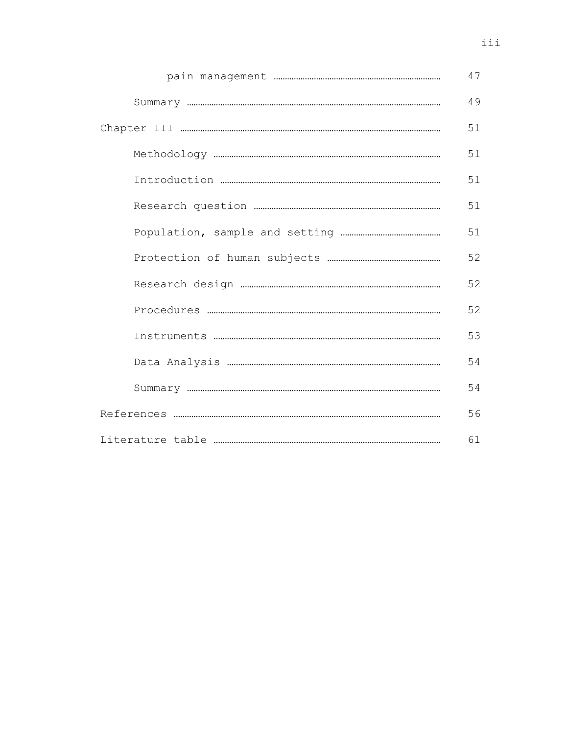pain management ........................................................ 47

Summary ........................................................ 49

Chapter III ........................................................ 51

Methodology ........................................................ 51

Introduction ........................................................ 51

Research question ........................................................ 51

Population, sample and setting ........................................................ 51

Protection of human subjects ........................................................ 52

Research design ........................................................ 52

Procedures ........................................................ 52

Instruments ........................................................ 53

Data Analysis ........................................................ 54

Summary ........................................................ 54

References ........................................................ 56

Literature table ........................................................ 61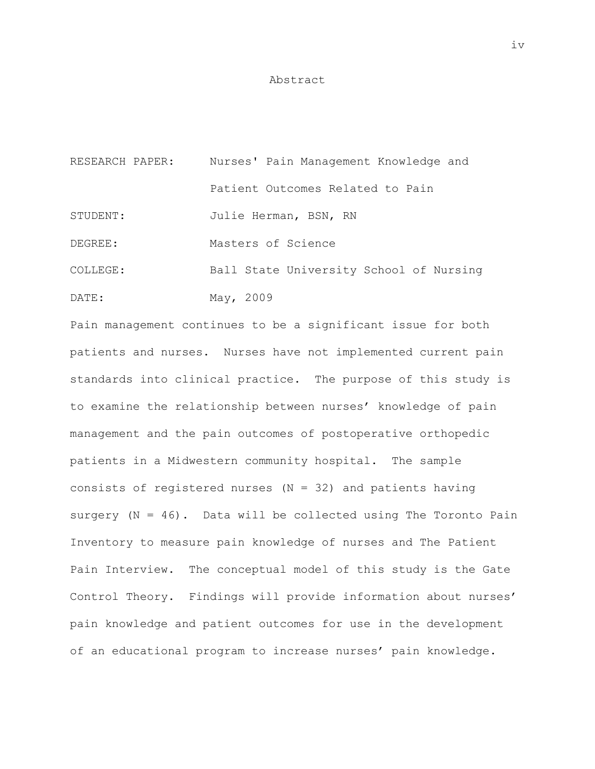# Abstract

RESEARCH PAPER: Nurses' Pain Management Knowledge and Patient Outcomes Related to Pain

STUDENT: Julie Herman, BSN, RN

DEGREE: Masters of Science

COLLEGE: Ball State University School of Nursing

DATE: May, 2009

Pain management continues to be a significant issue for both patients and nurses. Nurses have not implemented current pain standards into clinical practice. The purpose of this study is to examine the relationship between nurses' knowledge of pain management and the pain outcomes of postoperative orthopedic patients in a Midwestern community hospital. The sample consists of registered nurses (N = 32) and patients having surgery (N = 46). Data will be collected using The Toronto Pain Inventory to measure pain knowledge of nurses and The Patient Pain Interview. The conceptual model of this study is the Gate Control Theory. Findings will provide information about nurses' pain knowledge and patient outcomes for use in the development of an educational program to increase nurses' pain knowledge.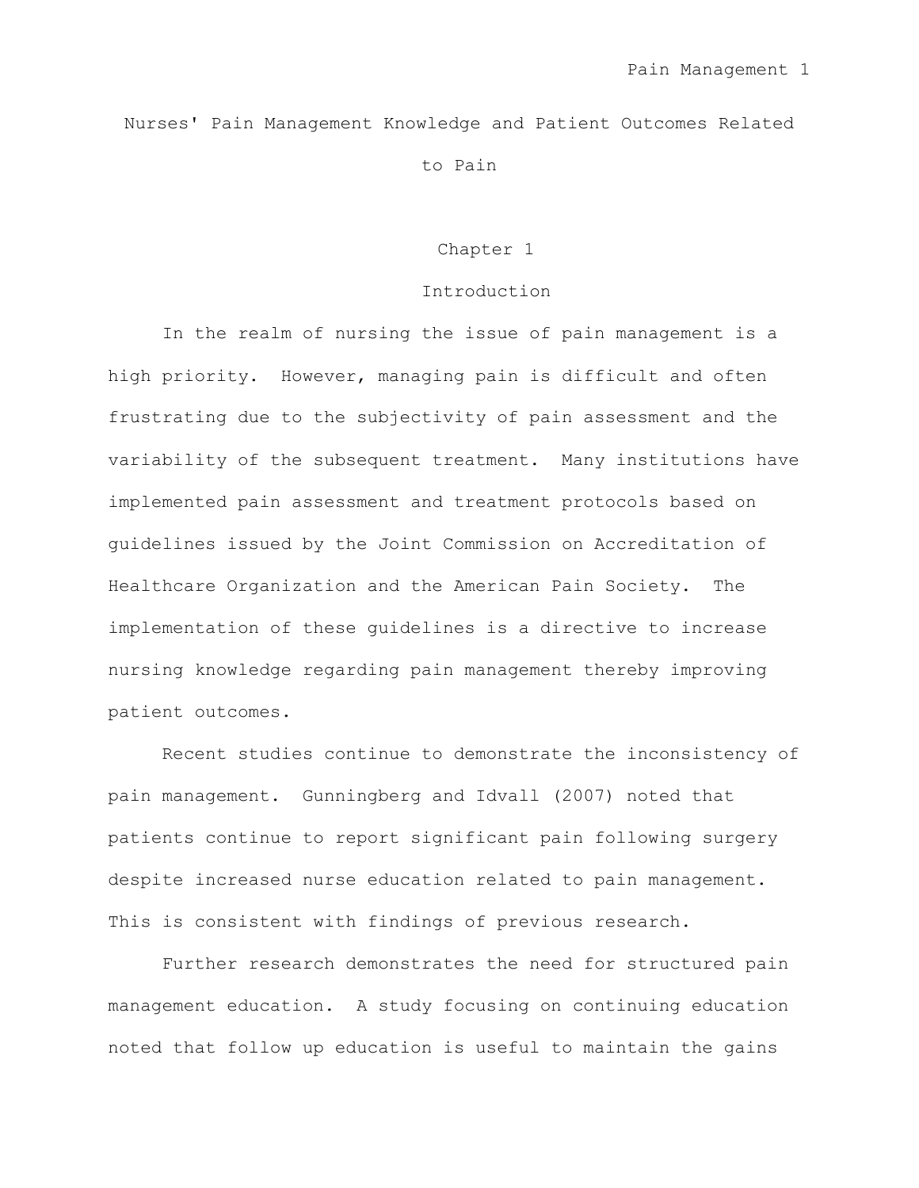# Nurses' Pain Management Knowledge and Patient Outcomes Related to Pain

## Chapter 1

### Introduction

In the realm of nursing the issue of pain management is a high priority. However, managing pain is difficult and often frustrating due to the subjectivity of pain assessment and the variability of the subsequent treatment. Many institutions have implemented pain assessment and treatment protocols based on guidelines issued by the Joint Commission on Accreditation of Healthcare Organization and the American Pain Society. The implementation of these guidelines is a directive to increase nursing knowledge regarding pain management thereby improving patient outcomes.

Recent studies continue to demonstrate the inconsistency of pain management. Gunningberg and Idvall (2007) noted that patients continue to report significant pain following surgery despite increased nurse education related to pain management. This is consistent with findings of previous research.

Further research demonstrates the need for structured pain management education. A study focusing on continuing education noted that follow up education is useful to maintain the gains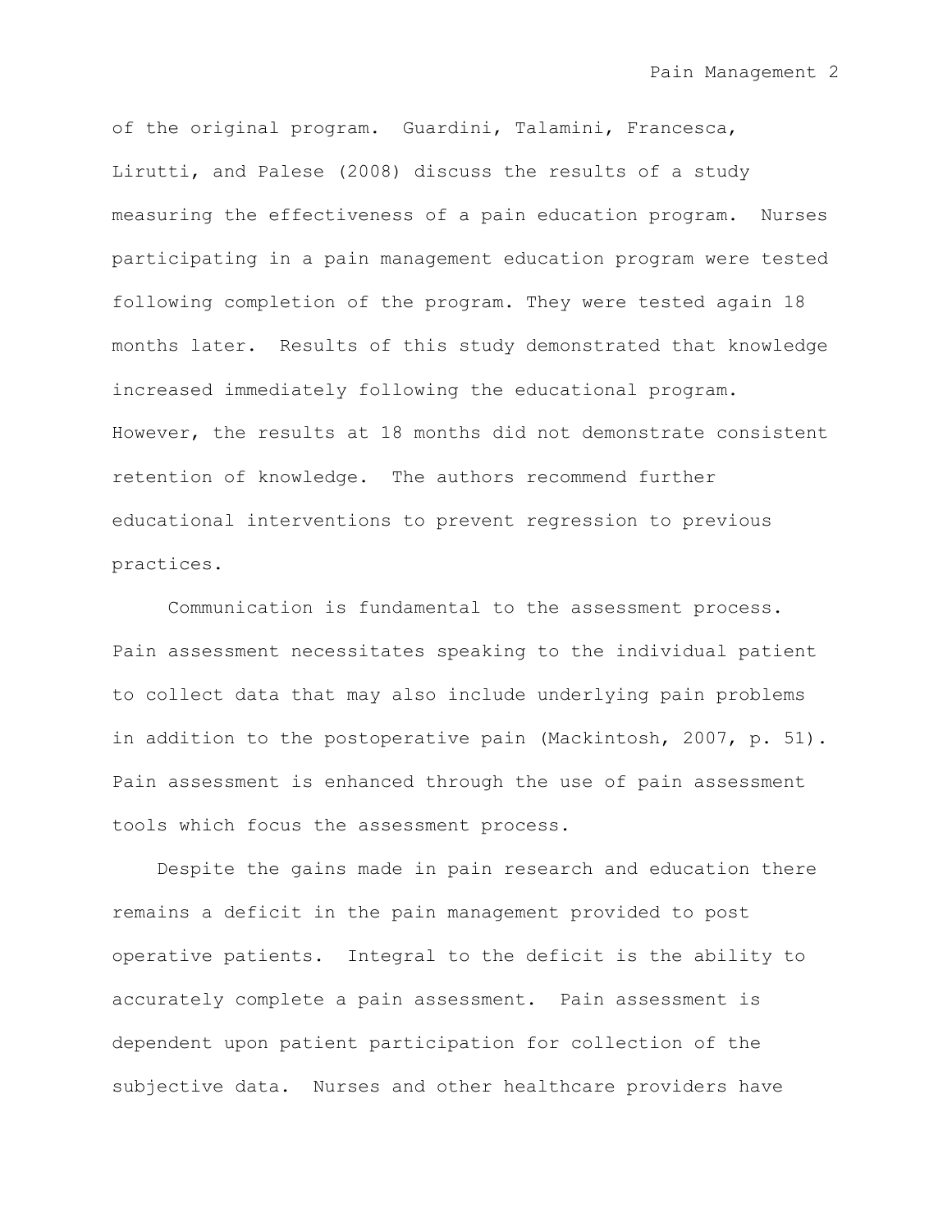of the original program. Guardini, Talamini, Francesca, Lirutti, and Palese (2008) discuss the results of a study measuring the effectiveness of a pain education program. Nurses participating in a pain management education program were tested following completion of the program. They were tested again 18 months later. Results of this study demonstrated that knowledge increased immediately following the educational program. However, the results at 18 months did not demonstrate consistent retention of knowledge. The authors recommend further educational interventions to prevent regression to previous practices.

Communication is fundamental to the assessment process. Pain assessment necessitates speaking to the individual patient to collect data that may also include underlying pain problems in addition to the postoperative pain (Mackintosh, 2007, p. 51). Pain assessment is enhanced through the use of pain assessment tools which focus the assessment process.

Despite the gains made in pain research and education there remains a deficit in the pain management provided to post operative patients. Integral to the deficit is the ability to accurately complete a pain assessment. Pain assessment is dependent upon patient participation for collection of the subjective data. Nurses and other healthcare providers have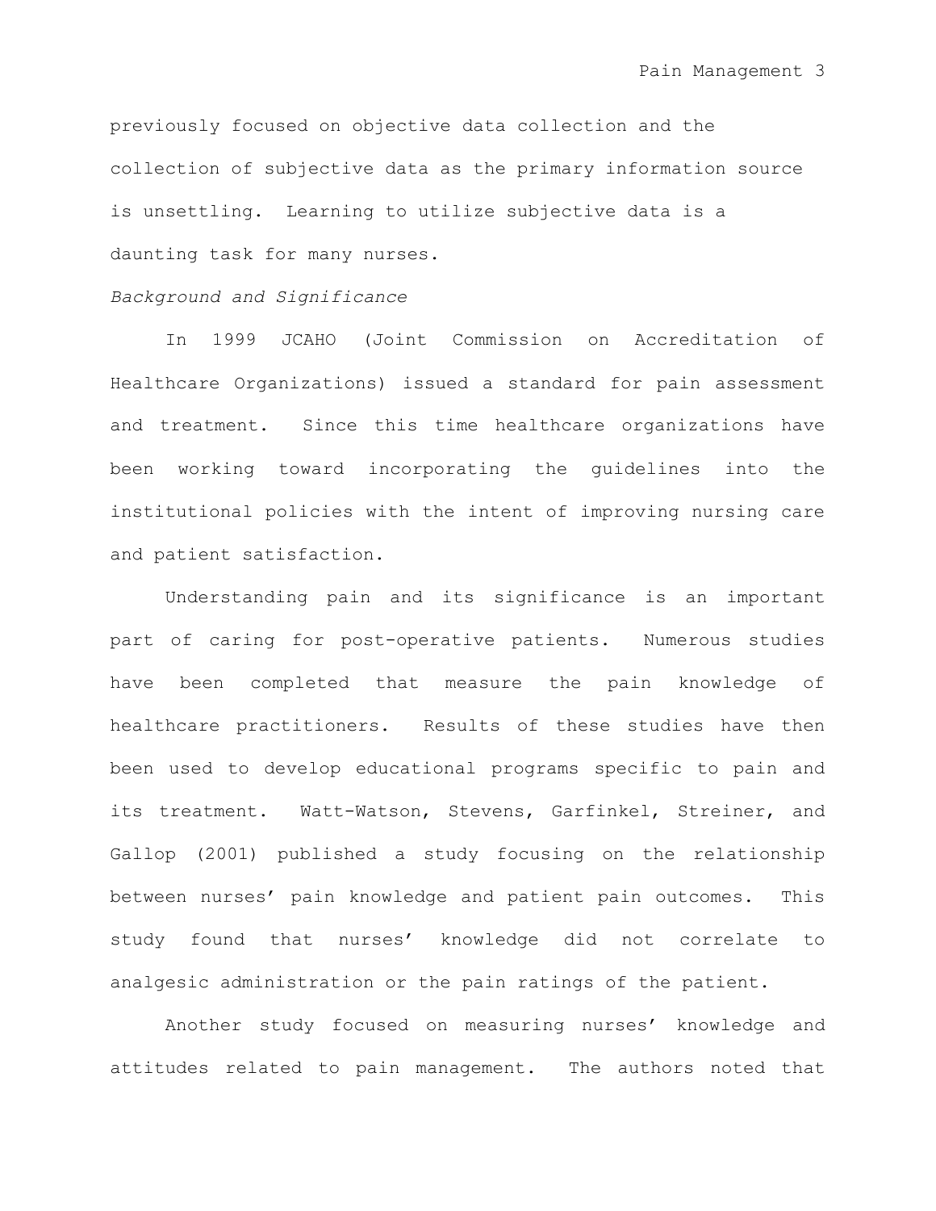previously focused on objective data collection and the collection of subjective data as the primary information source is unsettling. Learning to utilize subjective data is a daunting task for many nurses.

*Background and Significance*

In 1999 JCAHO (Joint Commission on Accreditation of Healthcare Organizations) issued a standard for pain assessment and treatment. Since this time healthcare organizations have been working toward incorporating the guidelines into the institutional policies with the intent of improving nursing care and patient satisfaction.

Understanding pain and its significance is an important part of caring for post-operative patients. Numerous studies have been completed that measure the pain knowledge of healthcare practitioners. Results of these studies have then been used to develop educational programs specific to pain and its treatment. Watt-Watson, Stevens, Garfinkel, Streiner, and Gallop (2001) published a study focusing on the relationship between nurses' pain knowledge and patient pain outcomes. This study found that nurses' knowledge did not correlate to analgesic administration or the pain ratings of the patient.

Another study focused on measuring nurses' knowledge and attitudes related to pain management. The authors noted that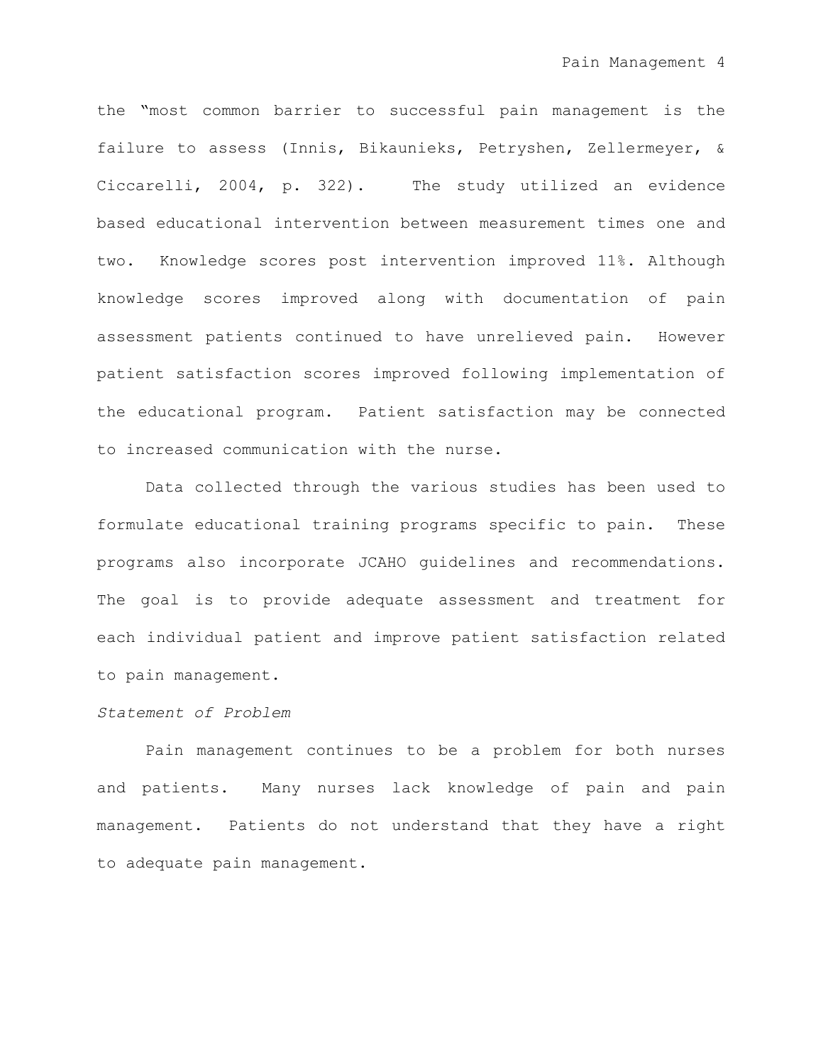the "most common barrier to successful pain management is the failure to assess (Innis, Bikaunieks, Petryshen, Zellermeyer, & Ciccarelli, 2004, p. 322). The study utilized an evidence based educational intervention between measurement times one and two. Knowledge scores post intervention improved 11%. Although knowledge scores improved along with documentation of pain assessment patients continued to have unrelieved pain. However patient satisfaction scores improved following implementation of the educational program. Patient satisfaction may be connected to increased communication with the nurse.

Data collected through the various studies has been used to formulate educational training programs specific to pain. These programs also incorporate JCAHO guidelines and recommendations. The goal is to provide adequate assessment and treatment for each individual patient and improve patient satisfaction related to pain management.

*Statement of Problem*

Pain management continues to be a problem for both nurses and patients. Many nurses lack knowledge of pain and pain management. Patients do not understand that they have a right to adequate pain management.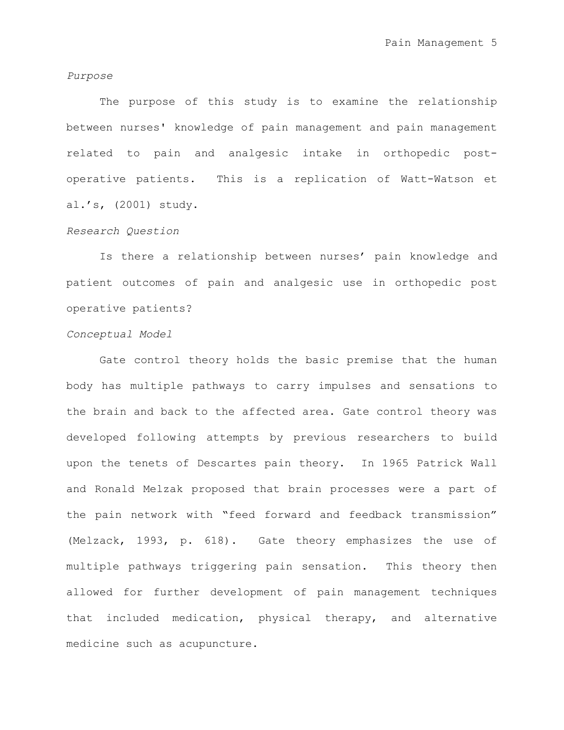*Purpose*

The purpose of this study is to examine the relationship between nurses' knowledge of pain management and pain management related to pain and analgesic intake in orthopedic post-operative patients. This is a replication of Watt-Watson et al.'s, (2001) study.

*Research Question*

Is there a relationship between nurses' pain knowledge and patient outcomes of pain and analgesic use in orthopedic post operative patients?

*Conceptual Model*

Gate control theory holds the basic premise that the human body has multiple pathways to carry impulses and sensations to the brain and back to the affected area. Gate control theory was developed following attempts by previous researchers to build upon the tenets of Descartes pain theory. In 1965 Patrick Wall and Ronald Melzak proposed that brain processes were a part of the pain network with "feed forward and feedback transmission" (Melzack, 1993, p. 618). Gate theory emphasizes the use of multiple pathways triggering pain sensation. This theory then allowed for further development of pain management techniques that included medication, physical therapy, and alternative medicine such as acupuncture.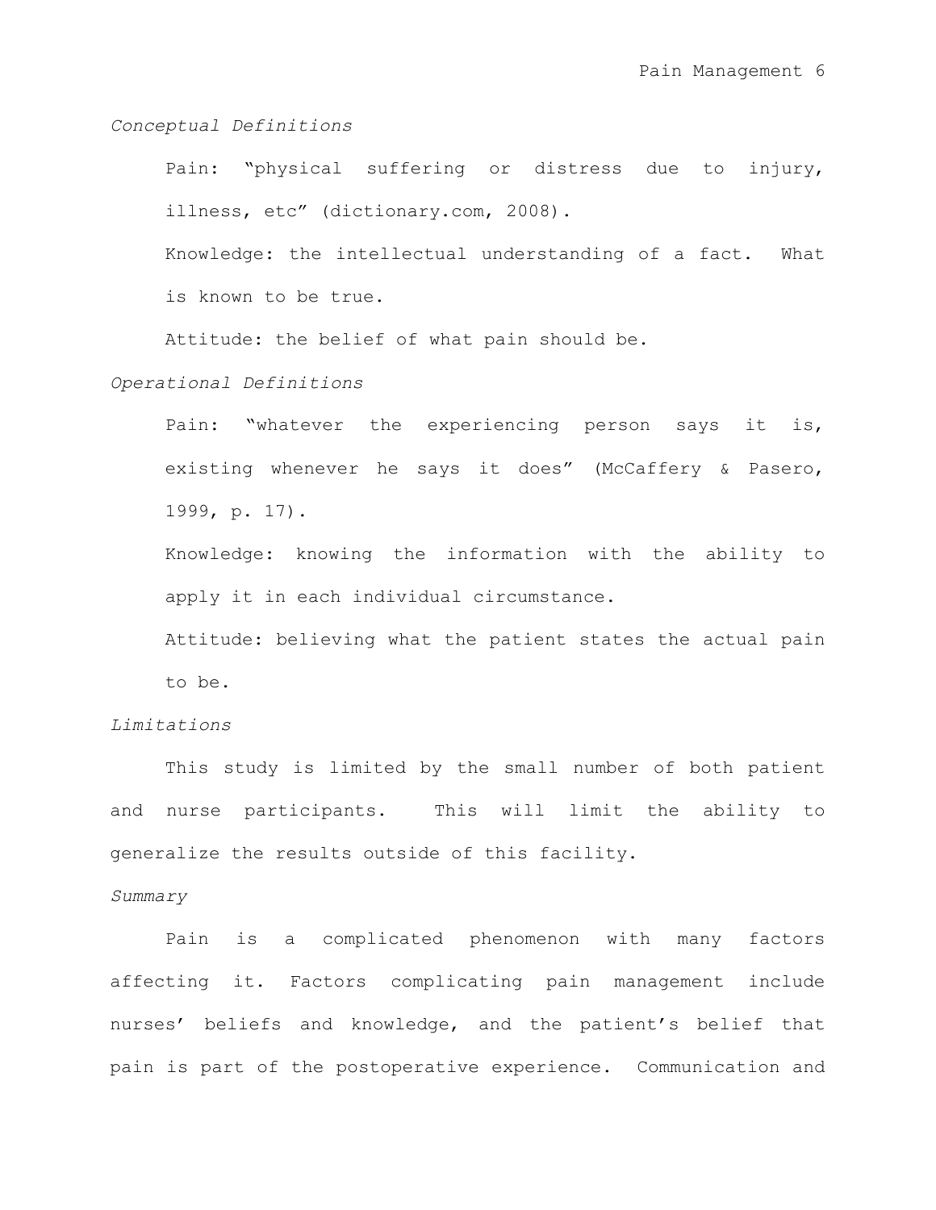*Conceptual Definitions*

Pain: "physical suffering or distress due to injury, illness, etc" (dictionary.com, 2008).

Knowledge: the intellectual understanding of a fact. What is known to be true.

Attitude: the belief of what pain should be.

*Operational Definitions*

Pain: "whatever the experiencing person says it is, existing whenever he says it does" (McCaffery & Pasero, 1999, p. 17).

Knowledge: knowing the information with the ability to apply it in each individual circumstance.

Attitude: believing what the patient states the actual pain to be.

*Limitations*

This study is limited by the small number of both patient and nurse participants. This will limit the ability to generalize the results outside of this facility.

*Summary*

Pain is a complicated phenomenon with many factors affecting it. Factors complicating pain management include nurses' beliefs and knowledge, and the patient's belief that pain is part of the postoperative experience. Communication and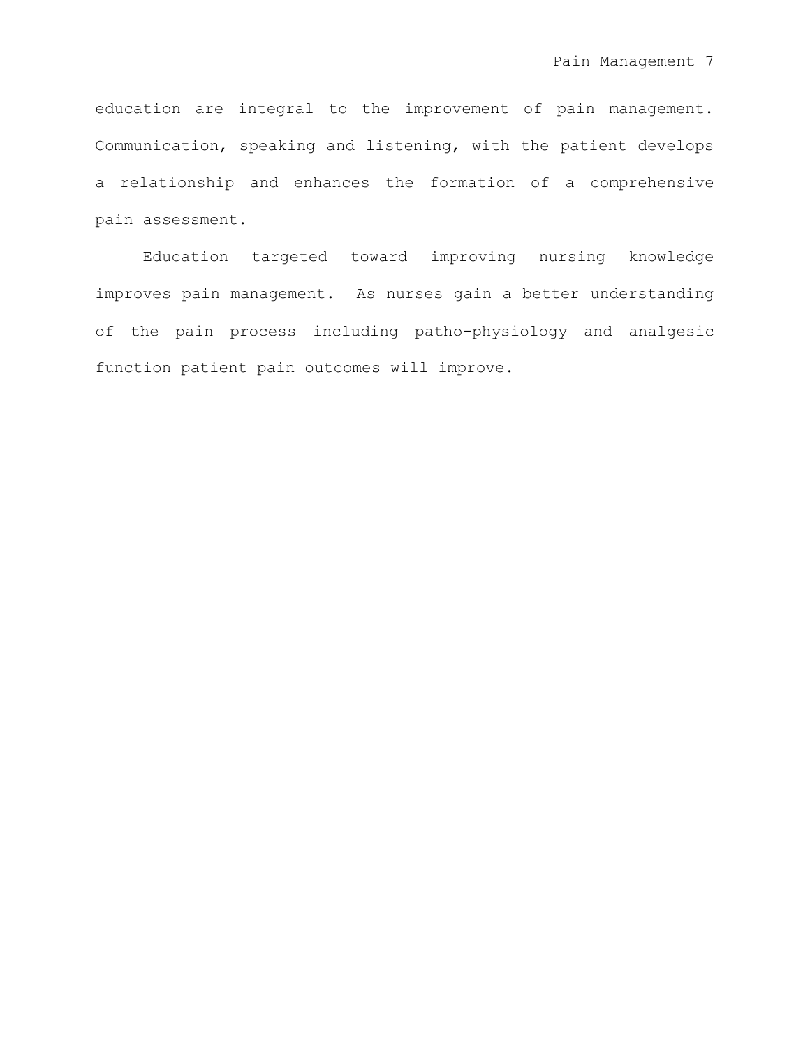education are integral to the improvement of pain management. Communication, speaking and listening, with the patient develops a relationship and enhances the formation of a comprehensive pain assessment.

Education targeted toward improving nursing knowledge improves pain management. As nurses gain a better understanding of the pain process including patho-physiology and analgesic function patient pain outcomes will improve.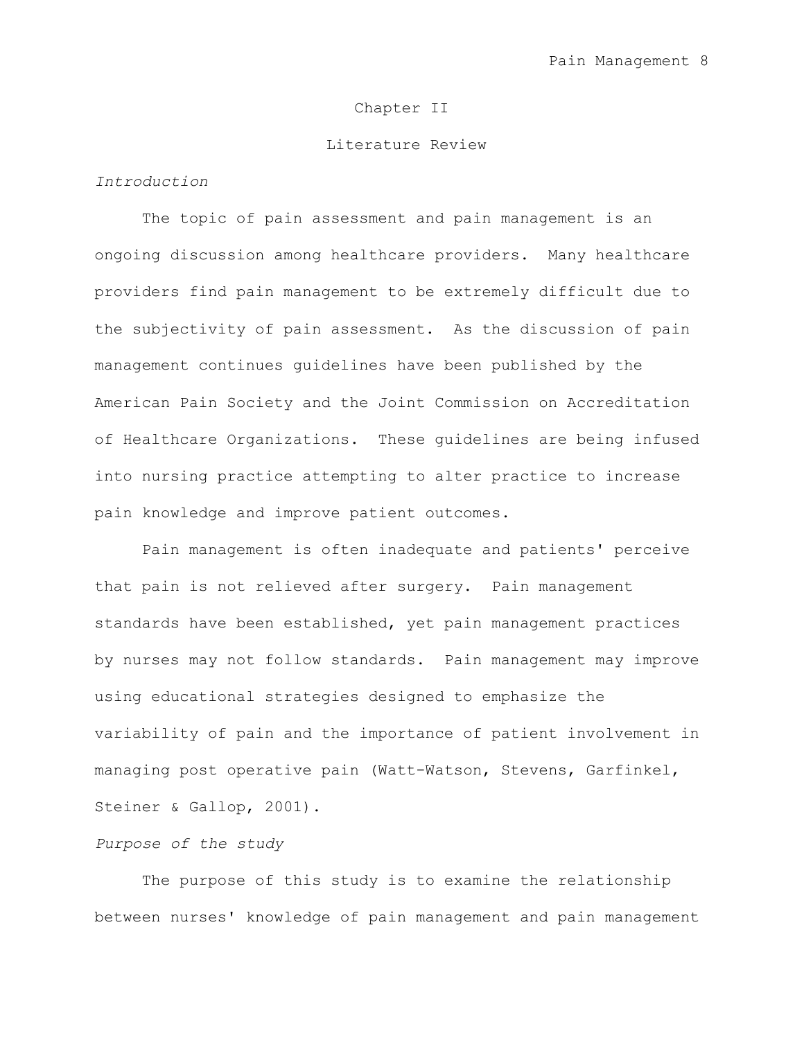## Chapter II

## Literature Review

*Introduction*

The topic of pain assessment and pain management is an ongoing discussion among healthcare providers. Many healthcare providers find pain management to be extremely difficult due to the subjectivity of pain assessment. As the discussion of pain management continues guidelines have been published by the American Pain Society and the Joint Commission on Accreditation of Healthcare Organizations. These guidelines are being infused into nursing practice attempting to alter practice to increase pain knowledge and improve patient outcomes.

Pain management is often inadequate and patients' perceive that pain is not relieved after surgery. Pain management standards have been established, yet pain management practices by nurses may not follow standards. Pain management may improve using educational strategies designed to emphasize the variability of pain and the importance of patient involvement in managing post operative pain (Watt-Watson, Stevens, Garfinkel, Steiner & Gallop, 2001).

*Purpose of the study*

The purpose of this study is to examine the relationship between nurses' knowledge of pain management and pain management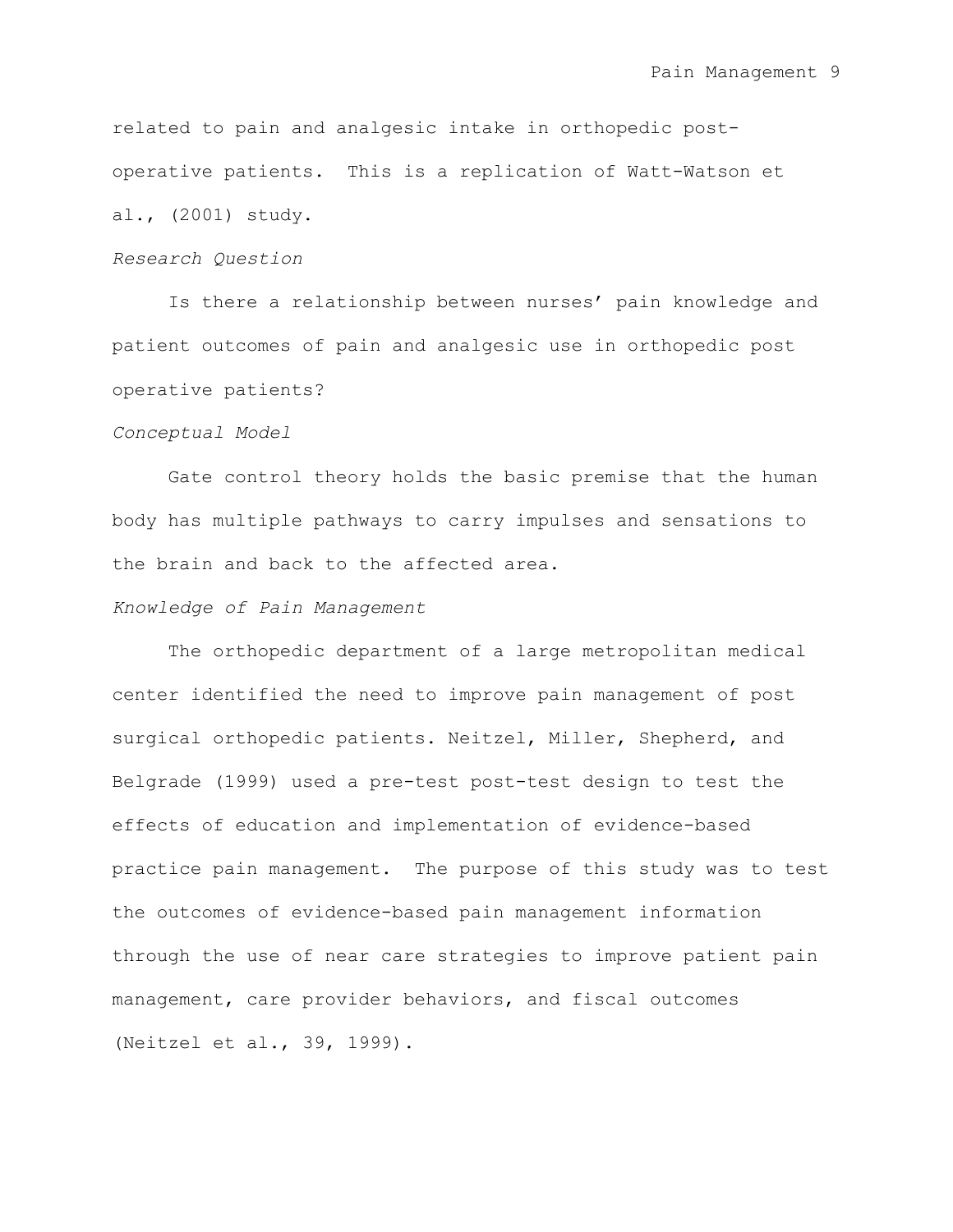related to pain and analgesic intake in orthopedic post-operative patients. This is a replication of Watt-Watson et al., (2001) study.

*Research Question*

Is there a relationship between nurses' pain knowledge and patient outcomes of pain and analgesic use in orthopedic post operative patients?

*Conceptual Model*

Gate control theory holds the basic premise that the human body has multiple pathways to carry impulses and sensations to the brain and back to the affected area.

*Knowledge of Pain Management*

The orthopedic department of a large metropolitan medical center identified the need to improve pain management of post surgical orthopedic patients. Neitzel, Miller, Shepherd, and Belgrade (1999) used a pre-test post-test design to test the effects of education and implementation of evidence-based practice pain management. The purpose of this study was to test the outcomes of evidence-based pain management information through the use of near care strategies to improve patient pain management, care provider behaviors, and fiscal outcomes (Neitzel et al., 39, 1999).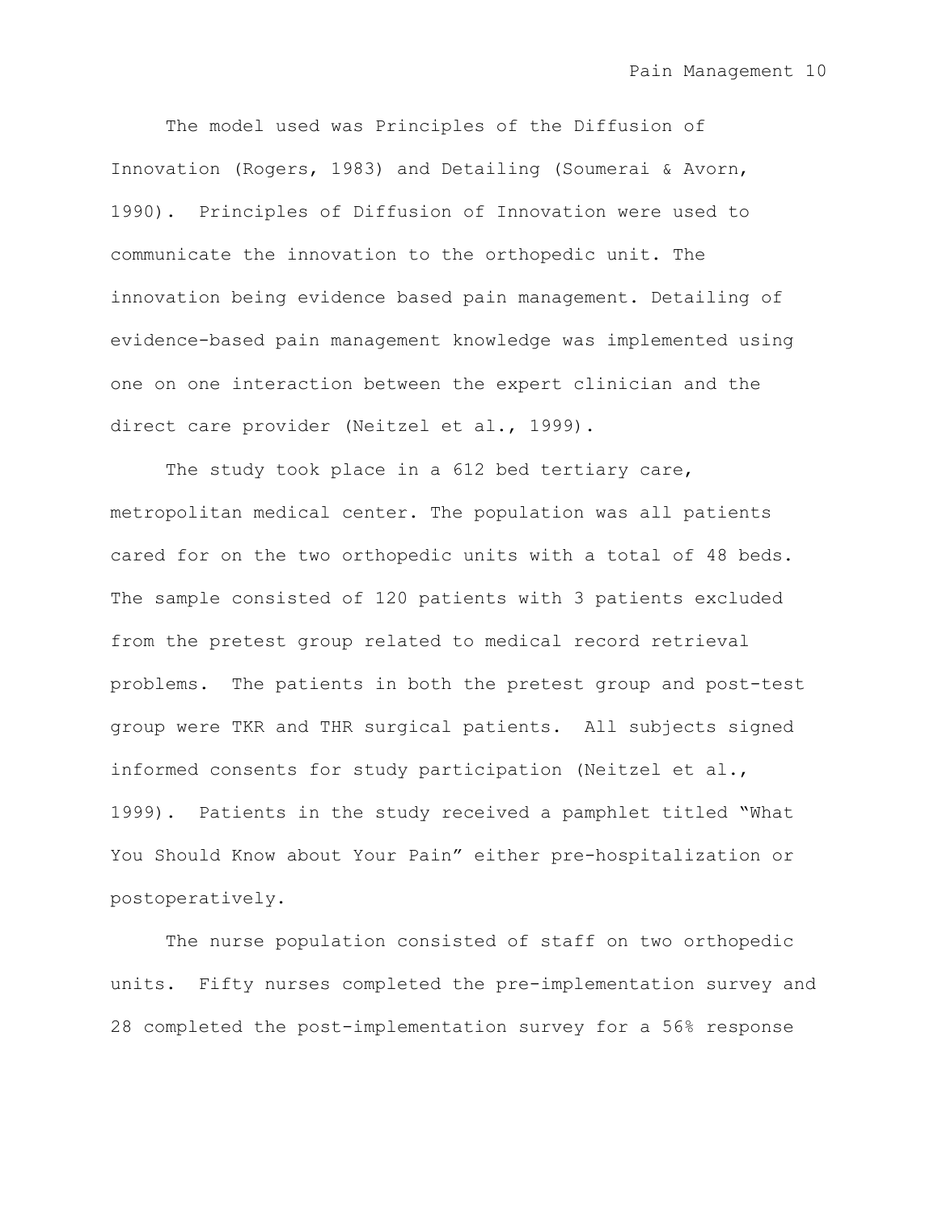The model used was Principles of the Diffusion of Innovation (Rogers, 1983) and Detailing (Soumerai & Avorn, 1990). Principles of Diffusion of Innovation were used to communicate the innovation to the orthopedic unit. The innovation being evidence based pain management. Detailing of evidence-based pain management knowledge was implemented using one on one interaction between the expert clinician and the direct care provider (Neitzel et al., 1999).

The study took place in a 612 bed tertiary care, metropolitan medical center. The population was all patients cared for on the two orthopedic units with a total of 48 beds. The sample consisted of 120 patients with 3 patients excluded from the pretest group related to medical record retrieval problems. The patients in both the pretest group and post-test group were TKR and THR surgical patients. All subjects signed informed consents for study participation (Neitzel et al., 1999). Patients in the study received a pamphlet titled "What You Should Know about Your Pain" either pre-hospitalization or postoperatively.

The nurse population consisted of staff on two orthopedic units. Fifty nurses completed the pre-implementation survey and 28 completed the post-implementation survey for a 56% response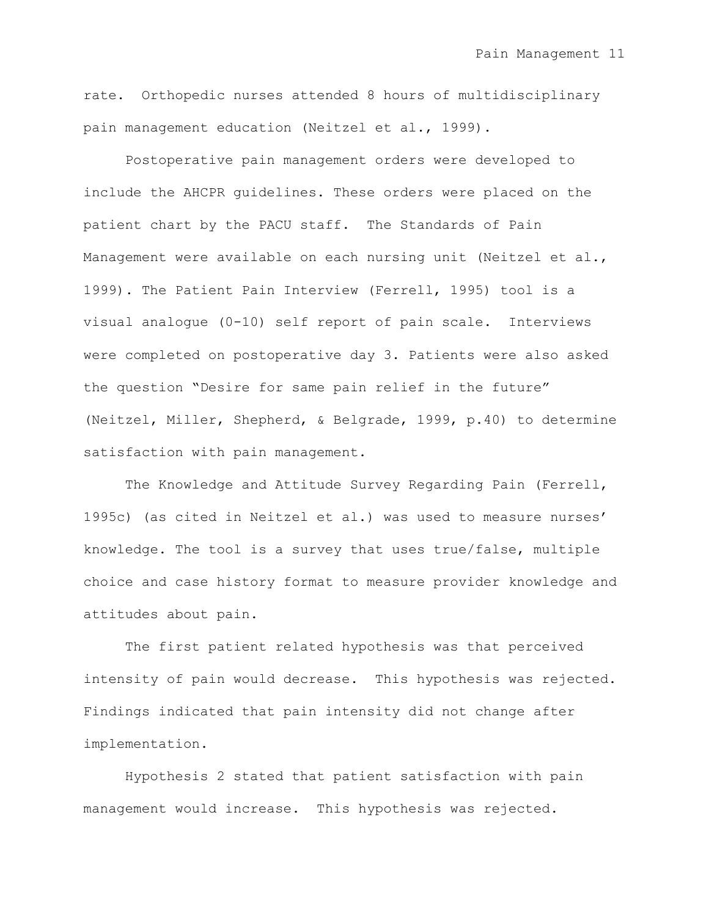rate. Orthopedic nurses attended 8 hours of multidisciplinary pain management education (Neitzel et al., 1999).

Postoperative pain management orders were developed to include the AHCPR guidelines. These orders were placed on the patient chart by the PACU staff. The Standards of Pain Management were available on each nursing unit (Neitzel et al., 1999). The Patient Pain Interview (Ferrell, 1995) tool is a visual analogue (0-10) self report of pain scale. Interviews were completed on postoperative day 3. Patients were also asked the question "Desire for same pain relief in the future" (Neitzel, Miller, Shepherd, & Belgrade, 1999, p.40) to determine satisfaction with pain management.

The Knowledge and Attitude Survey Regarding Pain (Ferrell, 1995c) (as cited in Neitzel et al.) was used to measure nurses' knowledge. The tool is a survey that uses true/false, multiple choice and case history format to measure provider knowledge and attitudes about pain.

The first patient related hypothesis was that perceived intensity of pain would decrease. This hypothesis was rejected. Findings indicated that pain intensity did not change after implementation.

Hypothesis 2 stated that patient satisfaction with pain management would increase. This hypothesis was rejected.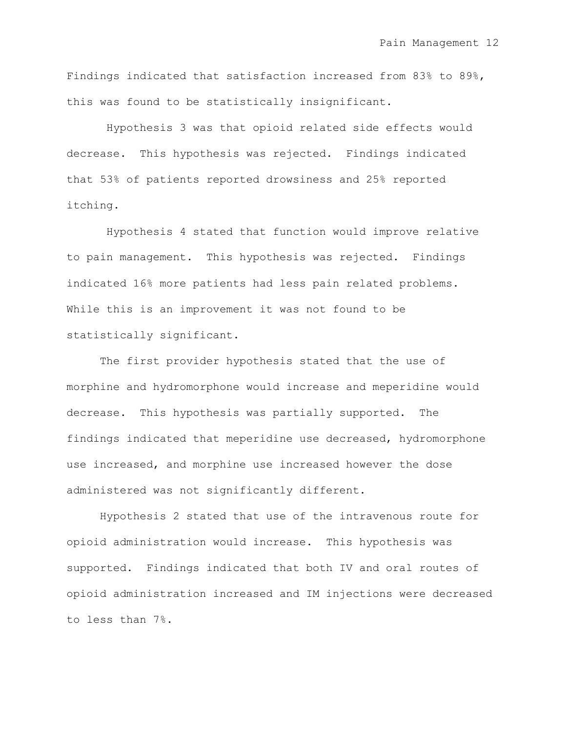Findings indicated that satisfaction increased from 83% to 89%, this was found to be statistically insignificant.

Hypothesis 3 was that opioid related side effects would decrease. This hypothesis was rejected. Findings indicated that 53% of patients reported drowsiness and 25% reported itching.

Hypothesis 4 stated that function would improve relative to pain management. This hypothesis was rejected. Findings indicated 16% more patients had less pain related problems. While this is an improvement it was not found to be statistically significant.

The first provider hypothesis stated that the use of morphine and hydromorphone would increase and meperidine would decrease. This hypothesis was partially supported. The findings indicated that meperidine use decreased, hydromorphone use increased, and morphine use increased however the dose administered was not significantly different.

Hypothesis 2 stated that use of the intravenous route for opioid administration would increase. This hypothesis was supported. Findings indicated that both IV and oral routes of opioid administration increased and IM injections were decreased to less than 7%.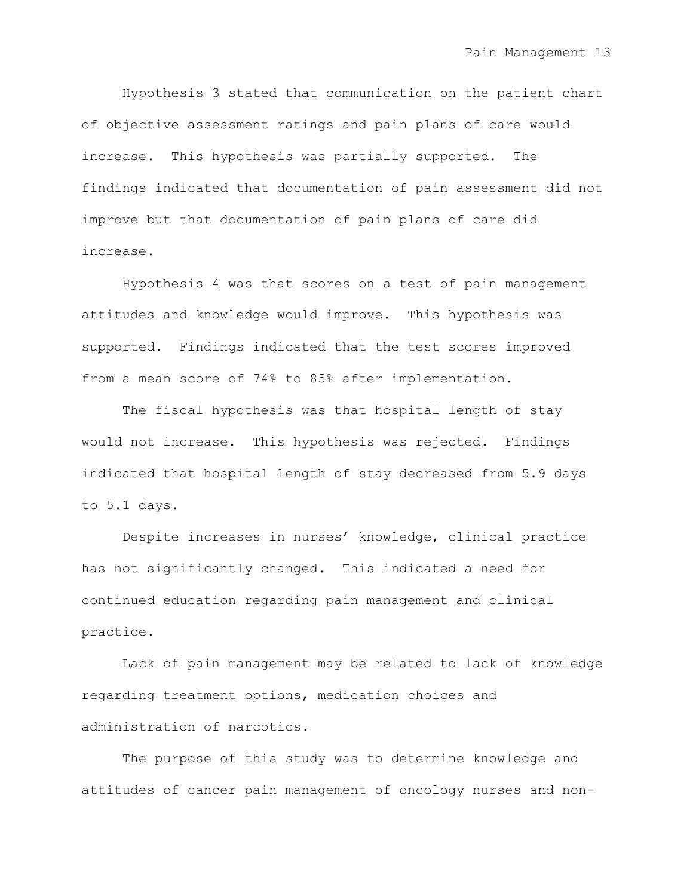Hypothesis 3 stated that communication on the patient chart of objective assessment ratings and pain plans of care would increase. This hypothesis was partially supported. The findings indicated that documentation of pain assessment did not improve but that documentation of pain plans of care did increase.

Hypothesis 4 was that scores on a test of pain management attitudes and knowledge would improve. This hypothesis was supported. Findings indicated that the test scores improved from a mean score of 74% to 85% after implementation.

The fiscal hypothesis was that hospital length of stay would not increase. This hypothesis was rejected. Findings indicated that hospital length of stay decreased from 5.9 days to 5.1 days.

Despite increases in nurses' knowledge, clinical practice has not significantly changed. This indicated a need for continued education regarding pain management and clinical practice.

Lack of pain management may be related to lack of knowledge regarding treatment options, medication choices and administration of narcotics.

The purpose of this study was to determine knowledge and attitudes of cancer pain management of oncology nurses and non-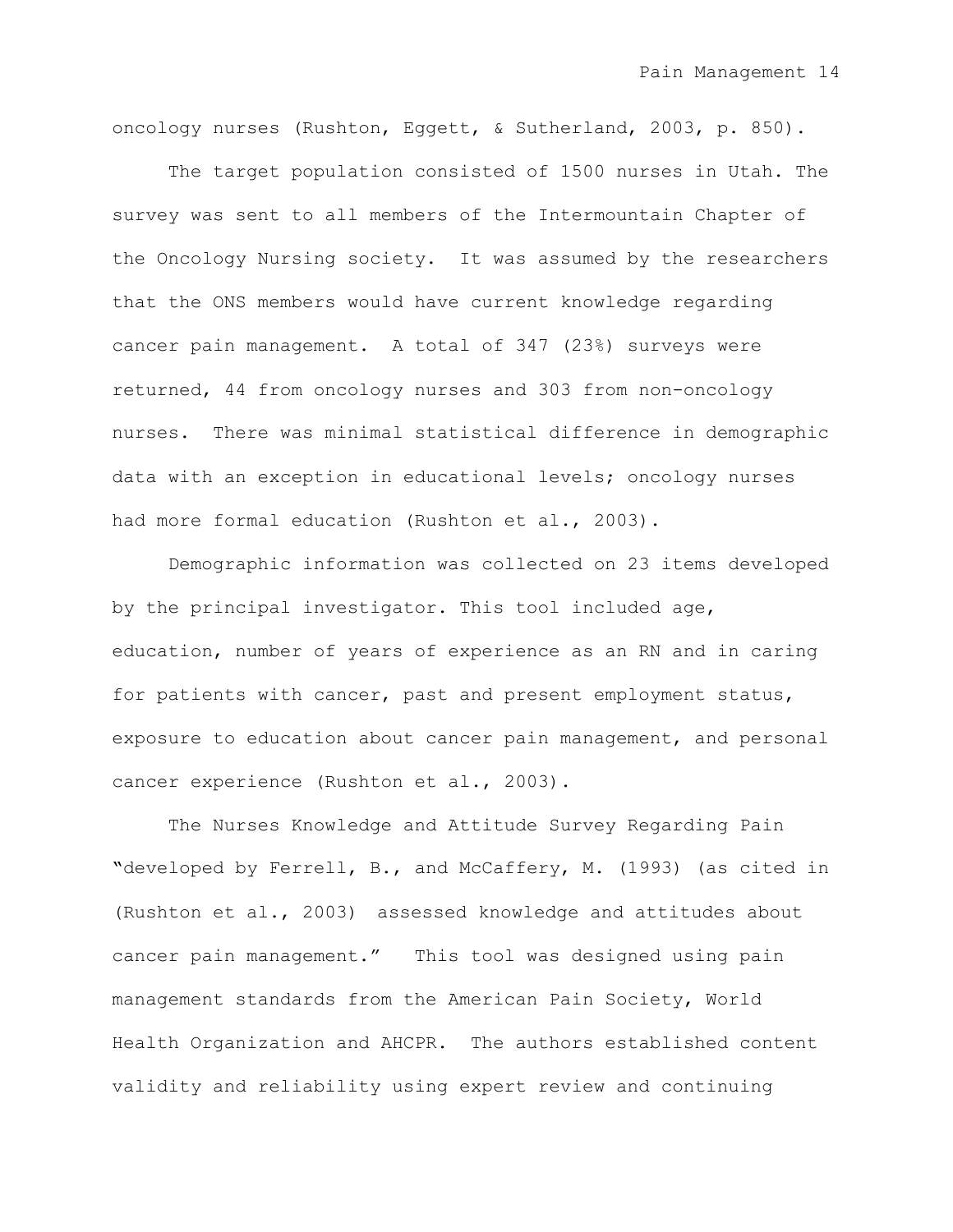oncology nurses (Rushton, Eggett, & Sutherland, 2003, p. 850).

The target population consisted of 1500 nurses in Utah. The survey was sent to all members of the Intermountain Chapter of the Oncology Nursing society. It was assumed by the researchers that the ONS members would have current knowledge regarding cancer pain management. A total of 347 (23%) surveys were returned, 44 from oncology nurses and 303 from non-oncology nurses. There was minimal statistical difference in demographic data with an exception in educational levels; oncology nurses had more formal education (Rushton et al., 2003).

Demographic information was collected on 23 items developed by the principal investigator. This tool included age, education, number of years of experience as an RN and in caring for patients with cancer, past and present employment status, exposure to education about cancer pain management, and personal cancer experience (Rushton et al., 2003).

The Nurses Knowledge and Attitude Survey Regarding Pain "developed by Ferrell, B., and McCaffery, M. (1993) (as cited in (Rushton et al., 2003) assessed knowledge and attitudes about cancer pain management." This tool was designed using pain management standards from the American Pain Society, World Health Organization and AHCPR. The authors established content validity and reliability using expert review and continuing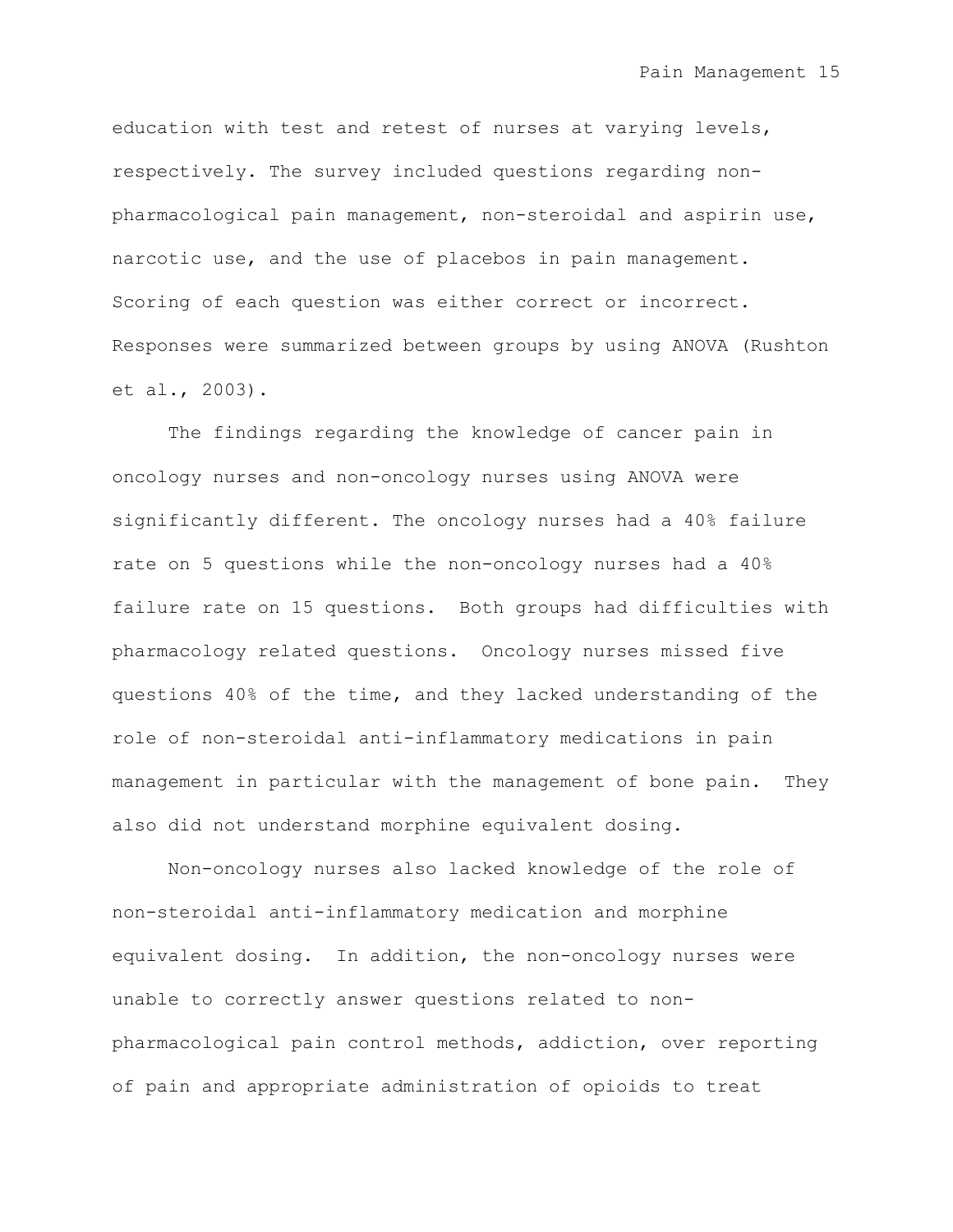education with test and retest of nurses at varying levels, respectively. The survey included questions regarding non-pharmacological pain management, non-steroidal and aspirin use, narcotic use, and the use of placebos in pain management. Scoring of each question was either correct or incorrect. Responses were summarized between groups by using ANOVA (Rushton et al., 2003).

The findings regarding the knowledge of cancer pain in oncology nurses and non-oncology nurses using ANOVA were significantly different. The oncology nurses had a 40% failure rate on 5 questions while the non-oncology nurses had a 40% failure rate on 15 questions. Both groups had difficulties with pharmacology related questions. Oncology nurses missed five questions 40% of the time, and they lacked understanding of the role of non-steroidal anti-inflammatory medications in pain management in particular with the management of bone pain. They also did not understand morphine equivalent dosing.

Non-oncology nurses also lacked knowledge of the role of non-steroidal anti-inflammatory medication and morphine equivalent dosing. In addition, the non-oncology nurses were unable to correctly answer questions related to non-pharmacological pain control methods, addiction, over reporting of pain and appropriate administration of opioids to treat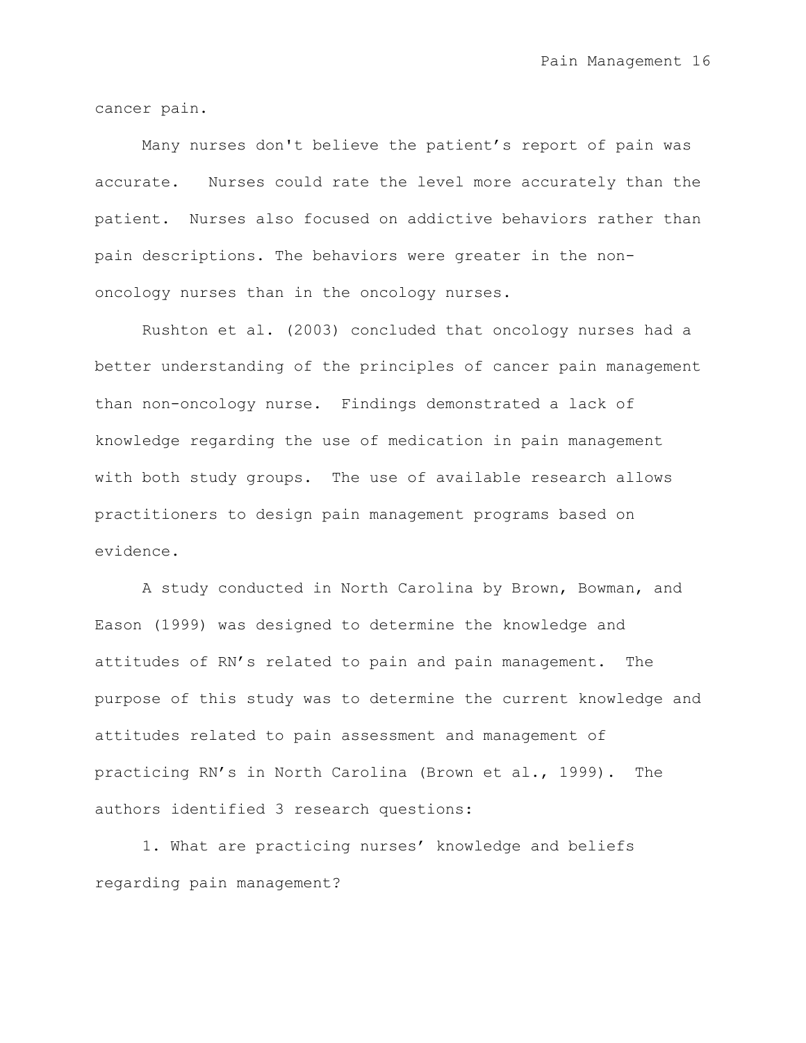cancer pain.

Many nurses don't believe the patient’s report of pain was accurate. Nurses could rate the level more accurately than the patient. Nurses also focused on addictive behaviors rather than pain descriptions. The behaviors were greater in the non-oncology nurses than in the oncology nurses.

Rushton et al. (2003) concluded that oncology nurses had a better understanding of the principles of cancer pain management than non-oncology nurse. Findings demonstrated a lack of knowledge regarding the use of medication in pain management with both study groups. The use of available research allows practitioners to design pain management programs based on evidence.

A study conducted in North Carolina by Brown, Bowman, and Eason (1999) was designed to determine the knowledge and attitudes of RN’s related to pain and pain management. The purpose of this study was to determine the current knowledge and attitudes related to pain assessment and management of practicing RN’s in North Carolina (Brown et al., 1999). The authors identified 3 research questions:

1. What are practicing nurses’ knowledge and beliefs regarding pain management?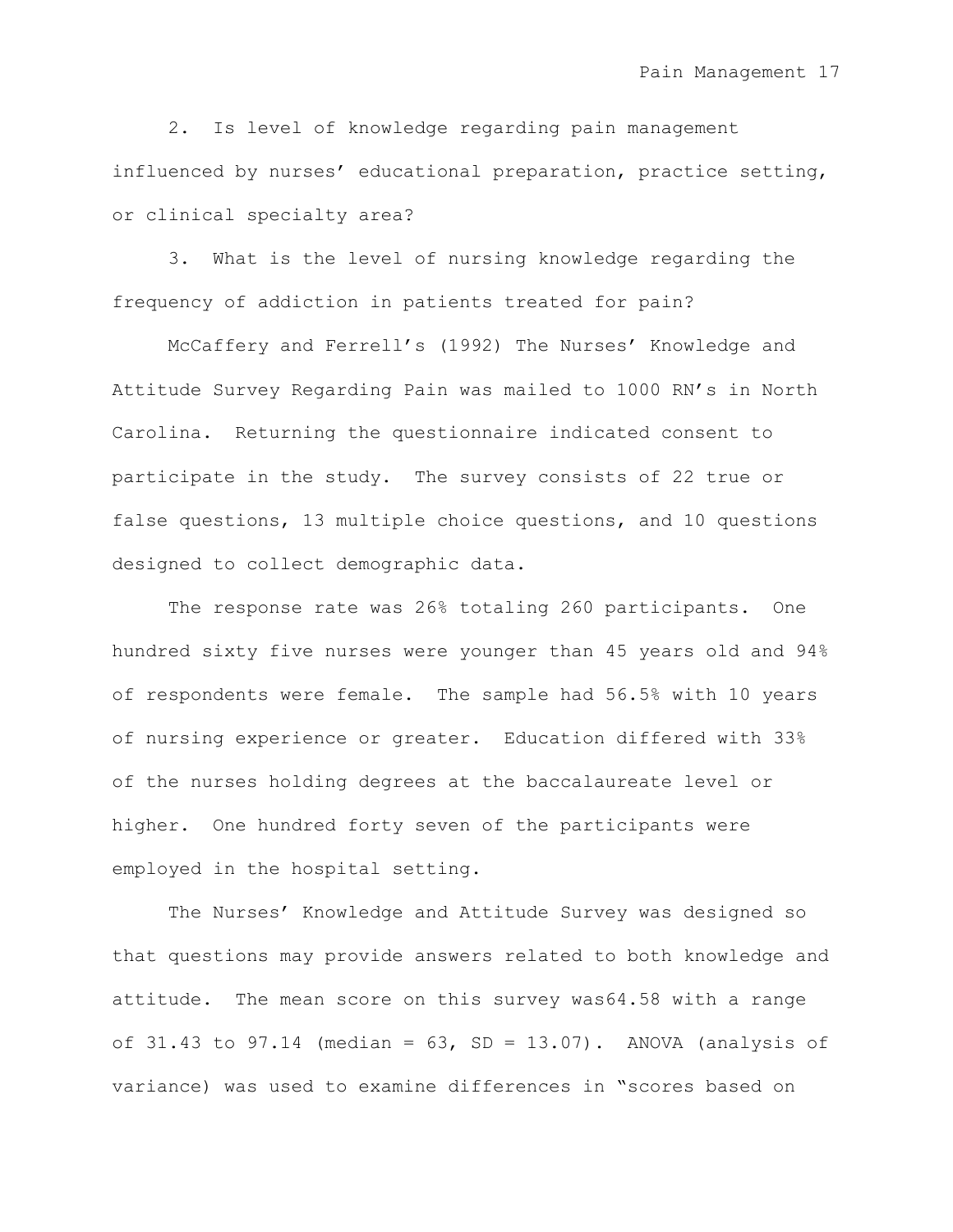2. Is level of knowledge regarding pain management influenced by nurses' educational preparation, practice setting, or clinical specialty area?

3. What is the level of nursing knowledge regarding the frequency of addiction in patients treated for pain?

McCaffery and Ferrell's (1992) The Nurses' Knowledge and Attitude Survey Regarding Pain was mailed to 1000 RN's in North Carolina. Returning the questionnaire indicated consent to participate in the study. The survey consists of 22 true or false questions, 13 multiple choice questions, and 10 questions designed to collect demographic data.

The response rate was 26% totaling 260 participants. One hundred sixty five nurses were younger than 45 years old and 94% of respondents were female. The sample had 56.5% with 10 years of nursing experience or greater. Education differed with 33% of the nurses holding degrees at the baccalaureate level or higher. One hundred forty seven of the participants were employed in the hospital setting.

The Nurses' Knowledge and Attitude Survey was designed so that questions may provide answers related to both knowledge and attitude. The mean score on this survey was64.58 with a range of 31.43 to 97.14 (median = 63, SD = 13.07). ANOVA (analysis of variance) was used to examine differences in "scores based on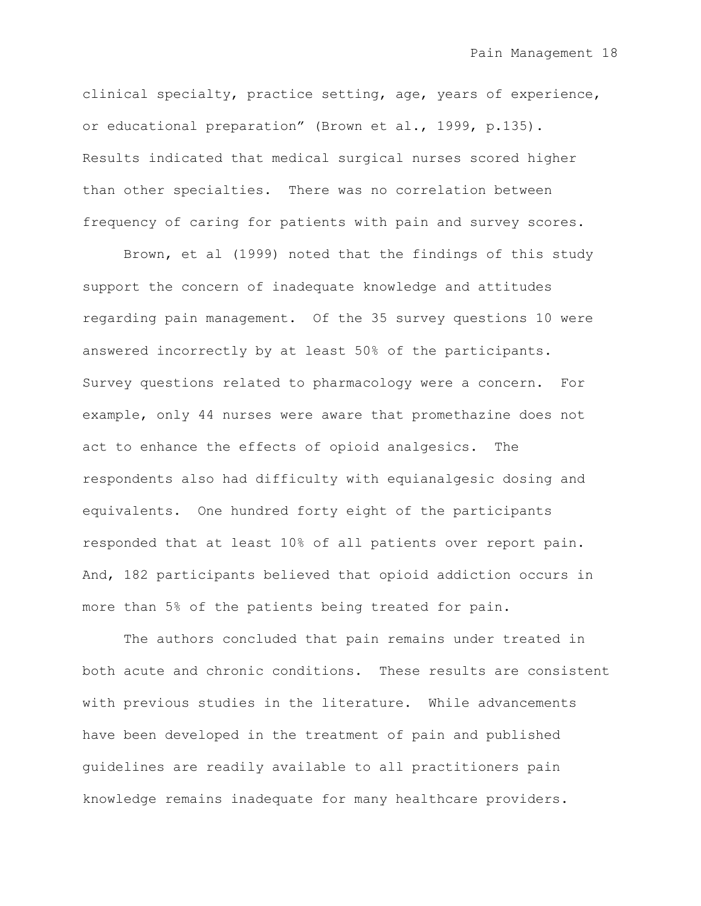clinical specialty, practice setting, age, years of experience, or educational preparation” (Brown et al., 1999, p.135). Results indicated that medical surgical nurses scored higher than other specialties. There was no correlation between frequency of caring for patients with pain and survey scores.

Brown, et al (1999) noted that the findings of this study support the concern of inadequate knowledge and attitudes regarding pain management. Of the 35 survey questions 10 were answered incorrectly by at least 50% of the participants. Survey questions related to pharmacology were a concern. For example, only 44 nurses were aware that promethazine does not act to enhance the effects of opioid analgesics. The respondents also had difficulty with equianalgesic dosing and equivalents. One hundred forty eight of the participants responded that at least 10% of all patients over report pain. And, 182 participants believed that opioid addiction occurs in more than 5% of the patients being treated for pain.

The authors concluded that pain remains under treated in both acute and chronic conditions. These results are consistent with previous studies in the literature. While advancements have been developed in the treatment of pain and published guidelines are readily available to all practitioners pain knowledge remains inadequate for many healthcare providers.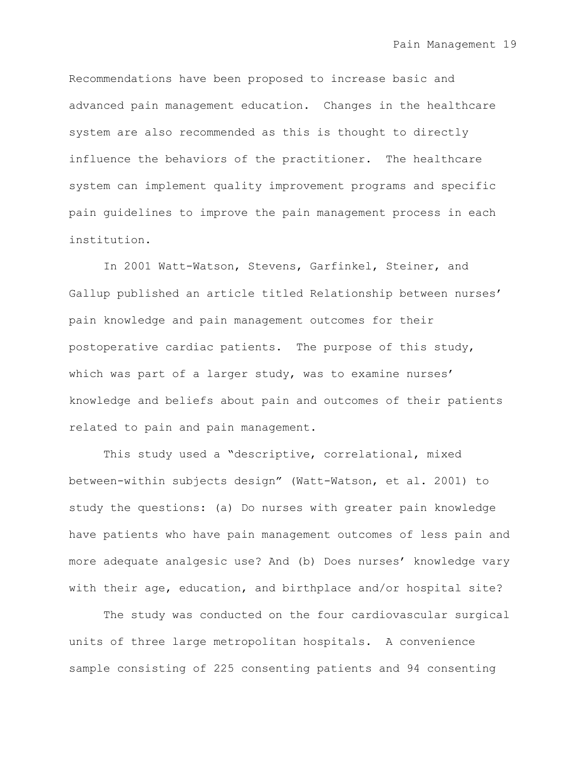Recommendations have been proposed to increase basic and advanced pain management education. Changes in the healthcare system are also recommended as this is thought to directly influence the behaviors of the practitioner. The healthcare system can implement quality improvement programs and specific pain guidelines to improve the pain management process in each institution.

In 2001 Watt-Watson, Stevens, Garfinkel, Steiner, and Gallup published an article titled Relationship between nurses' pain knowledge and pain management outcomes for their postoperative cardiac patients. The purpose of this study, which was part of a larger study, was to examine nurses' knowledge and beliefs about pain and outcomes of their patients related to pain and pain management.

This study used a "descriptive, correlational, mixed between-within subjects design" (Watt-Watson, et al. 2001) to study the questions: (a) Do nurses with greater pain knowledge have patients who have pain management outcomes of less pain and more adequate analgesic use? And (b) Does nurses' knowledge vary with their age, education, and birthplace and/or hospital site?

The study was conducted on the four cardiovascular surgical units of three large metropolitan hospitals. A convenience sample consisting of 225 consenting patients and 94 consenting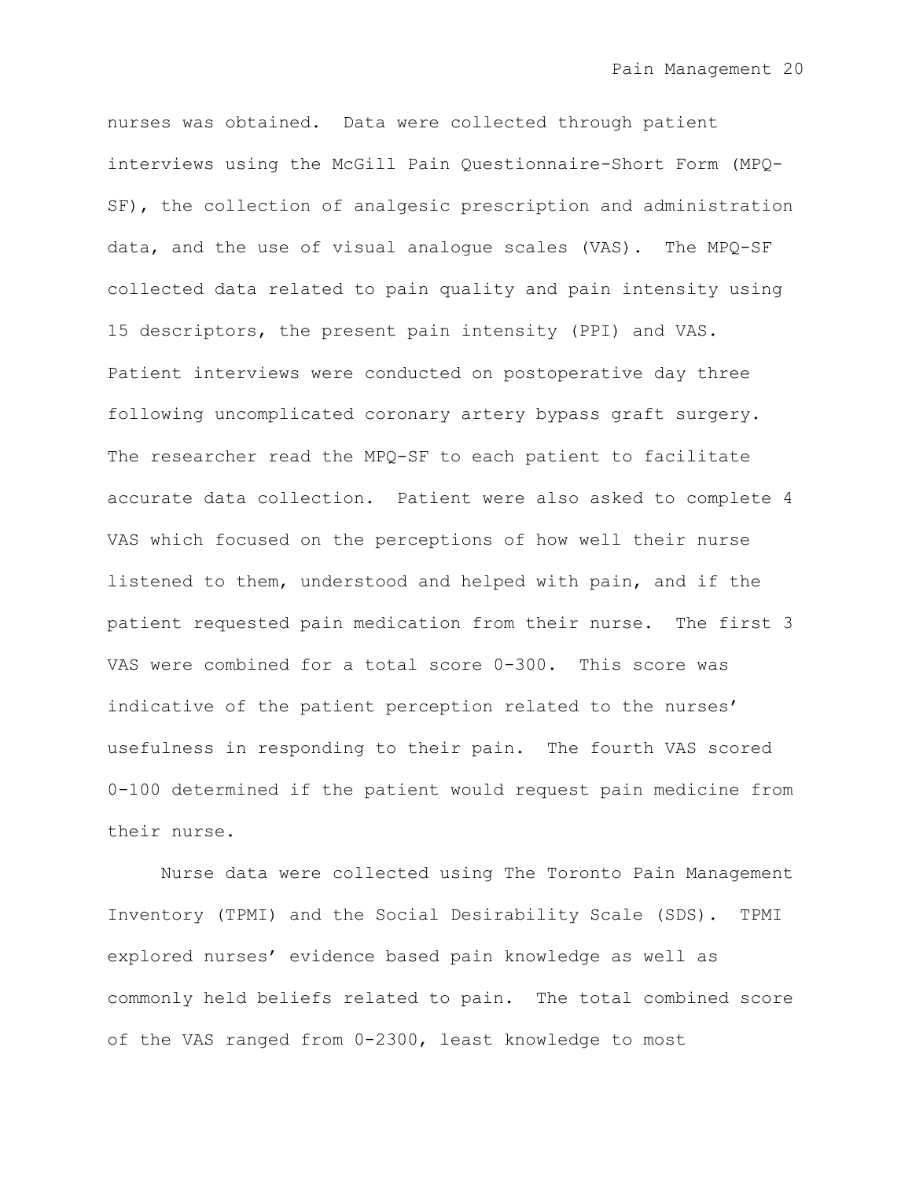nurses was obtained. Data were collected through patient interviews using the McGill Pain Questionnaire-Short Form (MPQ-SF), the collection of analgesic prescription and administration data, and the use of visual analogue scales (VAS). The MPQ-SF collected data related to pain quality and pain intensity using 15 descriptors, the present pain intensity (PPI) and VAS. Patient interviews were conducted on postoperative day three following uncomplicated coronary artery bypass graft surgery. The researcher read the MPQ-SF to each patient to facilitate accurate data collection. Patient were also asked to complete 4 VAS which focused on the perceptions of how well their nurse listened to them, understood and helped with pain, and if the patient requested pain medication from their nurse. The first 3 VAS were combined for a total score 0-300. This score was indicative of the patient perception related to the nurses' usefulness in responding to their pain. The fourth VAS scored 0-100 determined if the patient would request pain medicine from their nurse.

Nurse data were collected using The Toronto Pain Management Inventory (TPMI) and the Social Desirability Scale (SDS). TPMI explored nurses' evidence based pain knowledge as well as commonly held beliefs related to pain. The total combined score of the VAS ranged from 0-2300, least knowledge to most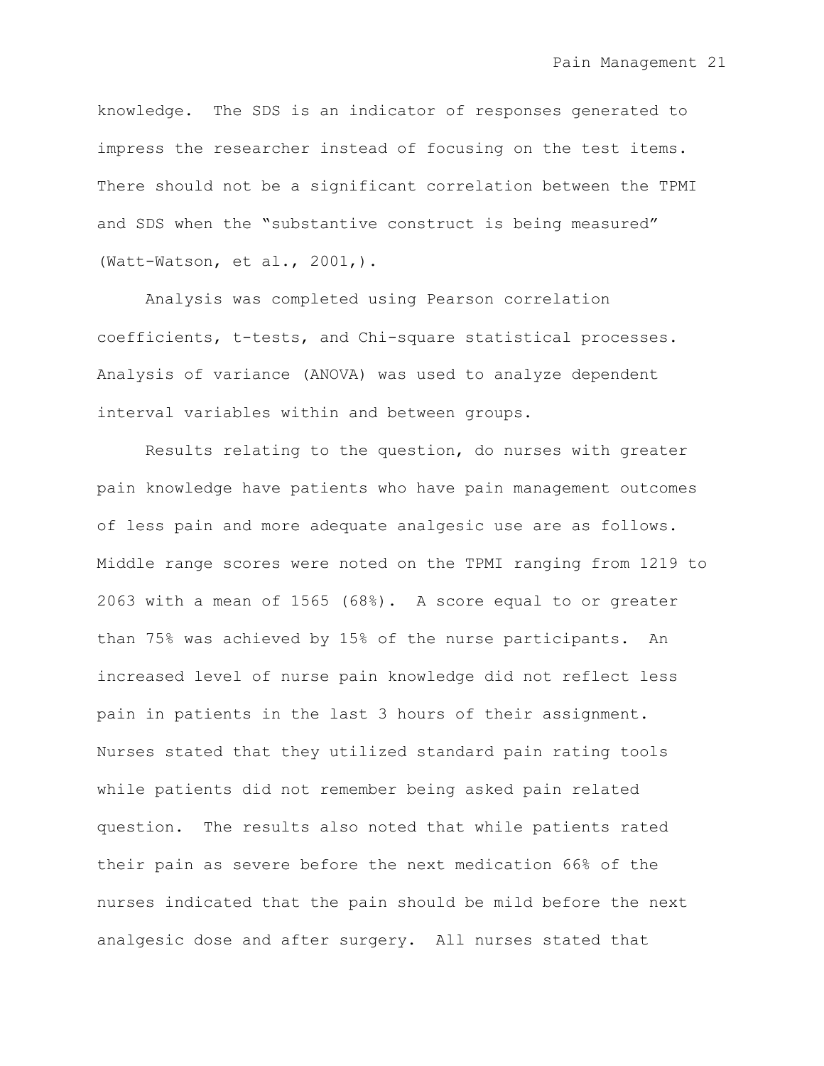knowledge. The SDS is an indicator of responses generated to impress the researcher instead of focusing on the test items. There should not be a significant correlation between the TPMI and SDS when the "substantive construct is being measured" (Watt-Watson, et al., 2001,).

Analysis was completed using Pearson correlation coefficients, t-tests, and Chi-square statistical processes. Analysis of variance (ANOVA) was used to analyze dependent interval variables within and between groups.

Results relating to the question, do nurses with greater pain knowledge have patients who have pain management outcomes of less pain and more adequate analgesic use are as follows. Middle range scores were noted on the TPMI ranging from 1219 to 2063 with a mean of 1565 (68%). A score equal to or greater than 75% was achieved by 15% of the nurse participants. An increased level of nurse pain knowledge did not reflect less pain in patients in the last 3 hours of their assignment. Nurses stated that they utilized standard pain rating tools while patients did not remember being asked pain related question. The results also noted that while patients rated their pain as severe before the next medication 66% of the nurses indicated that the pain should be mild before the next analgesic dose and after surgery. All nurses stated that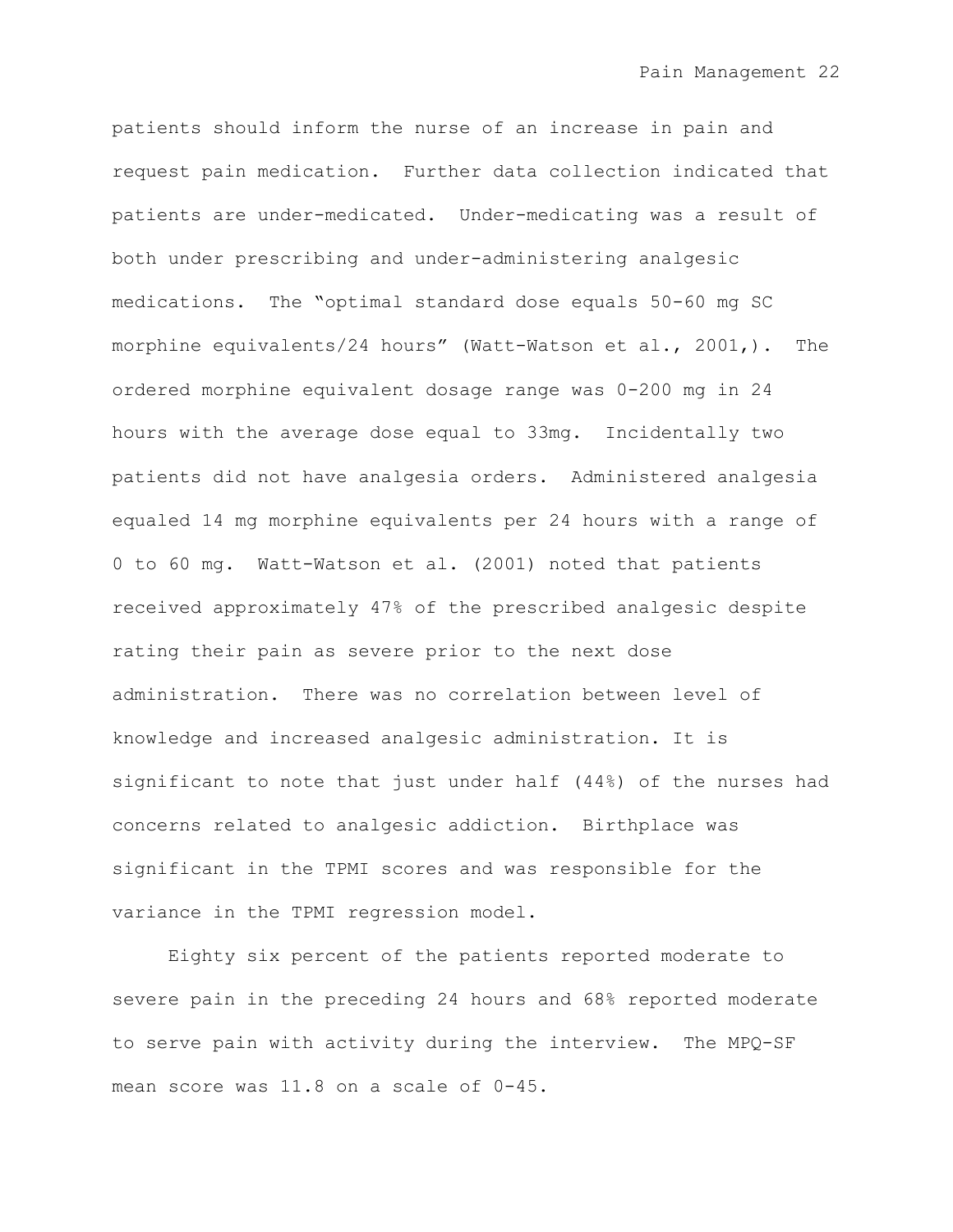patients should inform the nurse of an increase in pain and request pain medication. Further data collection indicated that patients are under-medicated. Under-medicating was a result of both under prescribing and under-administering analgesic medications. The "optimal standard dose equals 50-60 mg SC morphine equivalents/24 hours" (Watt-Watson et al., 2001,). The ordered morphine equivalent dosage range was 0-200 mg in 24 hours with the average dose equal to 33mg. Incidentally two patients did not have analgesia orders. Administered analgesia equaled 14 mg morphine equivalents per 24 hours with a range of 0 to 60 mg. Watt-Watson et al. (2001) noted that patients received approximately 47% of the prescribed analgesic despite rating their pain as severe prior to the next dose administration. There was no correlation between level of knowledge and increased analgesic administration. It is significant to note that just under half (44%) of the nurses had concerns related to analgesic addiction. Birthplace was significant in the TPMI scores and was responsible for the variance in the TPMI regression model.

Eighty six percent of the patients reported moderate to severe pain in the preceding 24 hours and 68% reported moderate to serve pain with activity during the interview. The MPQ-SF mean score was 11.8 on a scale of 0-45.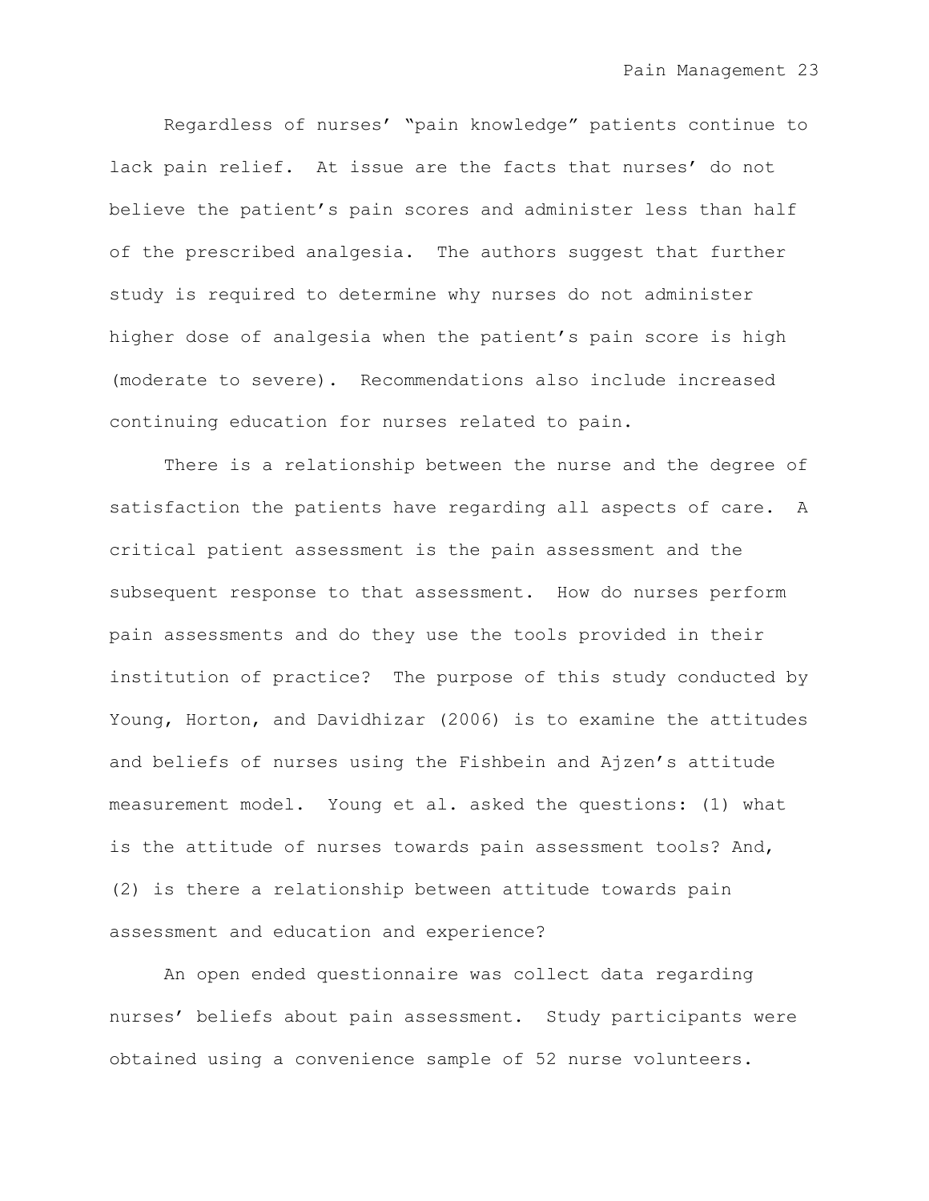Regardless of nurses' "pain knowledge" patients continue to lack pain relief. At issue are the facts that nurses' do not believe the patient's pain scores and administer less than half of the prescribed analgesia. The authors suggest that further study is required to determine why nurses do not administer higher dose of analgesia when the patient's pain score is high (moderate to severe). Recommendations also include increased continuing education for nurses related to pain.

There is a relationship between the nurse and the degree of satisfaction the patients have regarding all aspects of care. A critical patient assessment is the pain assessment and the subsequent response to that assessment. How do nurses perform pain assessments and do they use the tools provided in their institution of practice? The purpose of this study conducted by Young, Horton, and Davidhizar (2006) is to examine the attitudes and beliefs of nurses using the Fishbein and Ajzen's attitude measurement model. Young et al. asked the questions: (1) what is the attitude of nurses towards pain assessment tools? And, (2) is there a relationship between attitude towards pain assessment and education and experience?

An open ended questionnaire was collect data regarding nurses' beliefs about pain assessment. Study participants were obtained using a convenience sample of 52 nurse volunteers.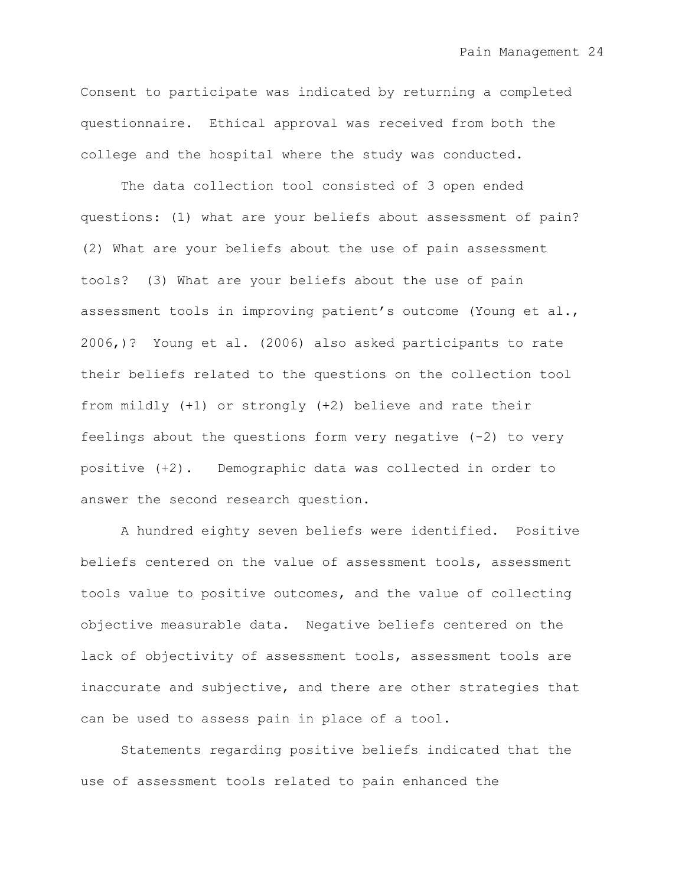Consent to participate was indicated by returning a completed questionnaire. Ethical approval was received from both the college and the hospital where the study was conducted.

The data collection tool consisted of 3 open ended questions: (1) what are your beliefs about assessment of pain? (2) What are your beliefs about the use of pain assessment tools? (3) What are your beliefs about the use of pain assessment tools in improving patient's outcome (Young et al., 2006,)? Young et al. (2006) also asked participants to rate their beliefs related to the questions on the collection tool from mildly (+1) or strongly (+2) believe and rate their feelings about the questions form very negative (-2) to very positive (+2). Demographic data was collected in order to answer the second research question.

A hundred eighty seven beliefs were identified. Positive beliefs centered on the value of assessment tools, assessment tools value to positive outcomes, and the value of collecting objective measurable data. Negative beliefs centered on the lack of objectivity of assessment tools, assessment tools are inaccurate and subjective, and there are other strategies that can be used to assess pain in place of a tool.

Statements regarding positive beliefs indicated that the use of assessment tools related to pain enhanced the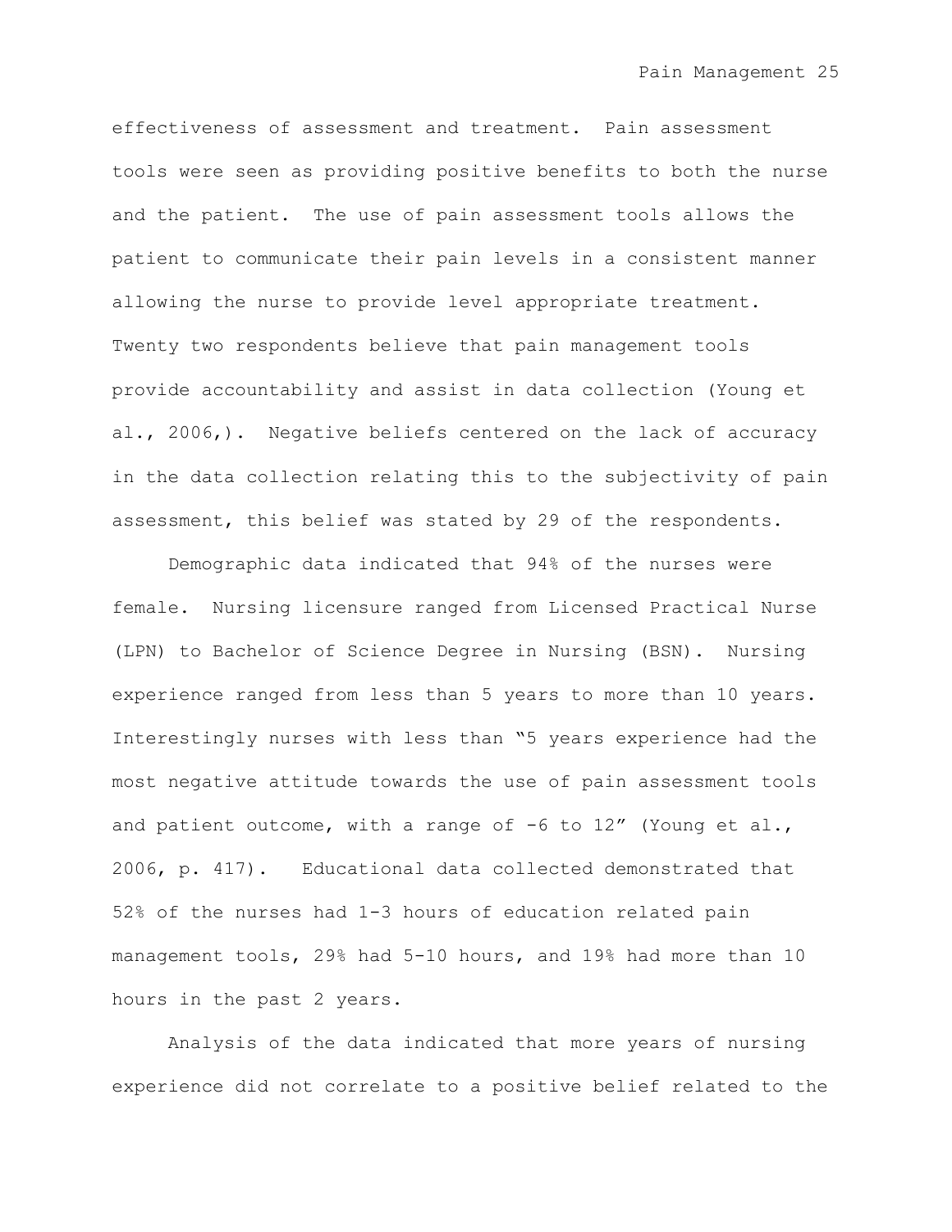effectiveness of assessment and treatment. Pain assessment tools were seen as providing positive benefits to both the nurse and the patient. The use of pain assessment tools allows the patient to communicate their pain levels in a consistent manner allowing the nurse to provide level appropriate treatment. Twenty two respondents believe that pain management tools provide accountability and assist in data collection (Young et al., 2006,). Negative beliefs centered on the lack of accuracy in the data collection relating this to the subjectivity of pain assessment, this belief was stated by 29 of the respondents.

Demographic data indicated that 94% of the nurses were female. Nursing licensure ranged from Licensed Practical Nurse (LPN) to Bachelor of Science Degree in Nursing (BSN). Nursing experience ranged from less than 5 years to more than 10 years. Interestingly nurses with less than "5 years experience had the most negative attitude towards the use of pain assessment tools and patient outcome, with a range of -6 to 12" (Young et al., 2006, p. 417). Educational data collected demonstrated that 52% of the nurses had 1-3 hours of education related pain management tools, 29% had 5-10 hours, and 19% had more than 10 hours in the past 2 years.

Analysis of the data indicated that more years of nursing experience did not correlate to a positive belief related to the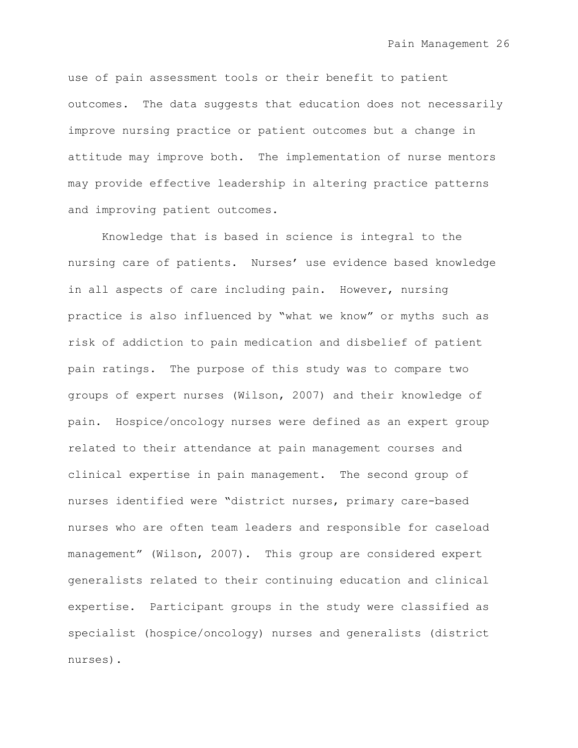use of pain assessment tools or their benefit to patient outcomes. The data suggests that education does not necessarily improve nursing practice or patient outcomes but a change in attitude may improve both. The implementation of nurse mentors may provide effective leadership in altering practice patterns and improving patient outcomes.

Knowledge that is based in science is integral to the nursing care of patients. Nurses' use evidence based knowledge in all aspects of care including pain. However, nursing practice is also influenced by "what we know" or myths such as risk of addiction to pain medication and disbelief of patient pain ratings. The purpose of this study was to compare two groups of expert nurses (Wilson, 2007) and their knowledge of pain. Hospice/oncology nurses were defined as an expert group related to their attendance at pain management courses and clinical expertise in pain management. The second group of nurses identified were "district nurses, primary care-based nurses who are often team leaders and responsible for caseload management" (Wilson, 2007). This group are considered expert generalists related to their continuing education and clinical expertise. Participant groups in the study were classified as specialist (hospice/oncology) nurses and generalists (district nurses).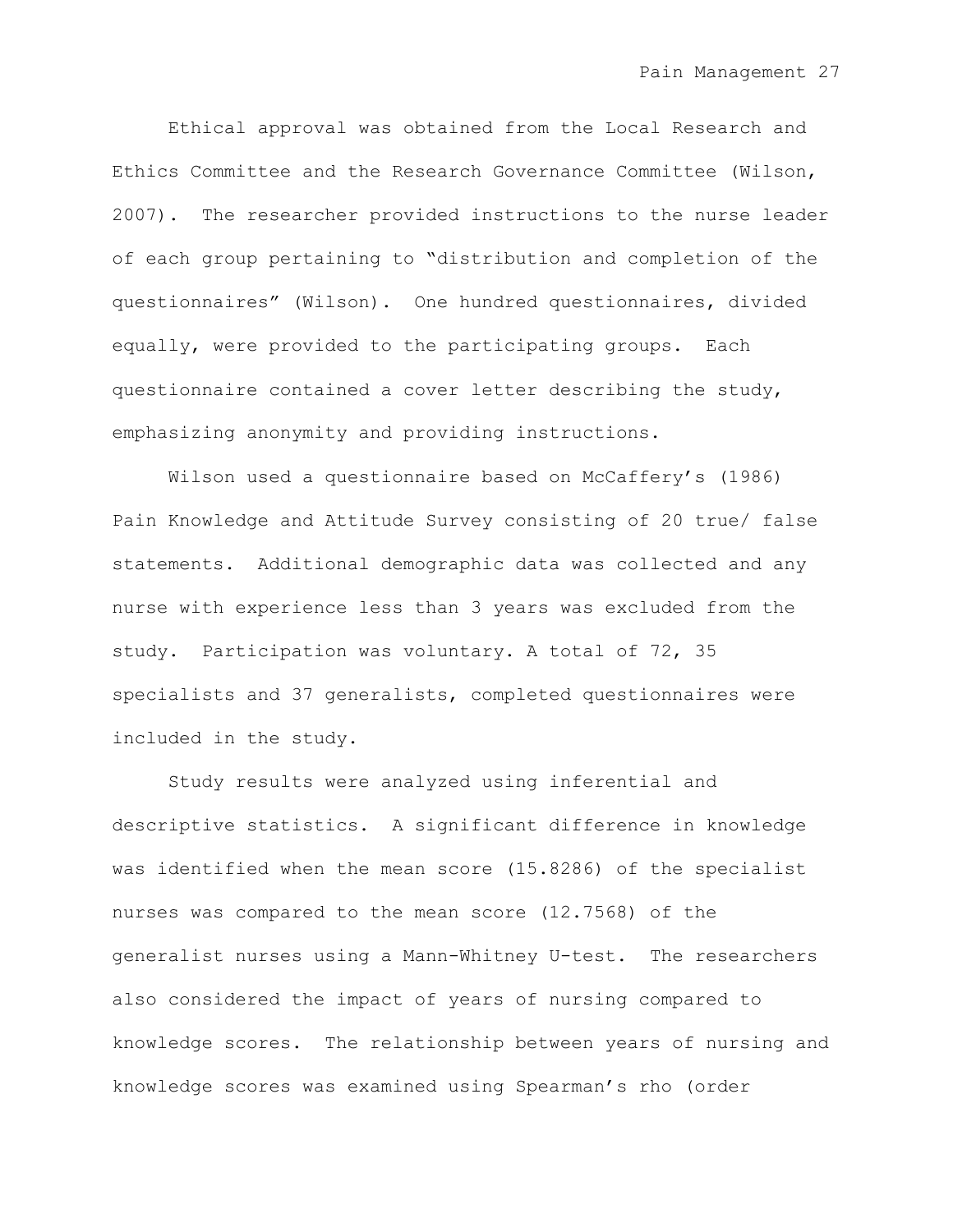Ethical approval was obtained from the Local Research and Ethics Committee and the Research Governance Committee (Wilson, 2007). The researcher provided instructions to the nurse leader of each group pertaining to "distribution and completion of the questionnaires" (Wilson). One hundred questionnaires, divided equally, were provided to the participating groups. Each questionnaire contained a cover letter describing the study, emphasizing anonymity and providing instructions.

Wilson used a questionnaire based on McCaffery's (1986) Pain Knowledge and Attitude Survey consisting of 20 true/ false statements. Additional demographic data was collected and any nurse with experience less than 3 years was excluded from the study. Participation was voluntary. A total of 72, 35 specialists and 37 generalists, completed questionnaires were included in the study.

Study results were analyzed using inferential and descriptive statistics. A significant difference in knowledge was identified when the mean score (15.8286) of the specialist nurses was compared to the mean score (12.7568) of the generalist nurses using a Mann-Whitney U-test. The researchers also considered the impact of years of nursing compared to knowledge scores. The relationship between years of nursing and knowledge scores was examined using Spearman's rho (order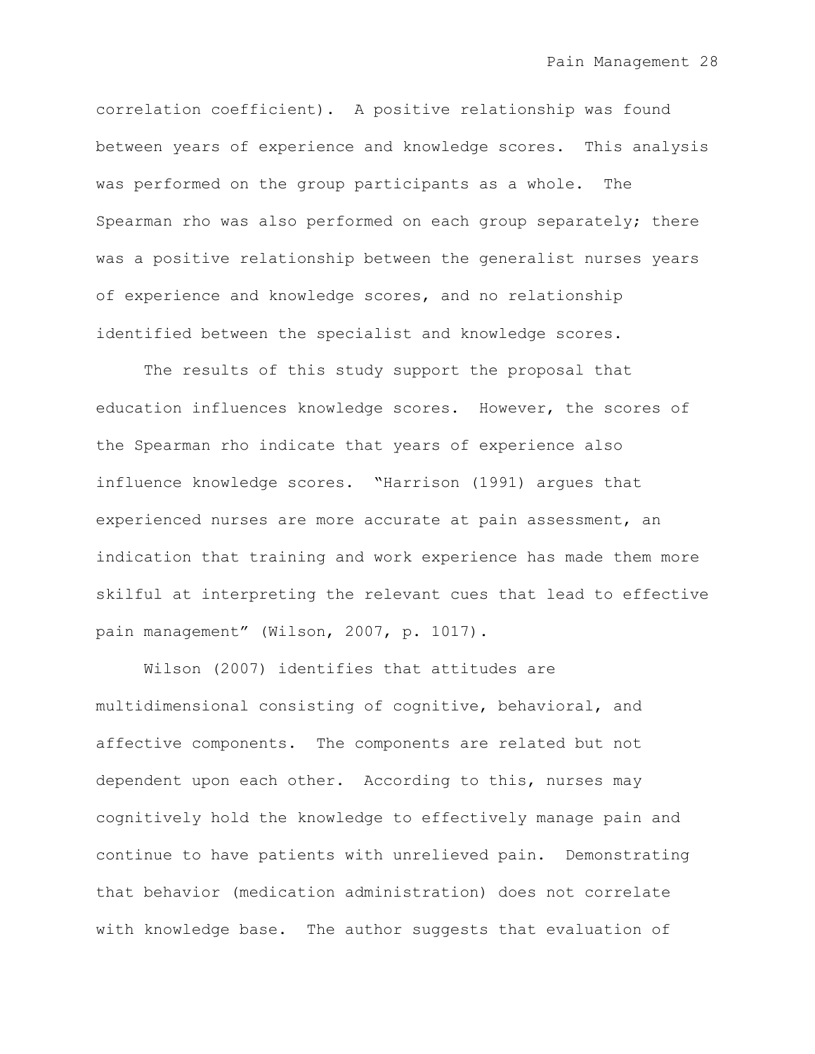correlation coefficient). A positive relationship was found between years of experience and knowledge scores. This analysis was performed on the group participants as a whole. The Spearman rho was also performed on each group separately; there was a positive relationship between the generalist nurses years of experience and knowledge scores, and no relationship identified between the specialist and knowledge scores.

The results of this study support the proposal that education influences knowledge scores. However, the scores of the Spearman rho indicate that years of experience also influence knowledge scores. "Harrison (1991) argues that experienced nurses are more accurate at pain assessment, an indication that training and work experience has made them more skilful at interpreting the relevant cues that lead to effective pain management" (Wilson, 2007, p. 1017).

Wilson (2007) identifies that attitudes are multidimensional consisting of cognitive, behavioral, and affective components. The components are related but not dependent upon each other. According to this, nurses may cognitively hold the knowledge to effectively manage pain and continue to have patients with unrelieved pain. Demonstrating that behavior (medication administration) does not correlate with knowledge base. The author suggests that evaluation of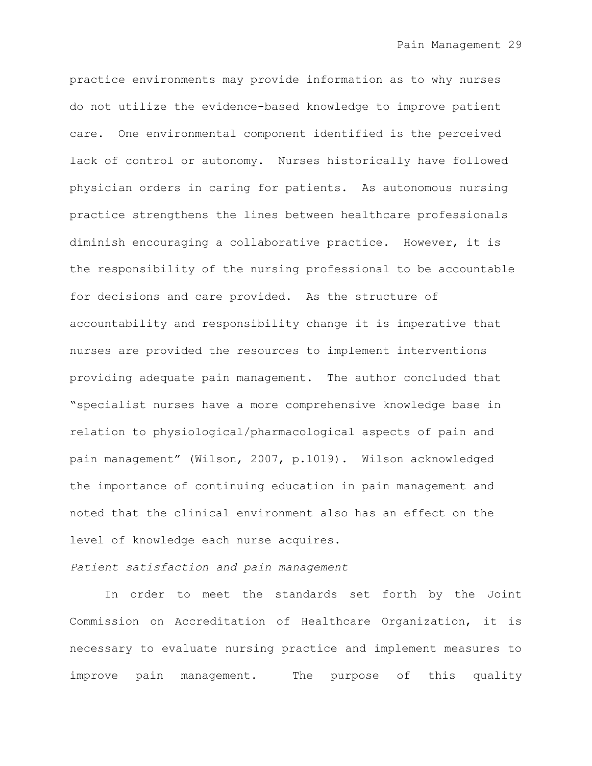practice environments may provide information as to why nurses do not utilize the evidence-based knowledge to improve patient care. One environmental component identified is the perceived lack of control or autonomy. Nurses historically have followed physician orders in caring for patients. As autonomous nursing practice strengthens the lines between healthcare professionals diminish encouraging a collaborative practice. However, it is the responsibility of the nursing professional to be accountable for decisions and care provided. As the structure of accountability and responsibility change it is imperative that nurses are provided the resources to implement interventions providing adequate pain management. The author concluded that "specialist nurses have a more comprehensive knowledge base in relation to physiological/pharmacological aspects of pain and pain management" (Wilson, 2007, p.1019). Wilson acknowledged the importance of continuing education in pain management and noted that the clinical environment also has an effect on the level of knowledge each nurse acquires.

*Patient satisfaction and pain management*

In order to meet the standards set forth by the Joint Commission on Accreditation of Healthcare Organization, it is necessary to evaluate nursing practice and implement measures to improve pain management. The purpose of this quality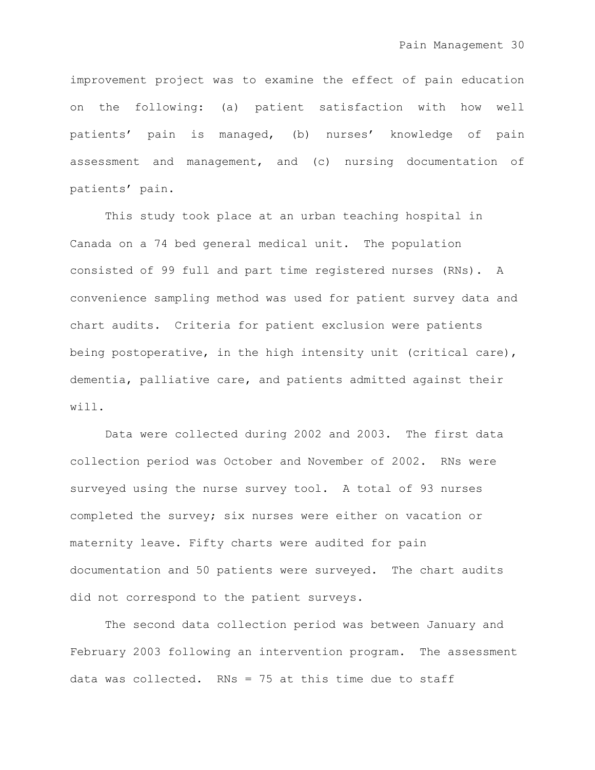improvement project was to examine the effect of pain education on the following: (a) patient satisfaction with how well patients' pain is managed, (b) nurses' knowledge of pain assessment and management, and (c) nursing documentation of patients' pain.

This study took place at an urban teaching hospital in Canada on a 74 bed general medical unit. The population consisted of 99 full and part time registered nurses (RNs). A convenience sampling method was used for patient survey data and chart audits. Criteria for patient exclusion were patients being postoperative, in the high intensity unit (critical care), dementia, palliative care, and patients admitted against their will.

Data were collected during 2002 and 2003. The first data collection period was October and November of 2002. RNs were surveyed using the nurse survey tool. A total of 93 nurses completed the survey; six nurses were either on vacation or maternity leave. Fifty charts were audited for pain documentation and 50 patients were surveyed. The chart audits did not correspond to the patient surveys.

The second data collection period was between January and February 2003 following an intervention program. The assessment data was collected. RNs = 75 at this time due to staff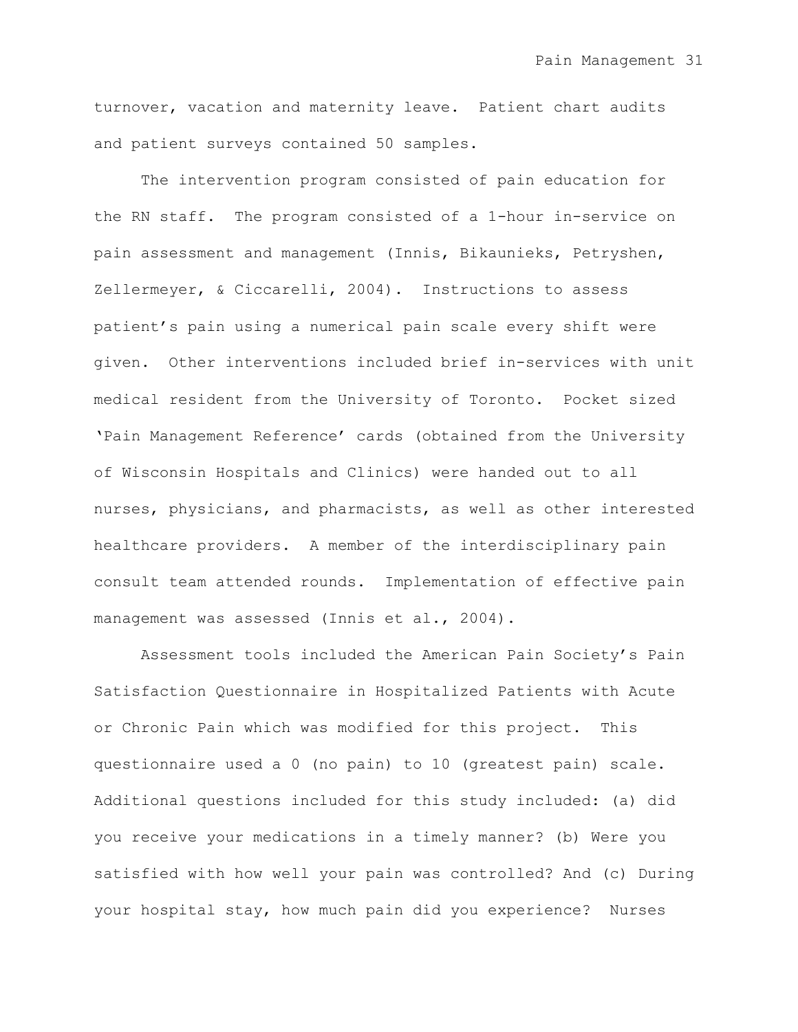turnover, vacation and maternity leave. Patient chart audits and patient surveys contained 50 samples.

The intervention program consisted of pain education for the RN staff. The program consisted of a 1-hour in-service on pain assessment and management (Innis, Bikaunieks, Petryshen, Zellermeyer, & Ciccarelli, 2004). Instructions to assess patient's pain using a numerical pain scale every shift were given. Other interventions included brief in-services with unit medical resident from the University of Toronto. Pocket sized 'Pain Management Reference' cards (obtained from the University of Wisconsin Hospitals and Clinics) were handed out to all nurses, physicians, and pharmacists, as well as other interested healthcare providers. A member of the interdisciplinary pain consult team attended rounds. Implementation of effective pain management was assessed (Innis et al., 2004).

Assessment tools included the American Pain Society's Pain Satisfaction Questionnaire in Hospitalized Patients with Acute or Chronic Pain which was modified for this project. This questionnaire used a 0 (no pain) to 10 (greatest pain) scale. Additional questions included for this study included: (a) did you receive your medications in a timely manner? (b) Were you satisfied with how well your pain was controlled? And (c) During your hospital stay, how much pain did you experience? Nurses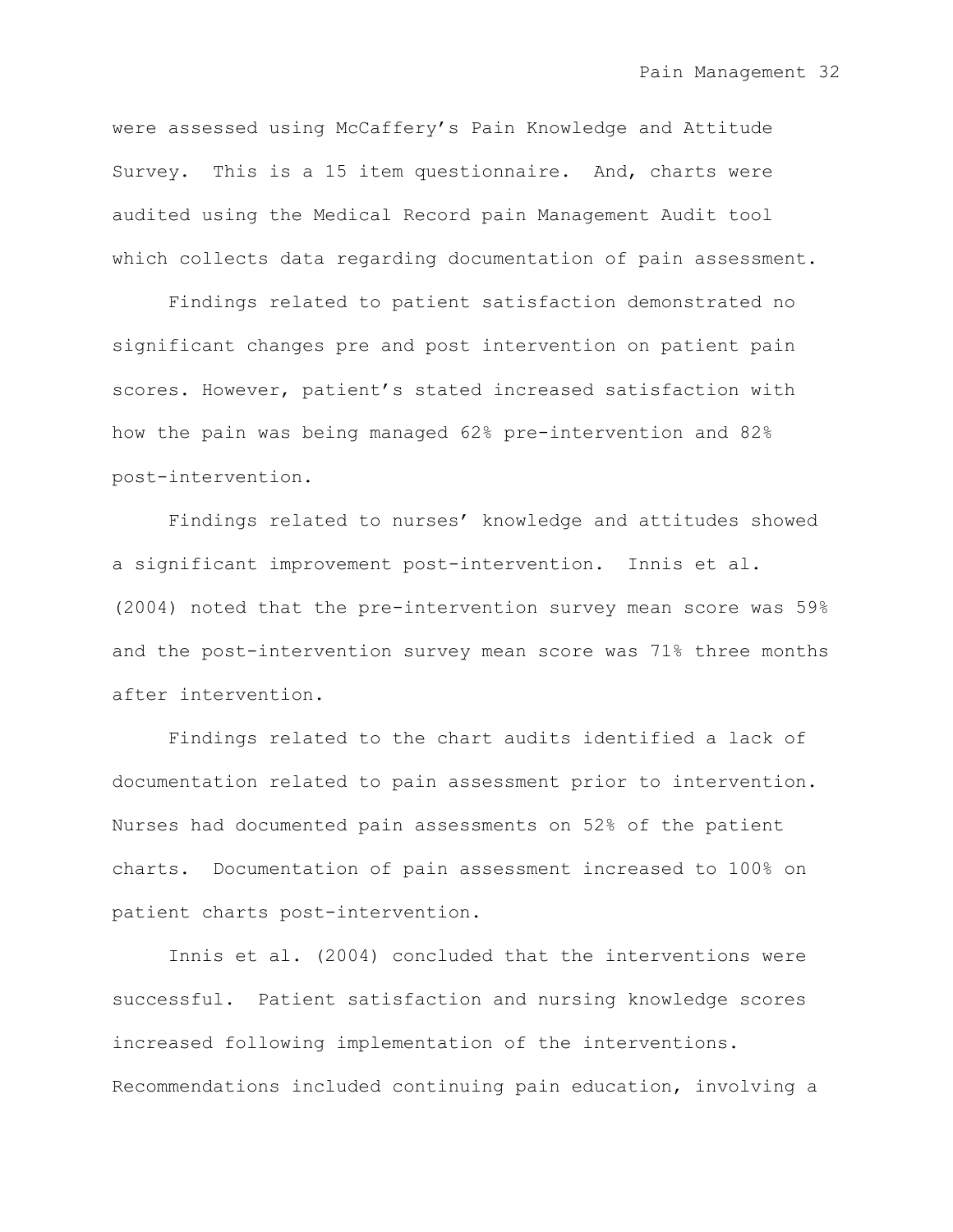were assessed using McCaffery's Pain Knowledge and Attitude Survey. This is a 15 item questionnaire. And, charts were audited using the Medical Record pain Management Audit tool which collects data regarding documentation of pain assessment.

Findings related to patient satisfaction demonstrated no significant changes pre and post intervention on patient pain scores. However, patient's stated increased satisfaction with how the pain was being managed 62% pre-intervention and 82% post-intervention.

Findings related to nurses' knowledge and attitudes showed a significant improvement post-intervention. Innis et al. (2004) noted that the pre-intervention survey mean score was 59% and the post-intervention survey mean score was 71% three months after intervention.

Findings related to the chart audits identified a lack of documentation related to pain assessment prior to intervention. Nurses had documented pain assessments on 52% of the patient charts. Documentation of pain assessment increased to 100% on patient charts post-intervention.

Innis et al. (2004) concluded that the interventions were successful. Patient satisfaction and nursing knowledge scores increased following implementation of the interventions. Recommendations included continuing pain education, involving a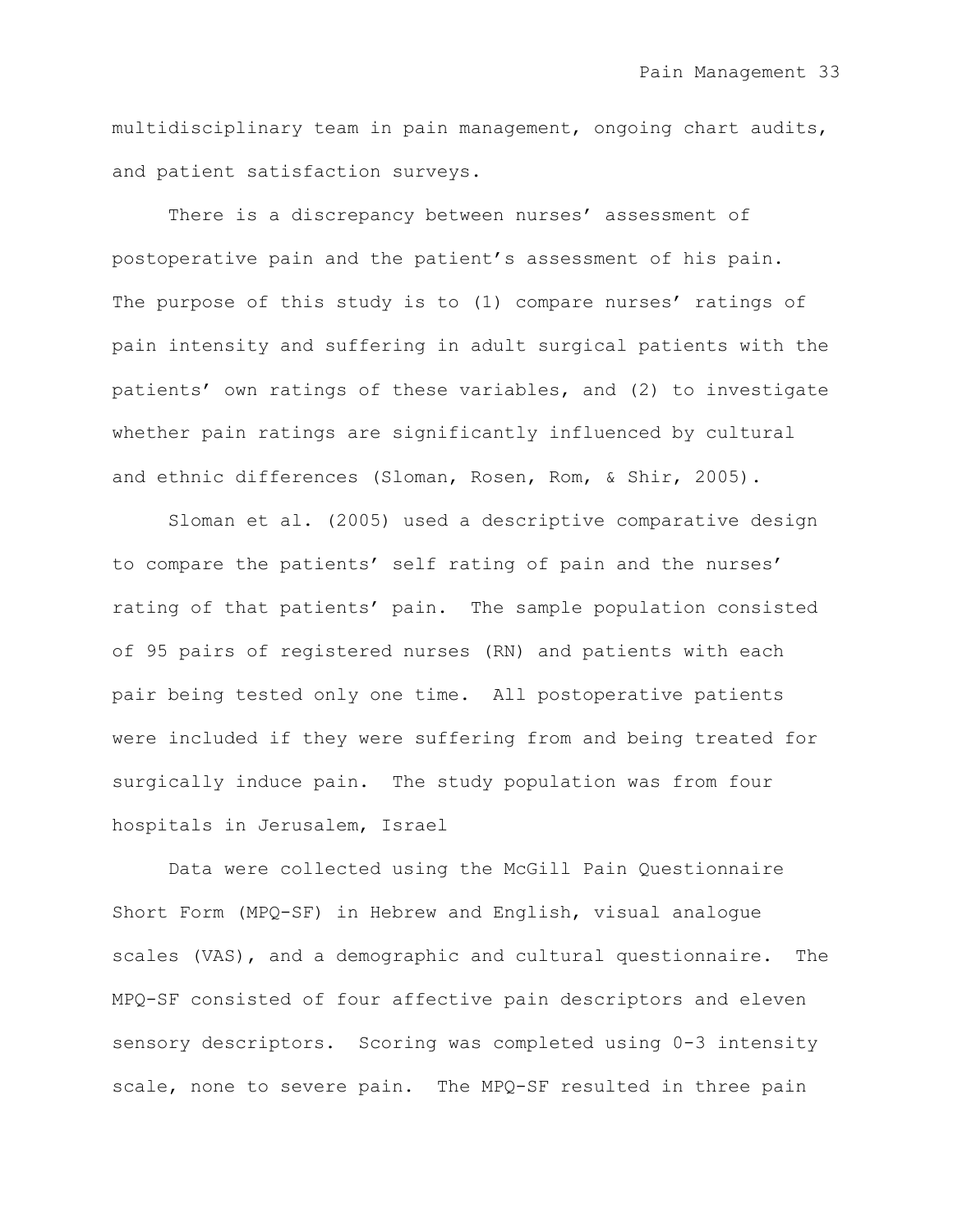multidisciplinary team in pain management, ongoing chart audits, and patient satisfaction surveys.

There is a discrepancy between nurses' assessment of postoperative pain and the patient's assessment of his pain. The purpose of this study is to (1) compare nurses' ratings of pain intensity and suffering in adult surgical patients with the patients' own ratings of these variables, and (2) to investigate whether pain ratings are significantly influenced by cultural and ethnic differences (Sloman, Rosen, Rom, & Shir, 2005).

Sloman et al. (2005) used a descriptive comparative design to compare the patients' self rating of pain and the nurses' rating of that patients' pain. The sample population consisted of 95 pairs of registered nurses (RN) and patients with each pair being tested only one time. All postoperative patients were included if they were suffering from and being treated for surgically induce pain. The study population was from four hospitals in Jerusalem, Israel

Data were collected using the McGill Pain Questionnaire Short Form (MPQ-SF) in Hebrew and English, visual analogue scales (VAS), and a demographic and cultural questionnaire. The MPQ-SF consisted of four affective pain descriptors and eleven sensory descriptors. Scoring was completed using 0-3 intensity scale, none to severe pain. The MPQ-SF resulted in three pain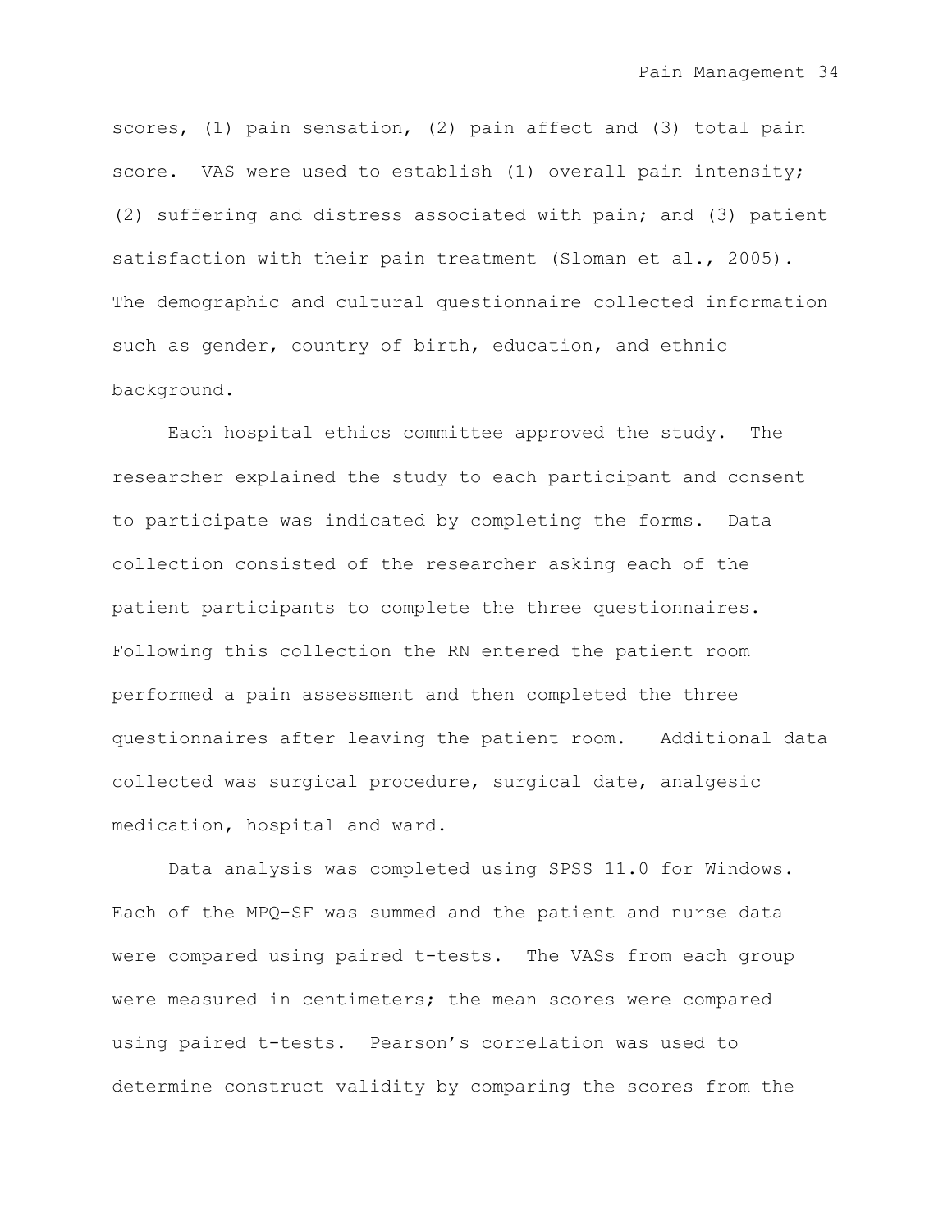scores, (1) pain sensation, (2) pain affect and (3) total pain score. VAS were used to establish (1) overall pain intensity; (2) suffering and distress associated with pain; and (3) patient satisfaction with their pain treatment (Sloman et al., 2005). The demographic and cultural questionnaire collected information such as gender, country of birth, education, and ethnic background.

Each hospital ethics committee approved the study. The researcher explained the study to each participant and consent to participate was indicated by completing the forms. Data collection consisted of the researcher asking each of the patient participants to complete the three questionnaires. Following this collection the RN entered the patient room performed a pain assessment and then completed the three questionnaires after leaving the patient room. Additional data collected was surgical procedure, surgical date, analgesic medication, hospital and ward.

Data analysis was completed using SPSS 11.0 for Windows. Each of the MPQ-SF was summed and the patient and nurse data were compared using paired t-tests. The VASs from each group were measured in centimeters; the mean scores were compared using paired t-tests. Pearson's correlation was used to determine construct validity by comparing the scores from the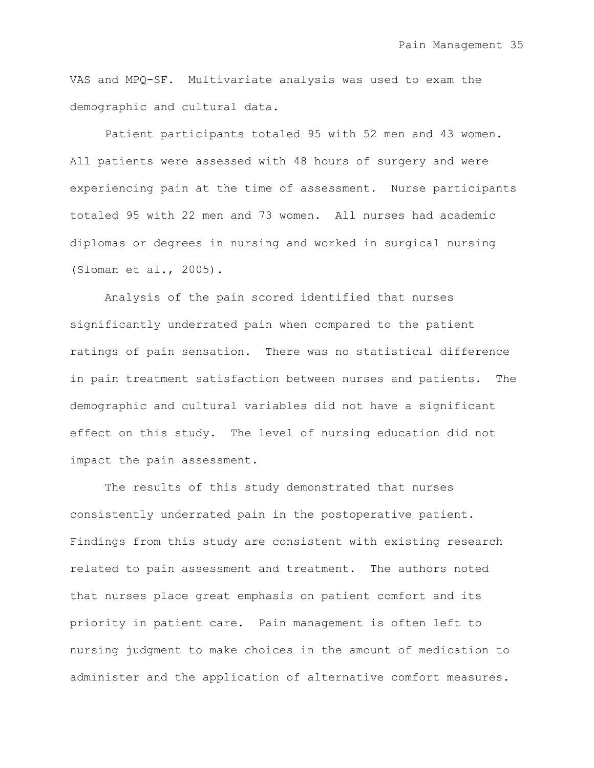VAS and MPQ-SF. Multivariate analysis was used to exam the demographic and cultural data.

Patient participants totaled 95 with 52 men and 43 women. All patients were assessed with 48 hours of surgery and were experiencing pain at the time of assessment. Nurse participants totaled 95 with 22 men and 73 women. All nurses had academic diplomas or degrees in nursing and worked in surgical nursing (Sloman et al., 2005).

Analysis of the pain scored identified that nurses significantly underrated pain when compared to the patient ratings of pain sensation. There was no statistical difference in pain treatment satisfaction between nurses and patients. The demographic and cultural variables did not have a significant effect on this study. The level of nursing education did not impact the pain assessment.

The results of this study demonstrated that nurses consistently underrated pain in the postoperative patient. Findings from this study are consistent with existing research related to pain assessment and treatment. The authors noted that nurses place great emphasis on patient comfort and its priority in patient care. Pain management is often left to nursing judgment to make choices in the amount of medication to administer and the application of alternative comfort measures.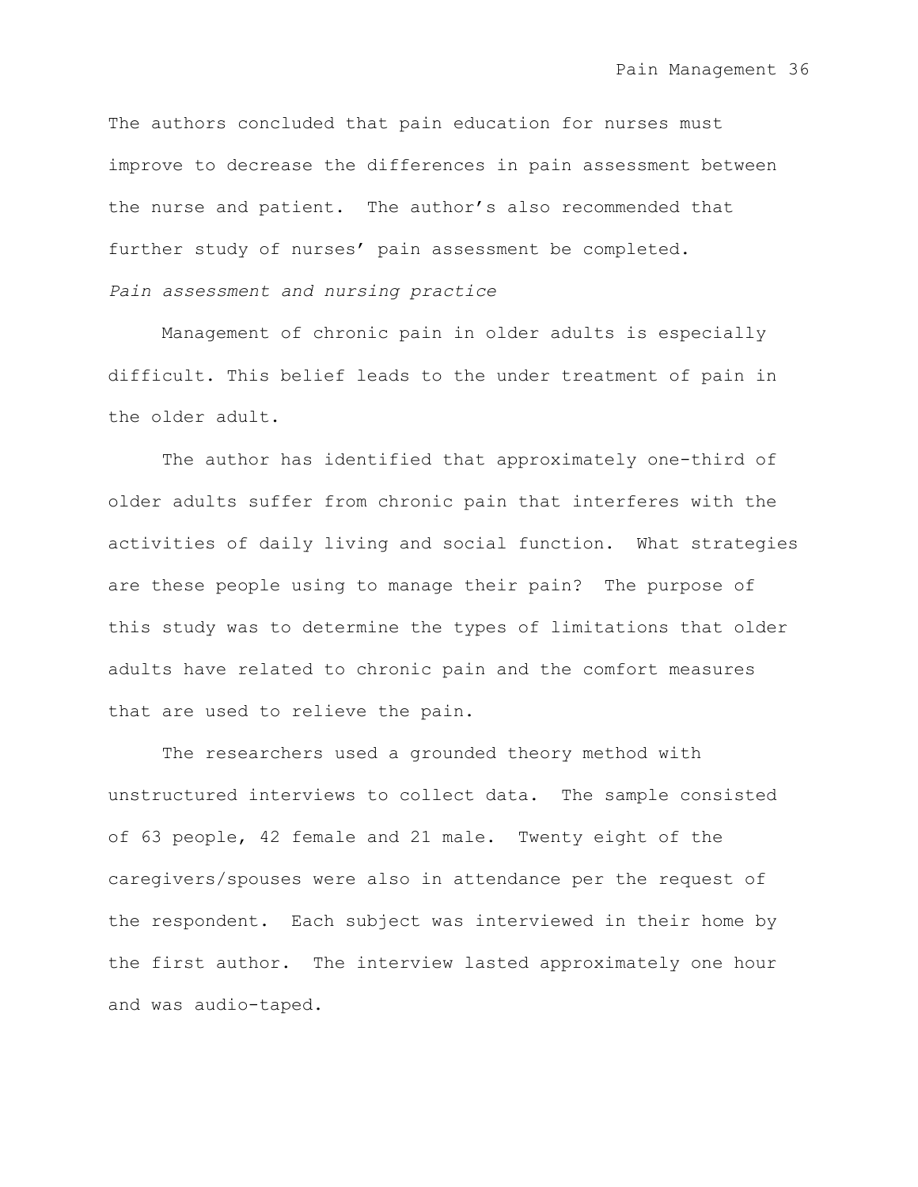The authors concluded that pain education for nurses must improve to decrease the differences in pain assessment between the nurse and patient. The author's also recommended that further study of nurses' pain assessment be completed.

*Pain assessment and nursing practice*

Management of chronic pain in older adults is especially difficult. This belief leads to the under treatment of pain in the older adult.

The author has identified that approximately one-third of older adults suffer from chronic pain that interferes with the activities of daily living and social function. What strategies are these people using to manage their pain? The purpose of this study was to determine the types of limitations that older adults have related to chronic pain and the comfort measures that are used to relieve the pain.

The researchers used a grounded theory method with unstructured interviews to collect data. The sample consisted of 63 people, 42 female and 21 male. Twenty eight of the caregivers/spouses were also in attendance per the request of the respondent. Each subject was interviewed in their home by the first author. The interview lasted approximately one hour and was audio-taped.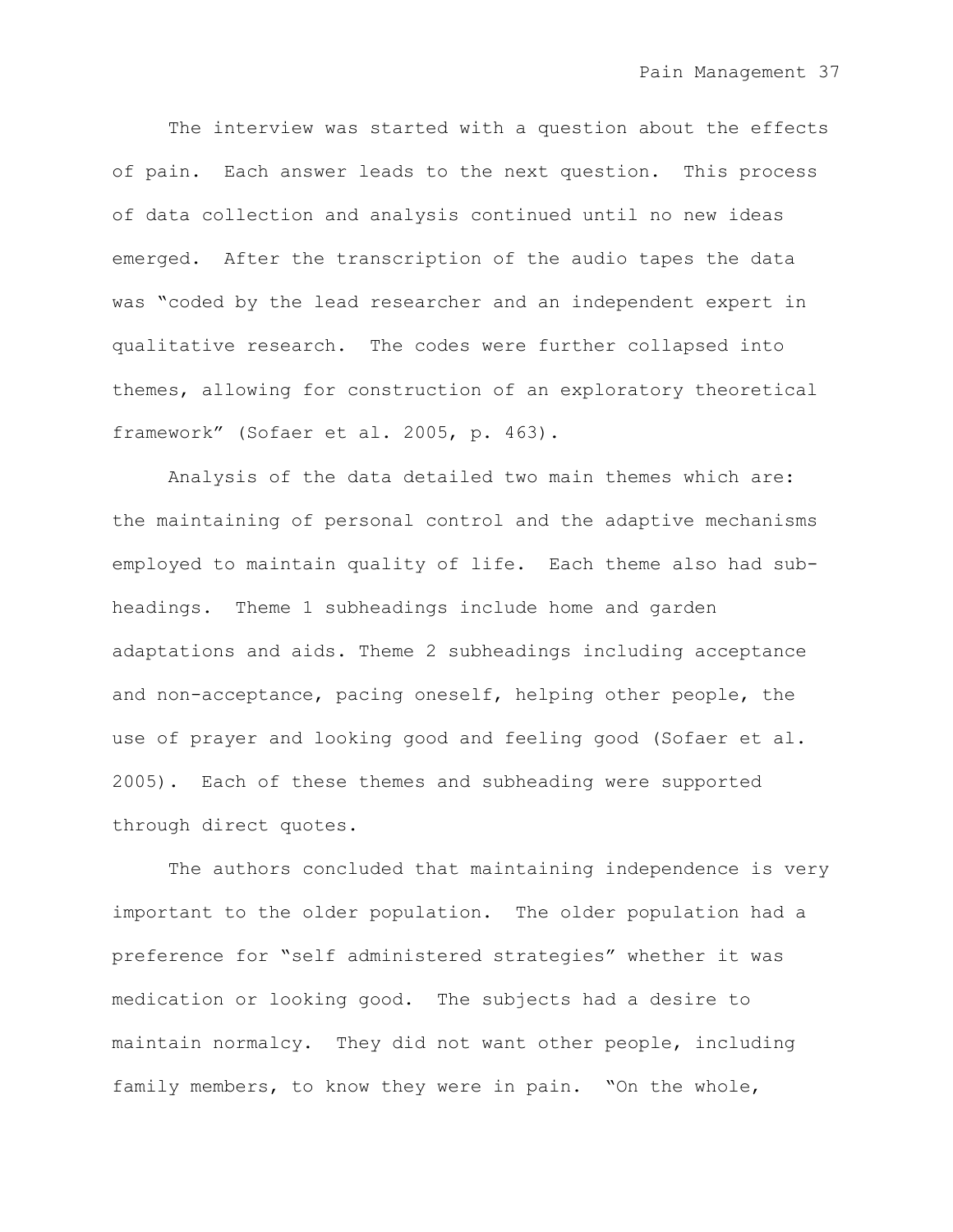The interview was started with a question about the effects of pain. Each answer leads to the next question. This process of data collection and analysis continued until no new ideas emerged. After the transcription of the audio tapes the data was "coded by the lead researcher and an independent expert in qualitative research. The codes were further collapsed into themes, allowing for construction of an exploratory theoretical framework" (Sofaer et al. 2005, p. 463).

Analysis of the data detailed two main themes which are: the maintaining of personal control and the adaptive mechanisms employed to maintain quality of life. Each theme also had sub-headings. Theme 1 subheadings include home and garden adaptations and aids. Theme 2 subheadings including acceptance and non-acceptance, pacing oneself, helping other people, the use of prayer and looking good and feeling good (Sofaer et al. 2005). Each of these themes and subheading were supported through direct quotes.

The authors concluded that maintaining independence is very important to the older population. The older population had a preference for "self administered strategies" whether it was medication or looking good. The subjects had a desire to maintain normalcy. They did not want other people, including family members, to know they were in pain. "On the whole,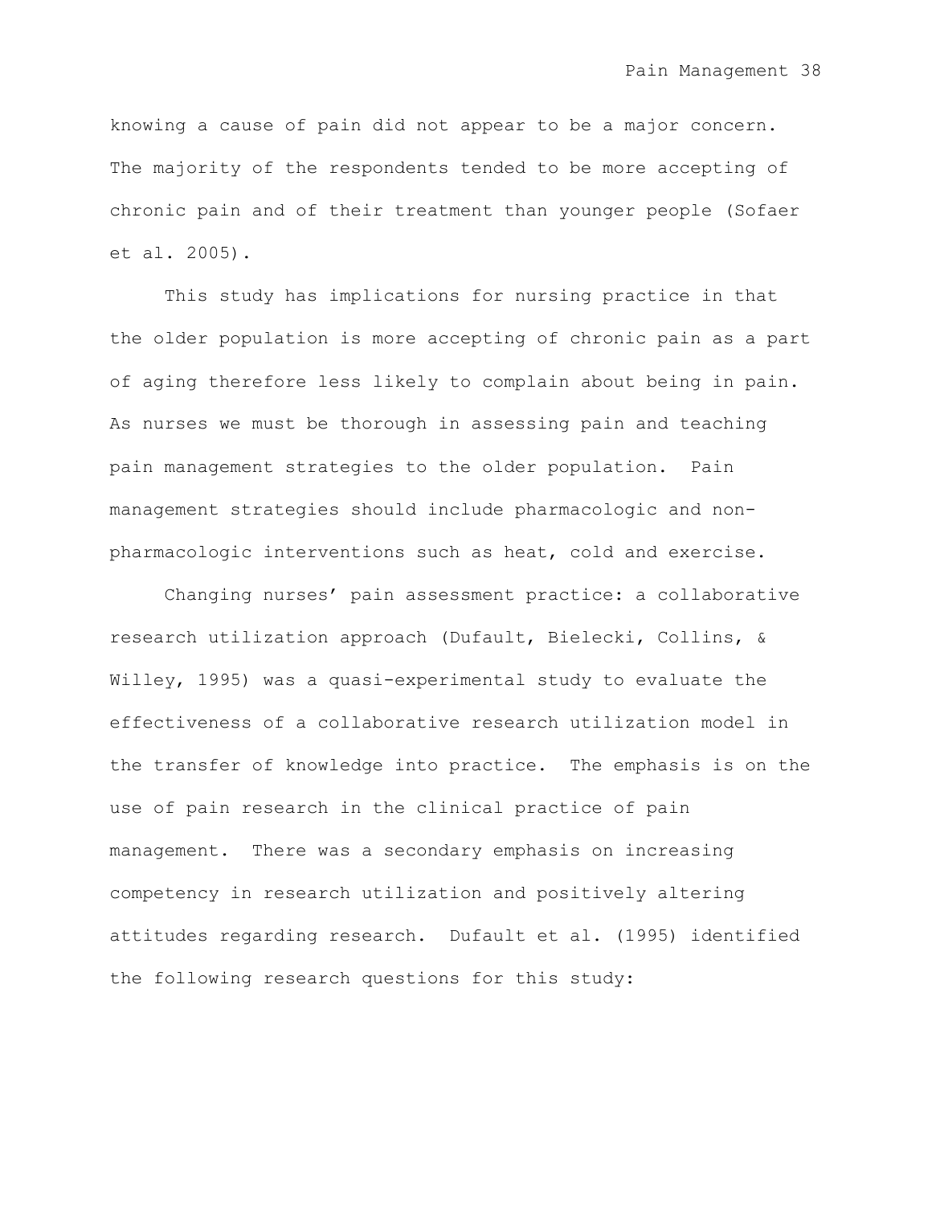knowing a cause of pain did not appear to be a major concern. The majority of the respondents tended to be more accepting of chronic pain and of their treatment than younger people (Sofaer et al. 2005).

This study has implications for nursing practice in that the older population is more accepting of chronic pain as a part of aging therefore less likely to complain about being in pain. As nurses we must be thorough in assessing pain and teaching pain management strategies to the older population. Pain management strategies should include pharmacologic and non-pharmacologic interventions such as heat, cold and exercise.

Changing nurses' pain assessment practice: a collaborative research utilization approach (Dufault, Bielecki, Collins, & Willey, 1995) was a quasi-experimental study to evaluate the effectiveness of a collaborative research utilization model in the transfer of knowledge into practice. The emphasis is on the use of pain research in the clinical practice of pain management. There was a secondary emphasis on increasing competency in research utilization and positively altering attitudes regarding research. Dufault et al. (1995) identified the following research questions for this study: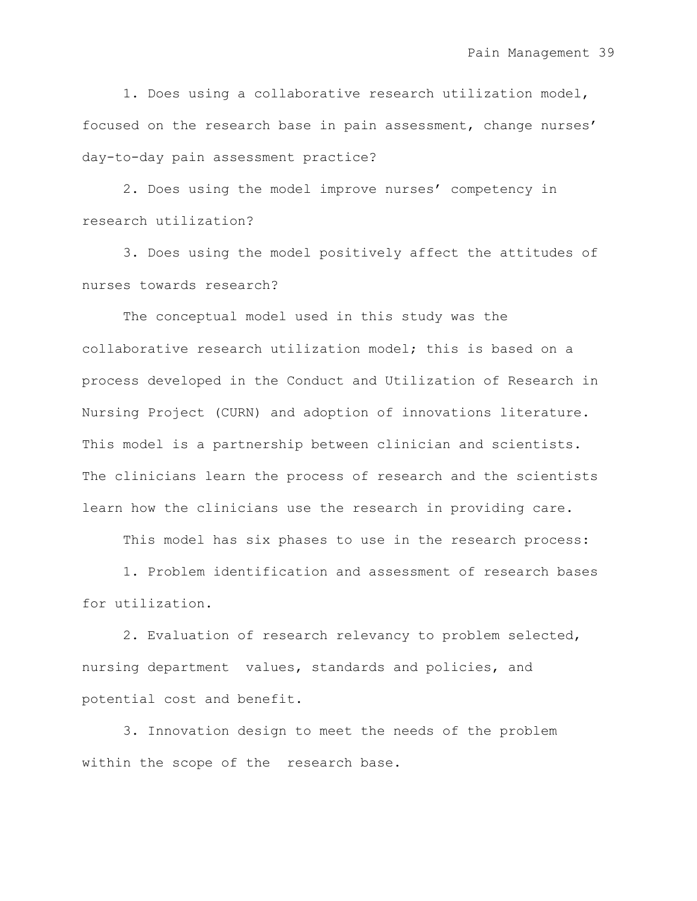1. Does using a collaborative research utilization model, focused on the research base in pain assessment, change nurses' day-to-day pain assessment practice?

2. Does using the model improve nurses' competency in research utilization?

3. Does using the model positively affect the attitudes of nurses towards research?

The conceptual model used in this study was the collaborative research utilization model; this is based on a process developed in the Conduct and Utilization of Research in Nursing Project (CURN) and adoption of innovations literature. This model is a partnership between clinician and scientists. The clinicians learn the process of research and the scientists learn how the clinicians use the research in providing care.

This model has six phases to use in the research process:

1. Problem identification and assessment of research bases for utilization.

2. Evaluation of research relevancy to problem selected, nursing department values, standards and policies, and potential cost and benefit.

3. Innovation design to meet the needs of the problem within the scope of the research base.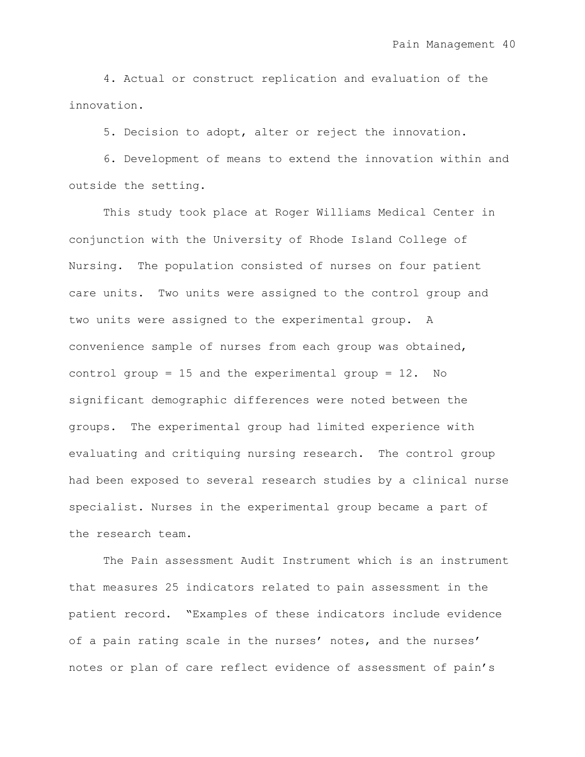4. Actual or construct replication and evaluation of the innovation.

5. Decision to adopt, alter or reject the innovation.

6. Development of means to extend the innovation within and outside the setting.

This study took place at Roger Williams Medical Center in conjunction with the University of Rhode Island College of Nursing. The population consisted of nurses on four patient care units. Two units were assigned to the control group and two units were assigned to the experimental group. A convenience sample of nurses from each group was obtained, control group = 15 and the experimental group = 12. No significant demographic differences were noted between the groups. The experimental group had limited experience with evaluating and critiquing nursing research. The control group had been exposed to several research studies by a clinical nurse specialist. Nurses in the experimental group became a part of the research team.

The Pain assessment Audit Instrument which is an instrument that measures 25 indicators related to pain assessment in the patient record. "Examples of these indicators include evidence of a pain rating scale in the nurses' notes, and the nurses' notes or plan of care reflect evidence of assessment of pain's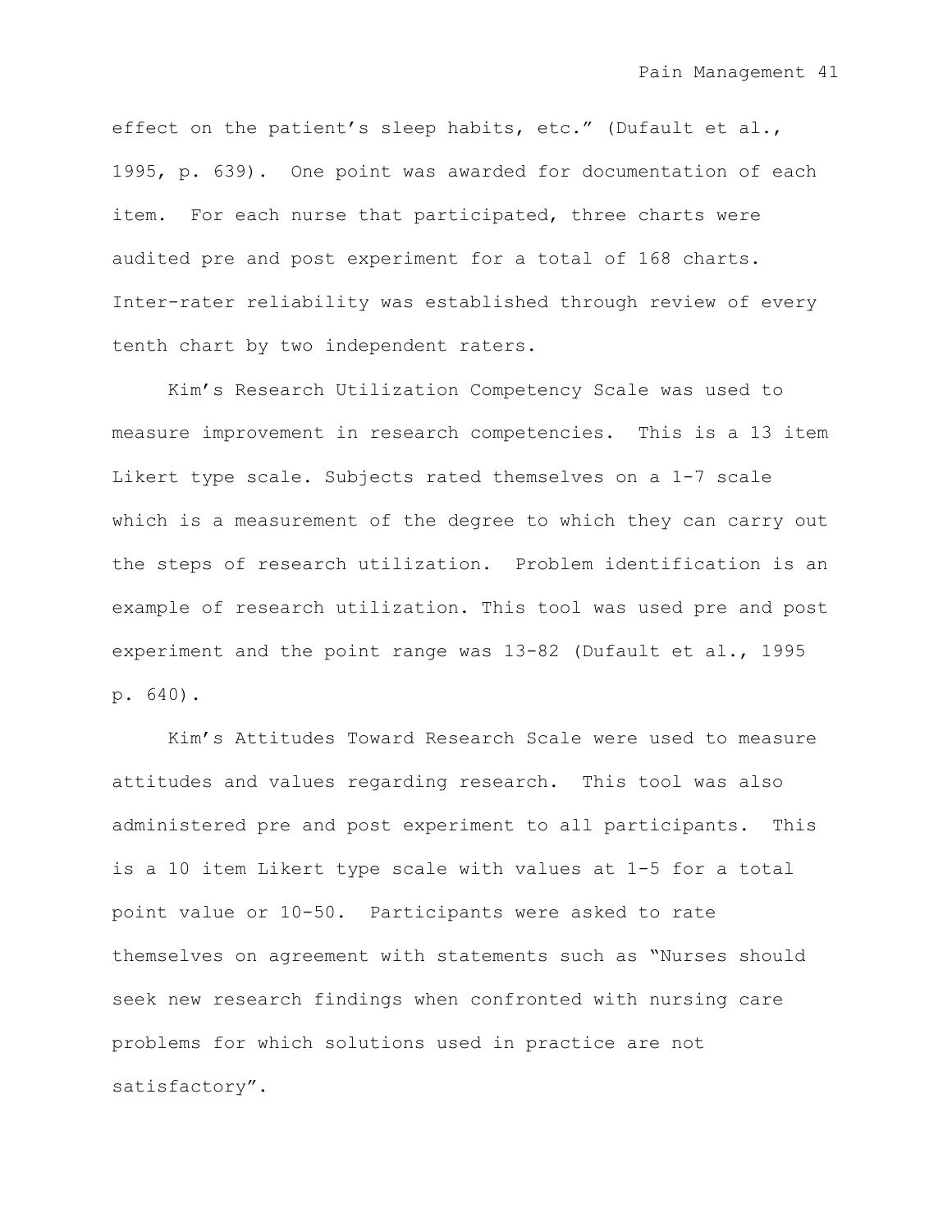effect on the patient's sleep habits, etc." (Dufault et al., 1995, p. 639). One point was awarded for documentation of each item. For each nurse that participated, three charts were audited pre and post experiment for a total of 168 charts. Inter-rater reliability was established through review of every tenth chart by two independent raters.

Kim's Research Utilization Competency Scale was used to measure improvement in research competencies. This is a 13 item Likert type scale. Subjects rated themselves on a 1-7 scale which is a measurement of the degree to which they can carry out the steps of research utilization. Problem identification is an example of research utilization. This tool was used pre and post experiment and the point range was 13-82 (Dufault et al., 1995 p. 640).

Kim's Attitudes Toward Research Scale were used to measure attitudes and values regarding research. This tool was also administered pre and post experiment to all participants. This is a 10 item Likert type scale with values at 1-5 for a total point value or 10-50. Participants were asked to rate themselves on agreement with statements such as "Nurses should seek new research findings when confronted with nursing care problems for which solutions used in practice are not satisfactory".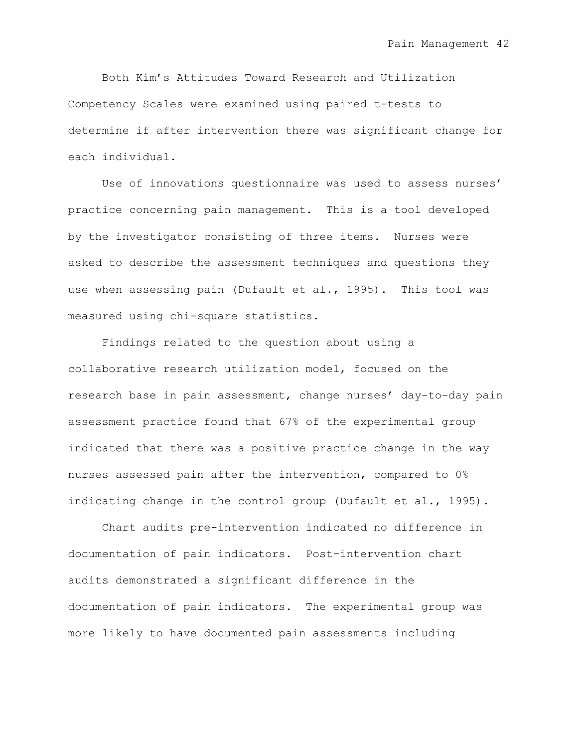Both Kim's Attitudes Toward Research and Utilization Competency Scales were examined using paired t-tests to determine if after intervention there was significant change for each individual.

Use of innovations questionnaire was used to assess nurses' practice concerning pain management. This is a tool developed by the investigator consisting of three items. Nurses were asked to describe the assessment techniques and questions they use when assessing pain (Dufault et al., 1995). This tool was measured using chi-square statistics.

Findings related to the question about using a collaborative research utilization model, focused on the research base in pain assessment, change nurses' day-to-day pain assessment practice found that 67% of the experimental group indicated that there was a positive practice change in the way nurses assessed pain after the intervention, compared to 0% indicating change in the control group (Dufault et al., 1995).

Chart audits pre-intervention indicated no difference in documentation of pain indicators. Post-intervention chart audits demonstrated a significant difference in the documentation of pain indicators. The experimental group was more likely to have documented pain assessments including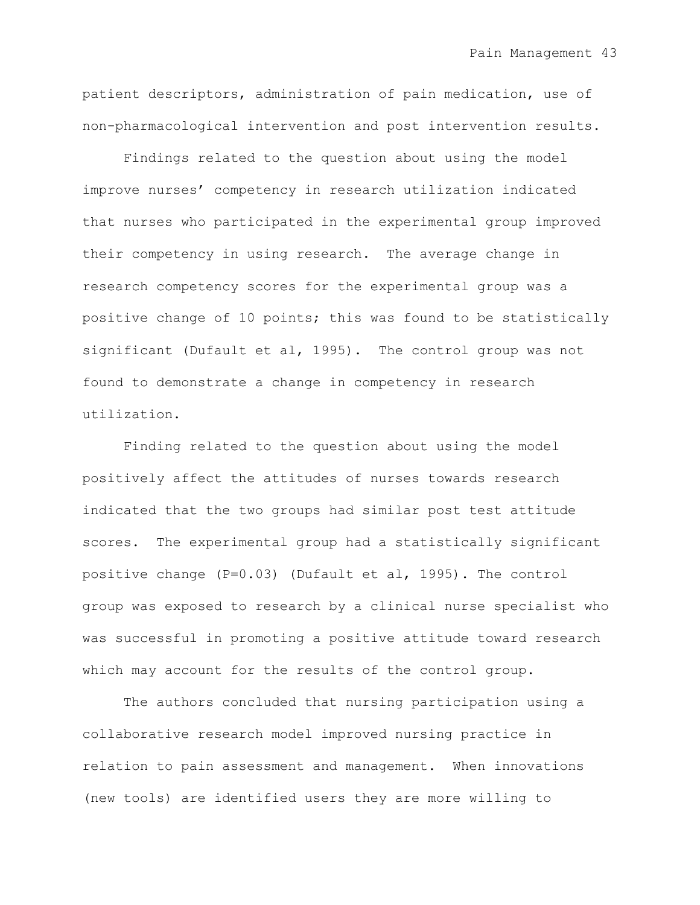patient descriptors, administration of pain medication, use of non-pharmacological intervention and post intervention results.

Findings related to the question about using the model improve nurses' competency in research utilization indicated that nurses who participated in the experimental group improved their competency in using research. The average change in research competency scores for the experimental group was a positive change of 10 points; this was found to be statistically significant (Dufault et al, 1995). The control group was not found to demonstrate a change in competency in research utilization.

Finding related to the question about using the model positively affect the attitudes of nurses towards research indicated that the two groups had similar post test attitude scores. The experimental group had a statistically significant positive change (P=0.03) (Dufault et al, 1995). The control group was exposed to research by a clinical nurse specialist who was successful in promoting a positive attitude toward research which may account for the results of the control group.

The authors concluded that nursing participation using a collaborative research model improved nursing practice in relation to pain assessment and management. When innovations (new tools) are identified users they are more willing to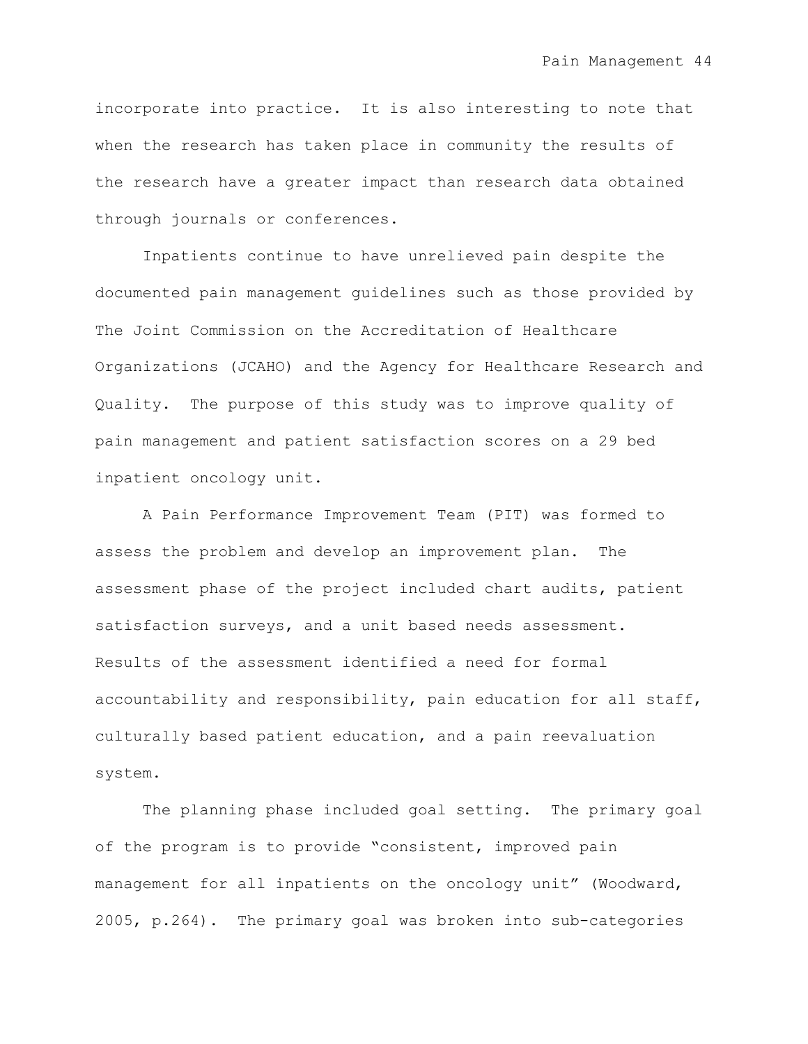incorporate into practice. It is also interesting to note that when the research has taken place in community the results of the research have a greater impact than research data obtained through journals or conferences.

Inpatients continue to have unrelieved pain despite the documented pain management guidelines such as those provided by The Joint Commission on the Accreditation of Healthcare Organizations (JCAHO) and the Agency for Healthcare Research and Quality. The purpose of this study was to improve quality of pain management and patient satisfaction scores on a 29 bed inpatient oncology unit.

A Pain Performance Improvement Team (PIT) was formed to assess the problem and develop an improvement plan. The assessment phase of the project included chart audits, patient satisfaction surveys, and a unit based needs assessment. Results of the assessment identified a need for formal accountability and responsibility, pain education for all staff, culturally based patient education, and a pain reevaluation system.

The planning phase included goal setting. The primary goal of the program is to provide "consistent, improved pain management for all inpatients on the oncology unit" (Woodward, 2005, p.264). The primary goal was broken into sub-categories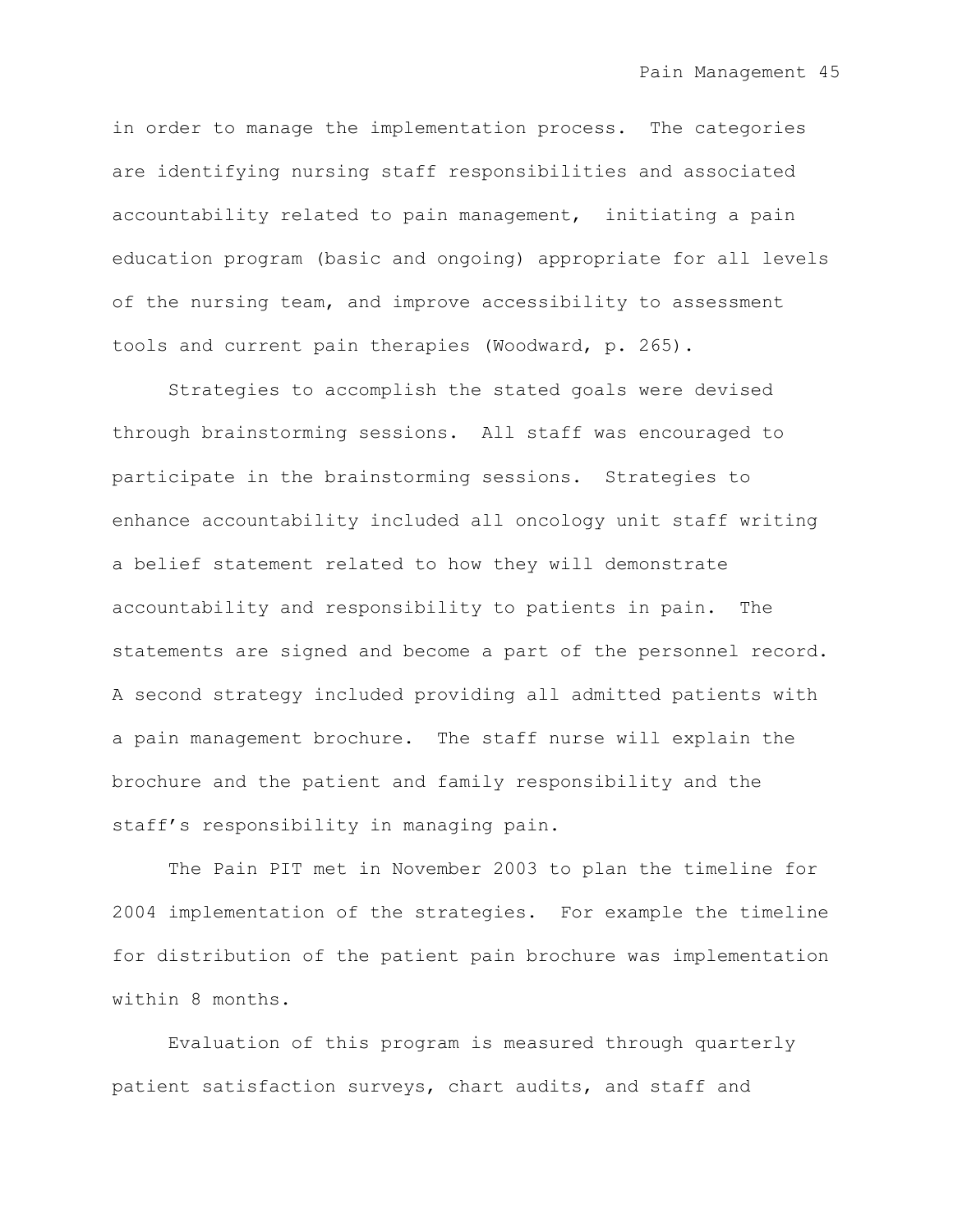in order to manage the implementation process. The categories are identifying nursing staff responsibilities and associated accountability related to pain management, initiating a pain education program (basic and ongoing) appropriate for all levels of the nursing team, and improve accessibility to assessment tools and current pain therapies (Woodward, p. 265).

Strategies to accomplish the stated goals were devised through brainstorming sessions. All staff was encouraged to participate in the brainstorming sessions. Strategies to enhance accountability included all oncology unit staff writing a belief statement related to how they will demonstrate accountability and responsibility to patients in pain. The statements are signed and become a part of the personnel record. A second strategy included providing all admitted patients with a pain management brochure. The staff nurse will explain the brochure and the patient and family responsibility and the staff's responsibility in managing pain.

The Pain PIT met in November 2003 to plan the timeline for 2004 implementation of the strategies. For example the timeline for distribution of the patient pain brochure was implementation within 8 months.

Evaluation of this program is measured through quarterly patient satisfaction surveys, chart audits, and staff and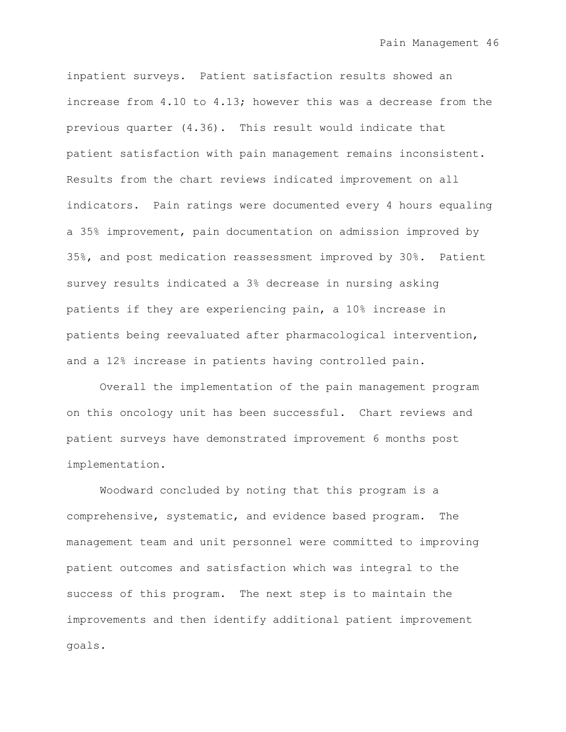inpatient surveys. Patient satisfaction results showed an increase from 4.10 to 4.13; however this was a decrease from the previous quarter (4.36). This result would indicate that patient satisfaction with pain management remains inconsistent. Results from the chart reviews indicated improvement on all indicators. Pain ratings were documented every 4 hours equaling a 35% improvement, pain documentation on admission improved by 35%, and post medication reassessment improved by 30%. Patient survey results indicated a 3% decrease in nursing asking patients if they are experiencing pain, a 10% increase in patients being reevaluated after pharmacological intervention, and a 12% increase in patients having controlled pain.

Overall the implementation of the pain management program on this oncology unit has been successful. Chart reviews and patient surveys have demonstrated improvement 6 months post implementation.

Woodward concluded by noting that this program is a comprehensive, systematic, and evidence based program. The management team and unit personnel were committed to improving patient outcomes and satisfaction which was integral to the success of this program. The next step is to maintain the improvements and then identify additional patient improvement goals.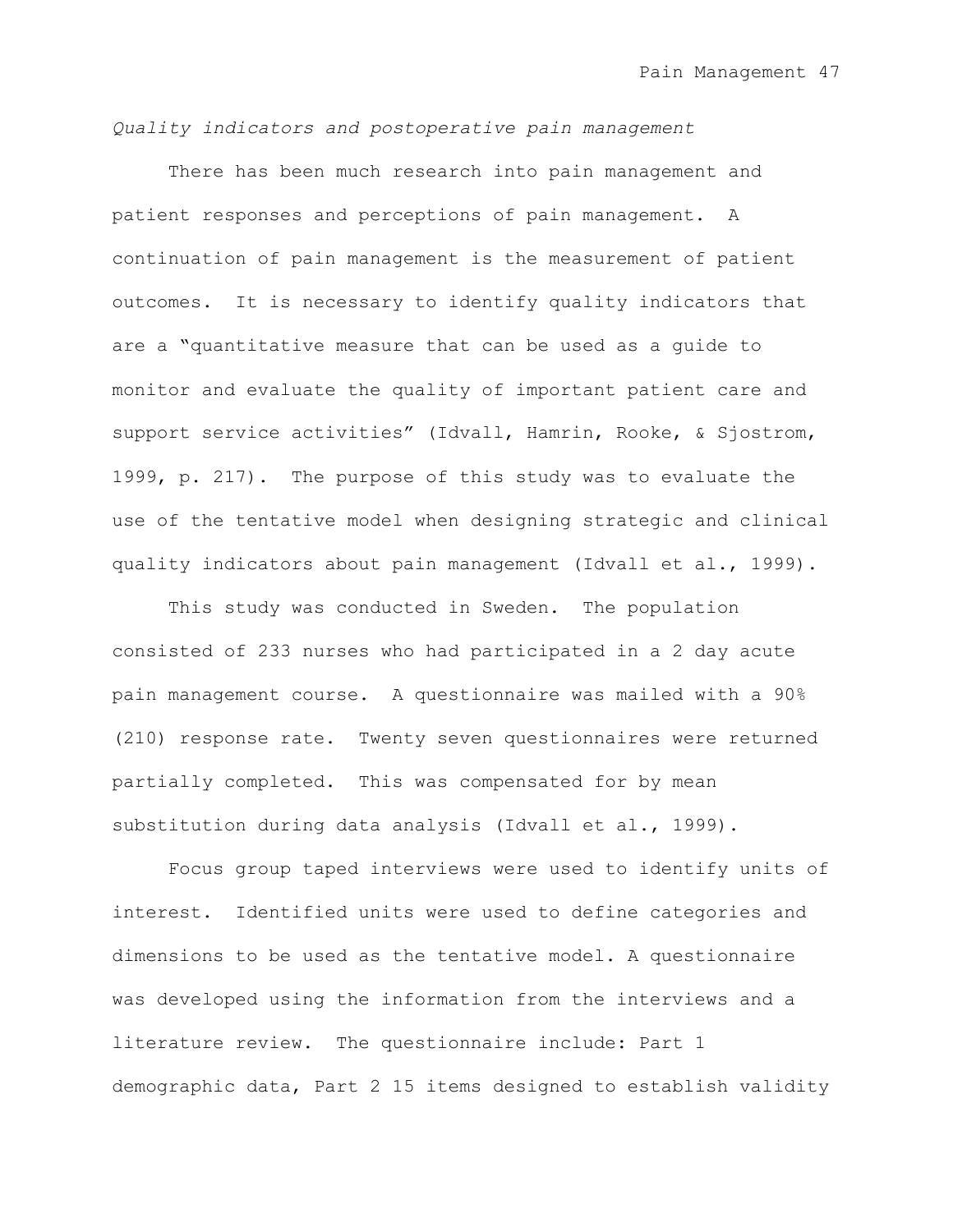*Quality indicators and postoperative pain management*

There has been much research into pain management and patient responses and perceptions of pain management. A continuation of pain management is the measurement of patient outcomes. It is necessary to identify quality indicators that are a “quantitative measure that can be used as a guide to monitor and evaluate the quality of important patient care and support service activities” (Idvall, Hamrin, Rooke, & Sjostrom, 1999, p. 217). The purpose of this study was to evaluate the use of the tentative model when designing strategic and clinical quality indicators about pain management (Idvall et al., 1999).

This study was conducted in Sweden. The population consisted of 233 nurses who had participated in a 2 day acute pain management course. A questionnaire was mailed with a 90% (210) response rate. Twenty seven questionnaires were returned partially completed. This was compensated for by mean substitution during data analysis (Idvall et al., 1999).

Focus group taped interviews were used to identify units of interest. Identified units were used to define categories and dimensions to be used as the tentative model. A questionnaire was developed using the information from the interviews and a literature review. The questionnaire include: Part 1 demographic data, Part 2 15 items designed to establish validity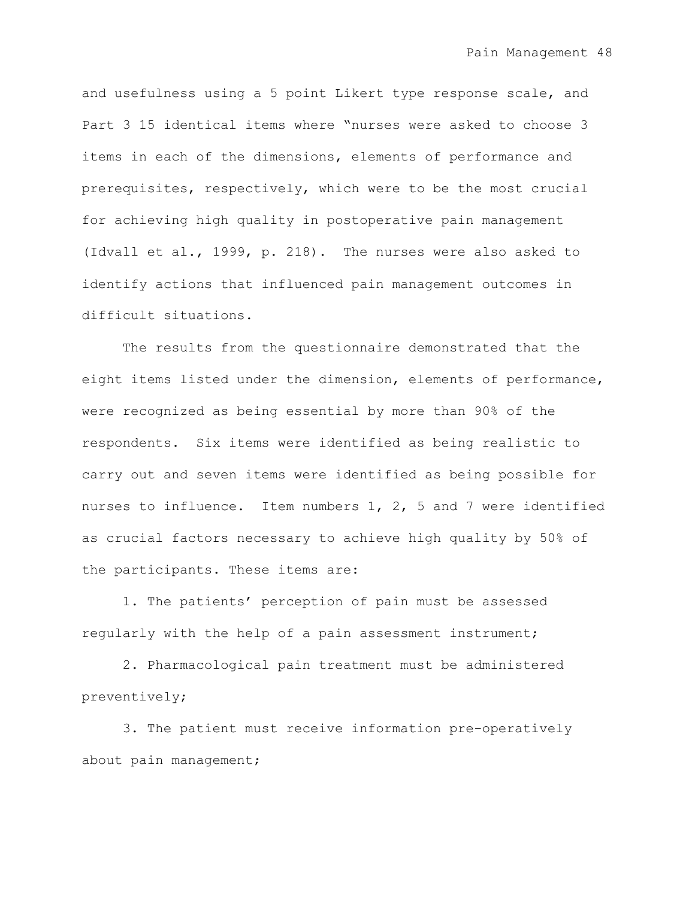and usefulness using a 5 point Likert type response scale, and Part 3 15 identical items where "nurses were asked to choose 3 items in each of the dimensions, elements of performance and prerequisites, respectively, which were to be the most crucial for achieving high quality in postoperative pain management (Idvall et al., 1999, p. 218). The nurses were also asked to identify actions that influenced pain management outcomes in difficult situations.

The results from the questionnaire demonstrated that the eight items listed under the dimension, elements of performance, were recognized as being essential by more than 90% of the respondents. Six items were identified as being realistic to carry out and seven items were identified as being possible for nurses to influence. Item numbers 1, 2, 5 and 7 were identified as crucial factors necessary to achieve high quality by 50% of the participants. These items are:

1. The patients' perception of pain must be assessed regularly with the help of a pain assessment instrument;

2. Pharmacological pain treatment must be administered preventively;

3. The patient must receive information pre-operatively about pain management;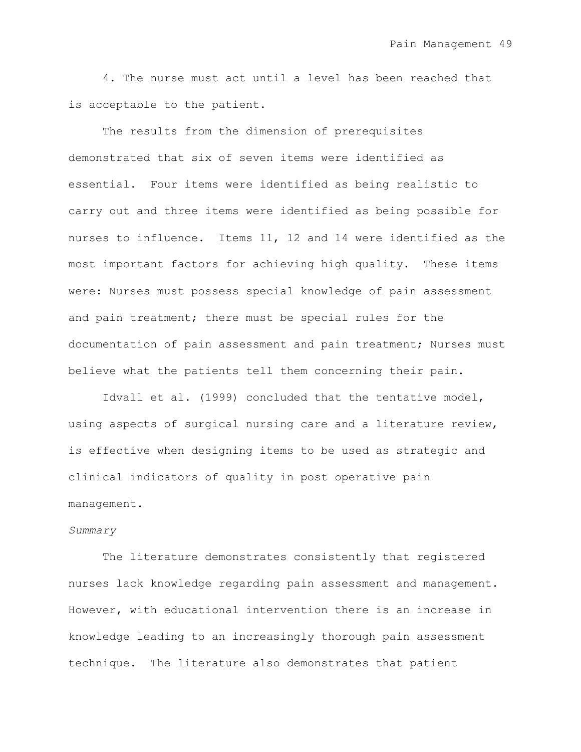4. The nurse must act until a level has been reached that is acceptable to the patient.

The results from the dimension of prerequisites demonstrated that six of seven items were identified as essential. Four items were identified as being realistic to carry out and three items were identified as being possible for nurses to influence. Items 11, 12 and 14 were identified as the most important factors for achieving high quality. These items were: Nurses must possess special knowledge of pain assessment and pain treatment; there must be special rules for the documentation of pain assessment and pain treatment; Nurses must believe what the patients tell them concerning their pain.

Idvall et al. (1999) concluded that the tentative model, using aspects of surgical nursing care and a literature review, is effective when designing items to be used as strategic and clinical indicators of quality in post operative pain management.

*Summary*

The literature demonstrates consistently that registered nurses lack knowledge regarding pain assessment and management. However, with educational intervention there is an increase in knowledge leading to an increasingly thorough pain assessment technique. The literature also demonstrates that patient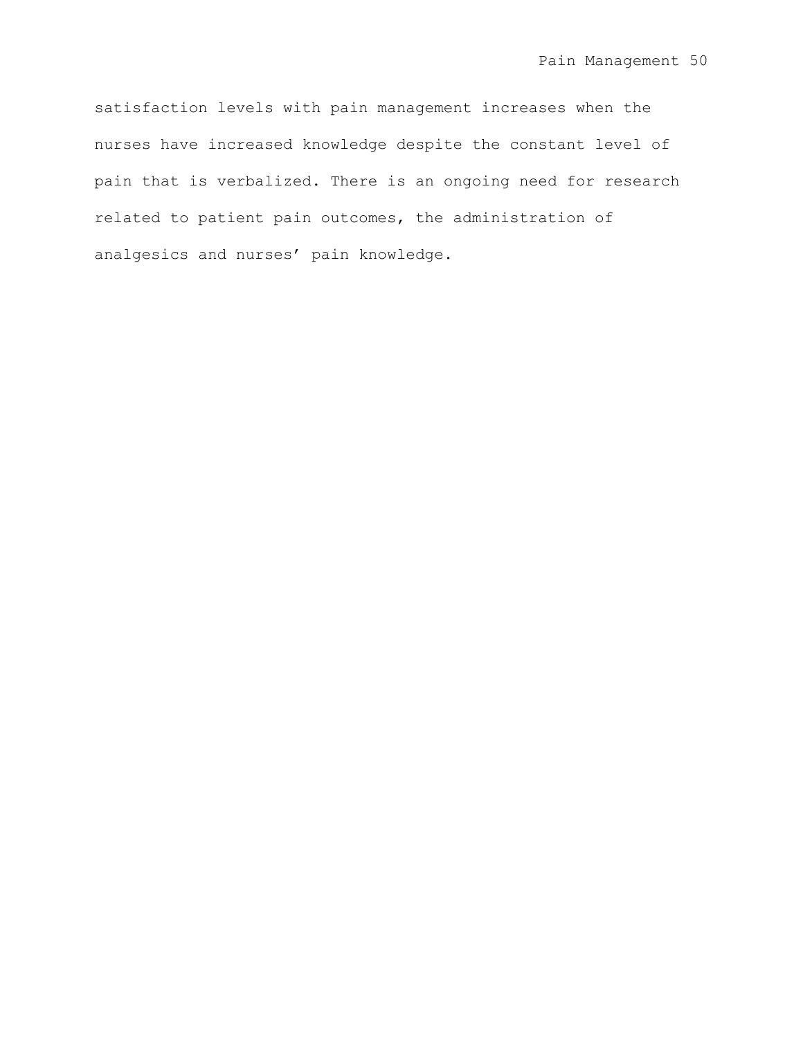satisfaction levels with pain management increases when the nurses have increased knowledge despite the constant level of pain that is verbalized. There is an ongoing need for research related to patient pain outcomes, the administration of analgesics and nurses' pain knowledge.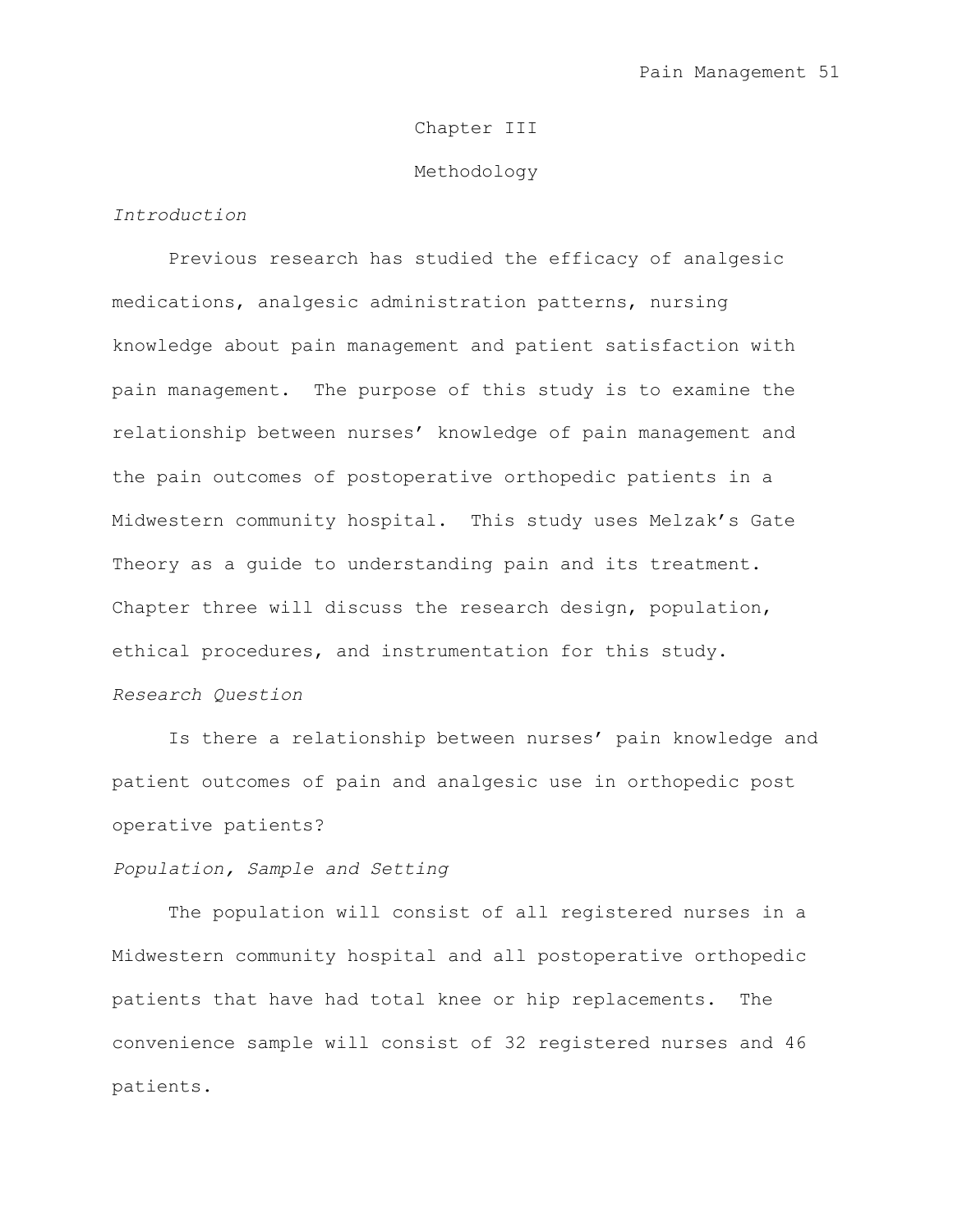# Chapter III

# Methodology

*Introduction*

Previous research has studied the efficacy of analgesic medications, analgesic administration patterns, nursing knowledge about pain management and patient satisfaction with pain management. The purpose of this study is to examine the relationship between nurses' knowledge of pain management and the pain outcomes of postoperative orthopedic patients in a Midwestern community hospital. This study uses Melzak's Gate Theory as a guide to understanding pain and its treatment. Chapter three will discuss the research design, population, ethical procedures, and instrumentation for this study.

*Research Question*

Is there a relationship between nurses' pain knowledge and patient outcomes of pain and analgesic use in orthopedic post operative patients?

*Population, Sample and Setting*

The population will consist of all registered nurses in a Midwestern community hospital and all postoperative orthopedic patients that have had total knee or hip replacements. The convenience sample will consist of 32 registered nurses and 46 patients.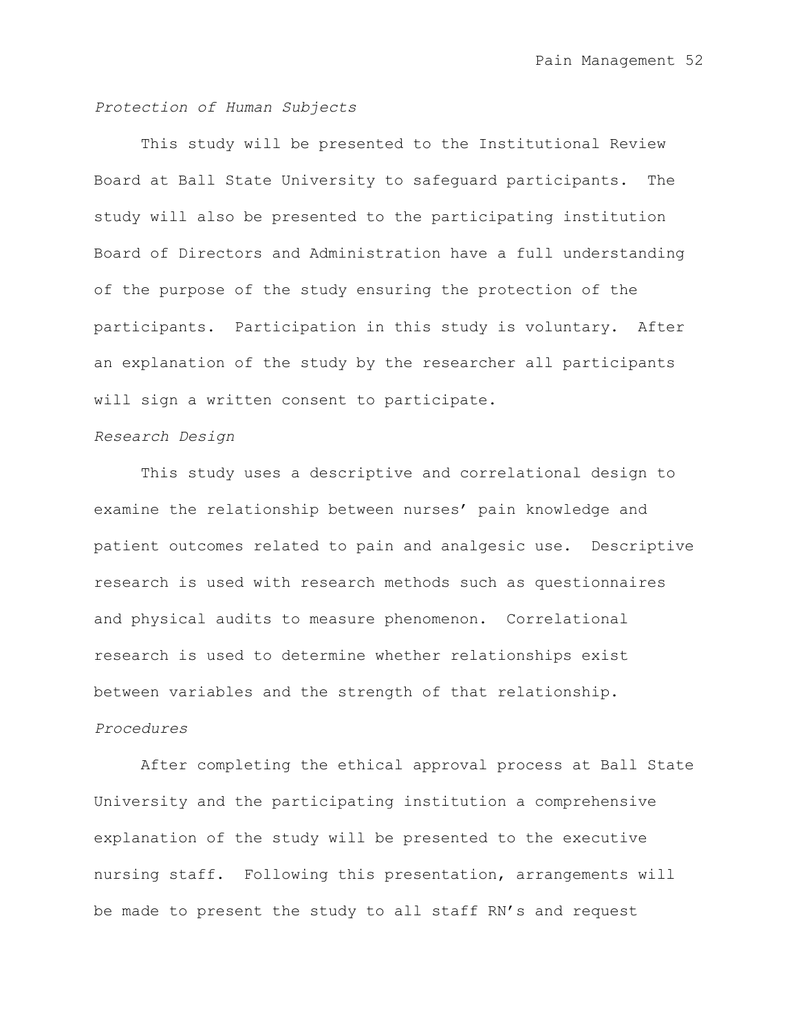*Protection of Human Subjects*

This study will be presented to the Institutional Review Board at Ball State University to safeguard participants. The study will also be presented to the participating institution Board of Directors and Administration have a full understanding of the purpose of the study ensuring the protection of the participants. Participation in this study is voluntary. After an explanation of the study by the researcher all participants will sign a written consent to participate.

*Research Design*

This study uses a descriptive and correlational design to examine the relationship between nurses' pain knowledge and patient outcomes related to pain and analgesic use. Descriptive research is used with research methods such as questionnaires and physical audits to measure phenomenon. Correlational research is used to determine whether relationships exist between variables and the strength of that relationship.

*Procedures*

After completing the ethical approval process at Ball State University and the participating institution a comprehensive explanation of the study will be presented to the executive nursing staff. Following this presentation, arrangements will be made to present the study to all staff RN's and request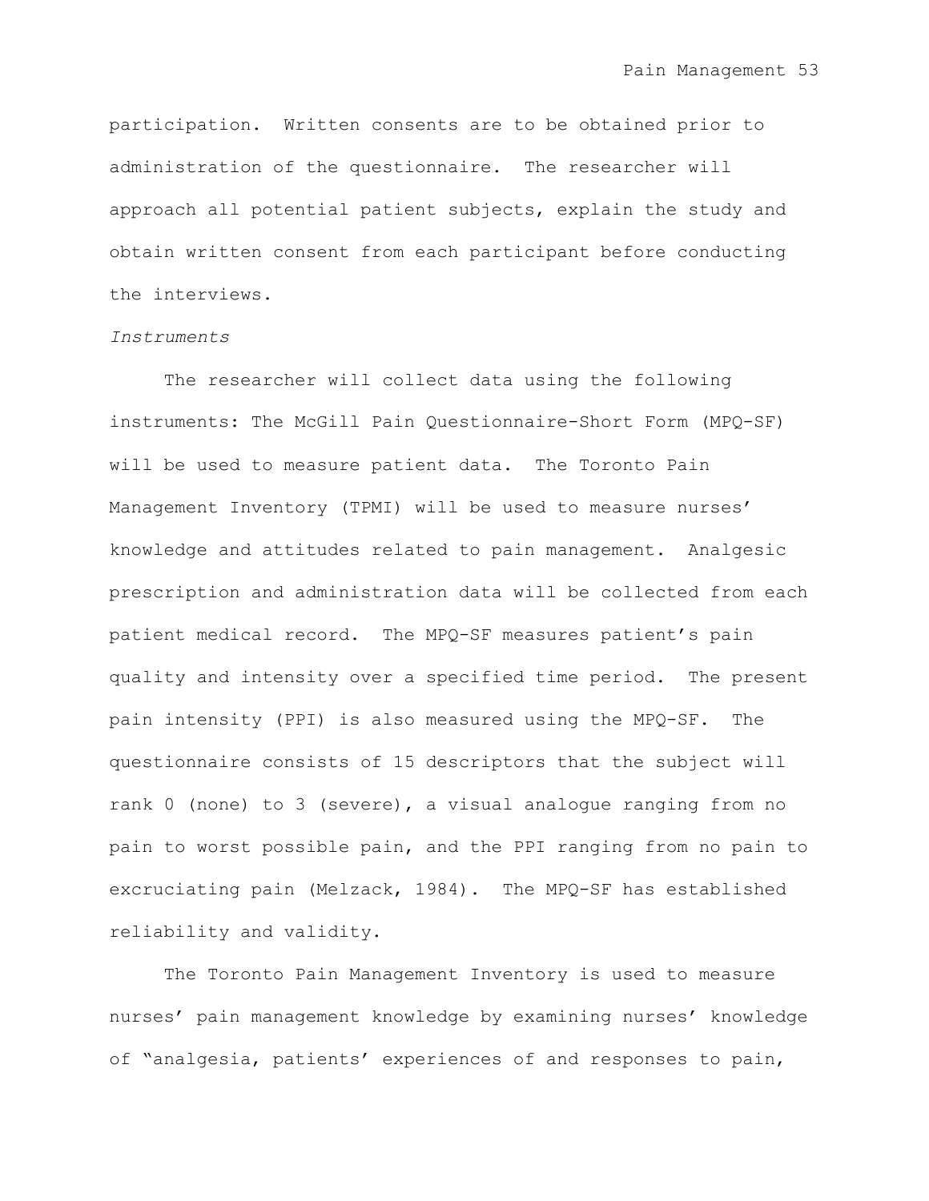participation. Written consents are to be obtained prior to administration of the questionnaire. The researcher will approach all potential patient subjects, explain the study and obtain written consent from each participant before conducting the interviews.

*Instruments*

The researcher will collect data using the following instruments: The McGill Pain Questionnaire-Short Form (MPQ-SF) will be used to measure patient data. The Toronto Pain Management Inventory (TPMI) will be used to measure nurses' knowledge and attitudes related to pain management. Analgesic prescription and administration data will be collected from each patient medical record. The MPQ-SF measures patient's pain quality and intensity over a specified time period. The present pain intensity (PPI) is also measured using the MPQ-SF. The questionnaire consists of 15 descriptors that the subject will rank 0 (none) to 3 (severe), a visual analogue ranging from no pain to worst possible pain, and the PPI ranging from no pain to excruciating pain (Melzack, 1984). The MPQ-SF has established reliability and validity.

The Toronto Pain Management Inventory is used to measure nurses' pain management knowledge by examining nurses' knowledge of "analgesia, patients' experiences of and responses to pain,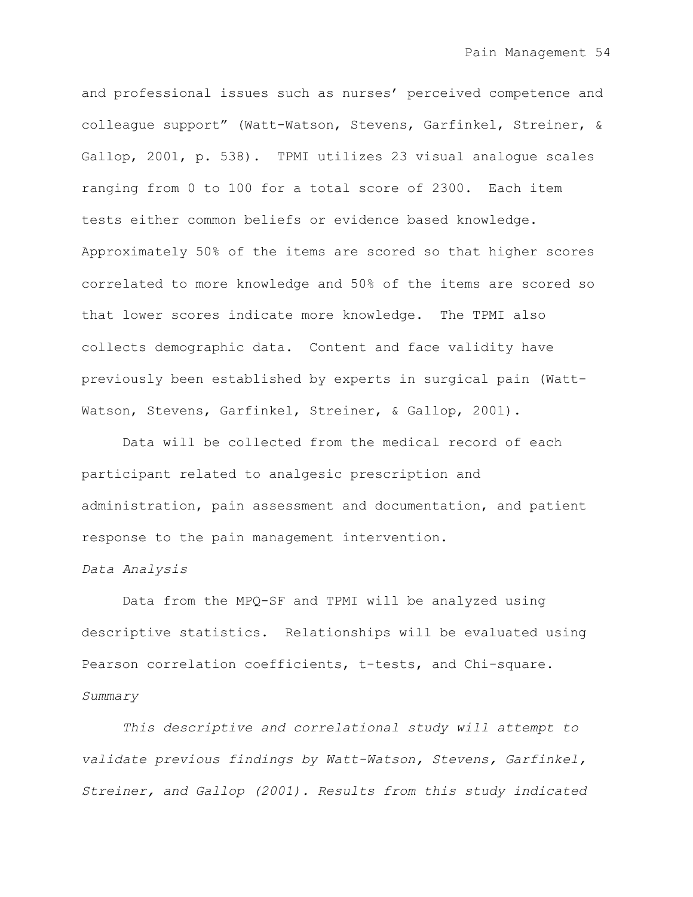and professional issues such as nurses' perceived competence and colleague support" (Watt-Watson, Stevens, Garfinkel, Streiner, & Gallop, 2001, p. 538). TPMI utilizes 23 visual analogue scales ranging from 0 to 100 for a total score of 2300. Each item tests either common beliefs or evidence based knowledge. Approximately 50% of the items are scored so that higher scores correlated to more knowledge and 50% of the items are scored so that lower scores indicate more knowledge. The TPMI also collects demographic data. Content and face validity have previously been established by experts in surgical pain (Watt-Watson, Stevens, Garfinkel, Streiner, & Gallop, 2001).

Data will be collected from the medical record of each participant related to analgesic prescription and administration, pain assessment and documentation, and patient response to the pain management intervention.

*Data Analysis*

Data from the MPQ-SF and TPMI will be analyzed using descriptive statistics. Relationships will be evaluated using Pearson correlation coefficients, t-tests, and Chi-square.

*Summary*

*This descriptive and correlational study will attempt to validate previous findings by Watt-Watson, Stevens, Garfinkel, Streiner, and Gallop (2001). Results from this study indicated*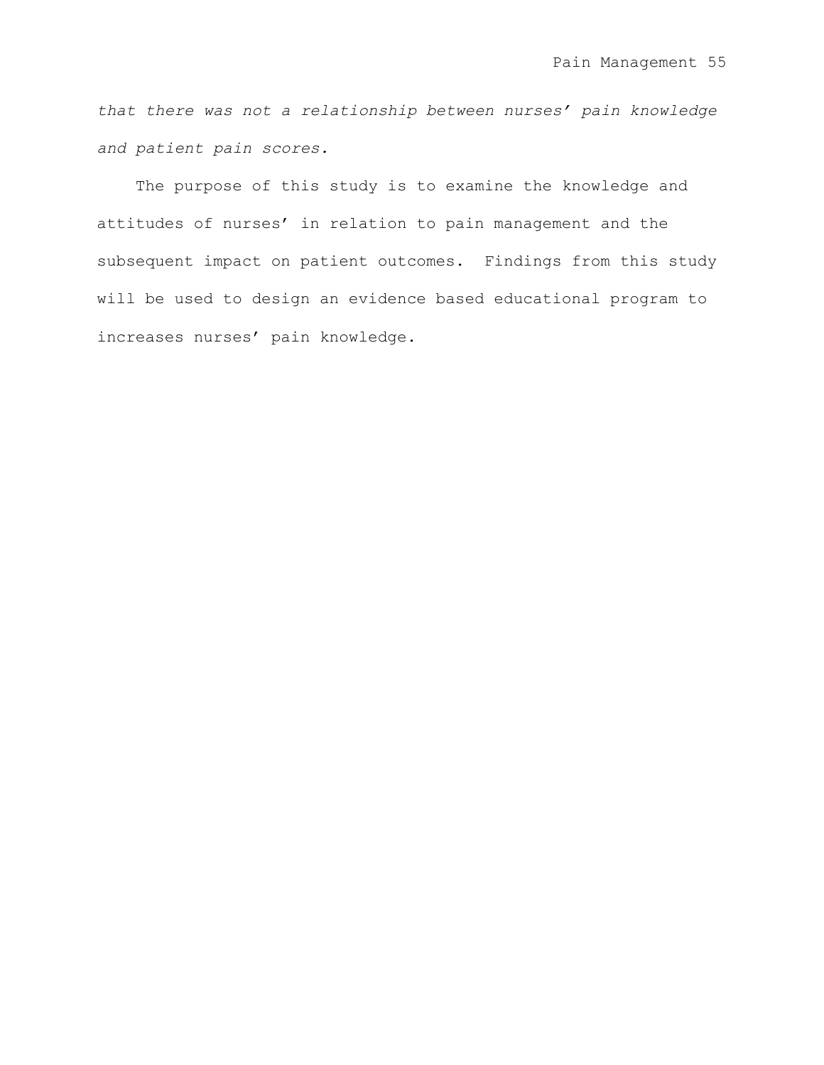*that there was not a relationship between nurses' pain knowledge and patient pain scores.*

The purpose of this study is to examine the knowledge and attitudes of nurses' in relation to pain management and the subsequent impact on patient outcomes. Findings from this study will be used to design an evidence based educational program to increases nurses' pain knowledge.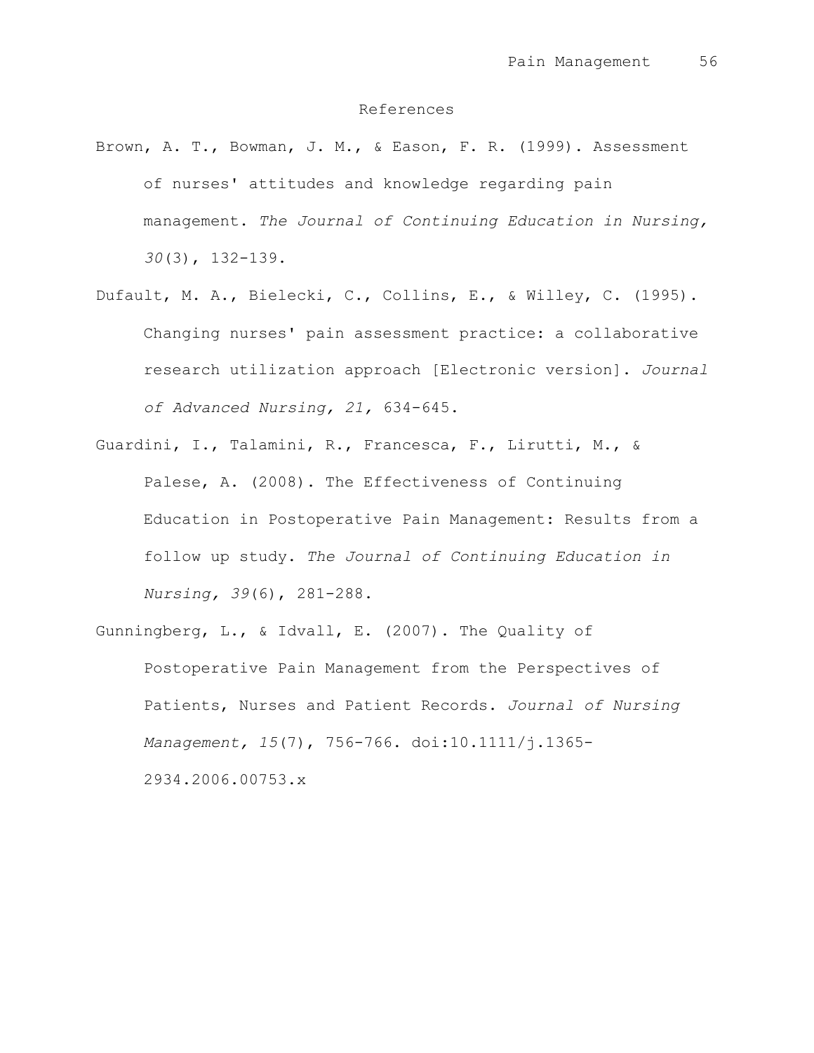# References

Brown, A. T., Bowman, J. M., & Eason, F. R. (1999). Assessment of nurses' attitudes and knowledge regarding pain management. *The Journal of Continuing Education in Nursing, 30*(3), 132-139.

Dufault, M. A., Bielecki, C., Collins, E., & Willey, C. (1995). Changing nurses' pain assessment practice: a collaborative research utilization approach [Electronic version]. *Journal of Advanced Nursing, 21,* 634-645.

Guardini, I., Talamini, R., Francesca, F., Lirutti, M., & Palese, A. (2008). The Effectiveness of Continuing Education in Postoperative Pain Management: Results from a follow up study. *The Journal of Continuing Education in Nursing, 39*(6), 281-288.

Gunningberg, L., & Idvall, E. (2007). The Quality of Postoperative Pain Management from the Perspectives of Patients, Nurses and Patient Records. *Journal of Nursing Management, 15*(7), 756-766. doi:10.1111/j.1365-2934.2006.00753.x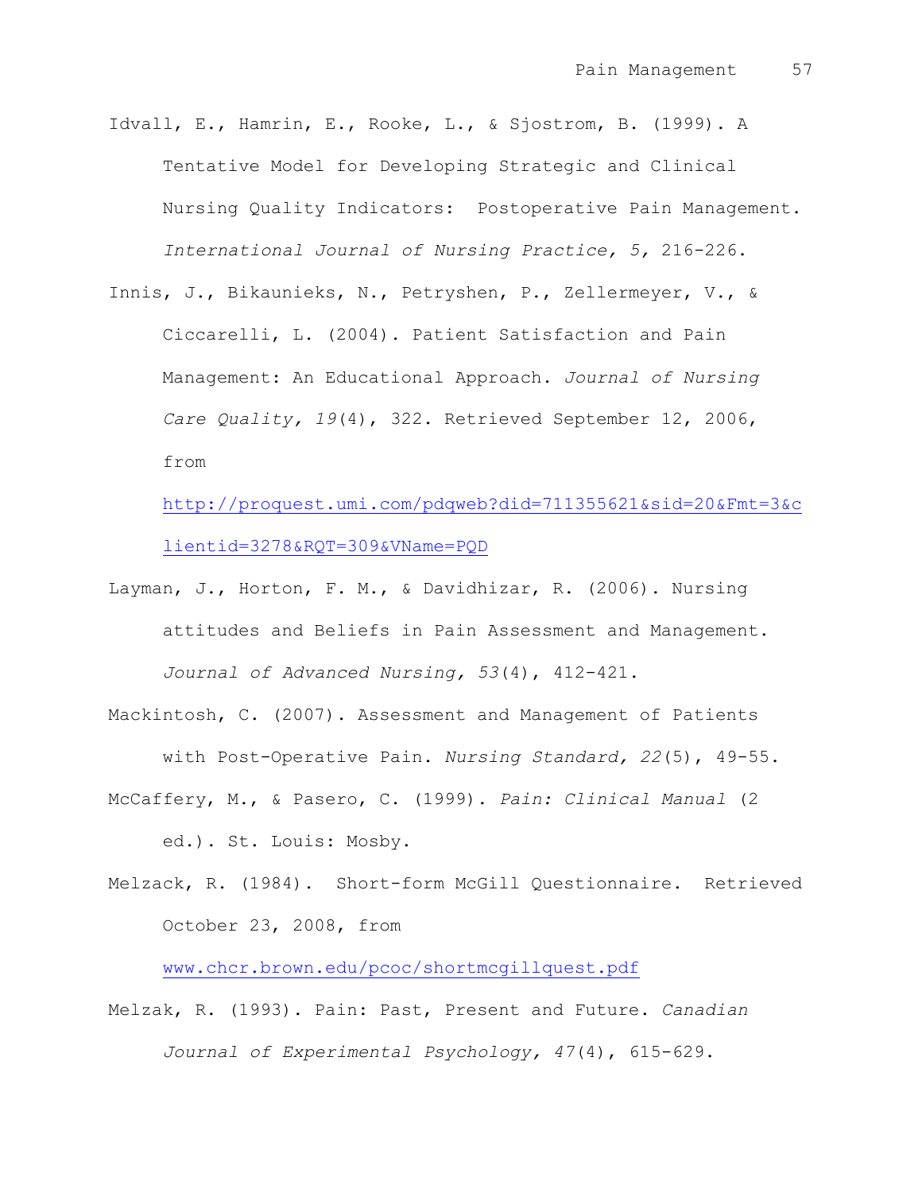Idvall, E., Hamrin, E., Rooke, L., & Sjostrom, B. (1999). A Tentative Model for Developing Strategic and Clinical Nursing Quality Indicators: Postoperative Pain Management. *International Journal of Nursing Practice, 5,* 216-226.

Innis, J., Bikaunieks, N., Petryshen, P., Zellermeyer, V., & Ciccarelli, L. (2004). Patient Satisfaction and Pain Management: An Educational Approach. *Journal of Nursing Care Quality, 19*(4), 322. Retrieved September 12, 2006, from http://proquest.umi.com/pdqweb?did=711355621&sid=20&Fmt=3&clientid=3278&RQT=309&VName=PQD

Layman, J., Horton, F. M., & Davidhizar, R. (2006). Nursing attitudes and Beliefs in Pain Assessment and Management. *Journal of Advanced Nursing, 53*(4), 412-421.

Mackintosh, C. (2007). Assessment and Management of Patients with Post-Operative Pain. *Nursing Standard, 22*(5), 49-55.

McCaffery, M., & Pasero, C. (1999). *Pain: Clinical Manual* (2 ed.). St. Louis: Mosby.

Melzack, R. (1984). Short-form McGill Questionnaire. Retrieved October 23, 2008, from www.chcr.brown.edu/pcoc/shortmcgillquest.pdf

Melzak, R. (1993). Pain: Past, Present and Future. *Canadian Journal of Experimental Psychology, 47*(4), 615-629.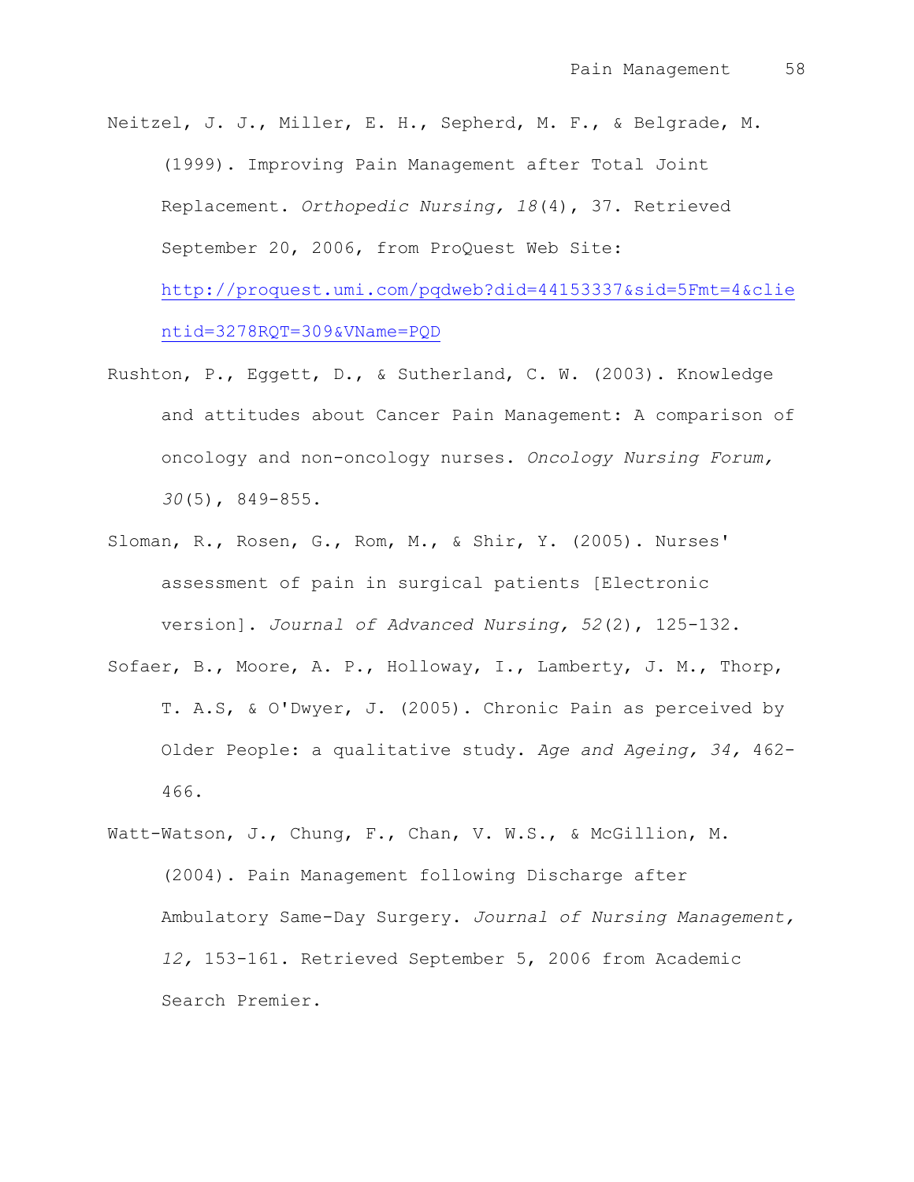Neitzel, J. J., Miller, E. H., Sepherd, M. F., & Belgrade, M. (1999). Improving Pain Management after Total Joint Replacement. *Orthopedic Nursing, 18*(4), 37. Retrieved September 20, 2006, from ProQuest Web Site: http://proquest.umi.com/pqdweb?did=44153337&sid=5Fmt=4&clientid=3278RQT=309&VName=PQD

Rushton, P., Eggett, D., & Sutherland, C. W. (2003). Knowledge and attitudes about Cancer Pain Management: A comparison of oncology and non-oncology nurses. *Oncology Nursing Forum, 30*(5), 849-855.

Sloman, R., Rosen, G., Rom, M., & Shir, Y. (2005). Nurses' assessment of pain in surgical patients [Electronic version]. *Journal of Advanced Nursing, 52*(2), 125-132.

Sofaer, B., Moore, A. P., Holloway, I., Lamberty, J. M., Thorp, T. A.S, & O'Dwyer, J. (2005). Chronic Pain as perceived by Older People: a qualitative study. *Age and Ageing, 34,* 462-466.

Watt-Watson, J., Chung, F., Chan, V. W.S., & McGillion, M. (2004). Pain Management following Discharge after Ambulatory Same-Day Surgery. *Journal of Nursing Management, 12,* 153-161. Retrieved September 5, 2006 from Academic Search Premier.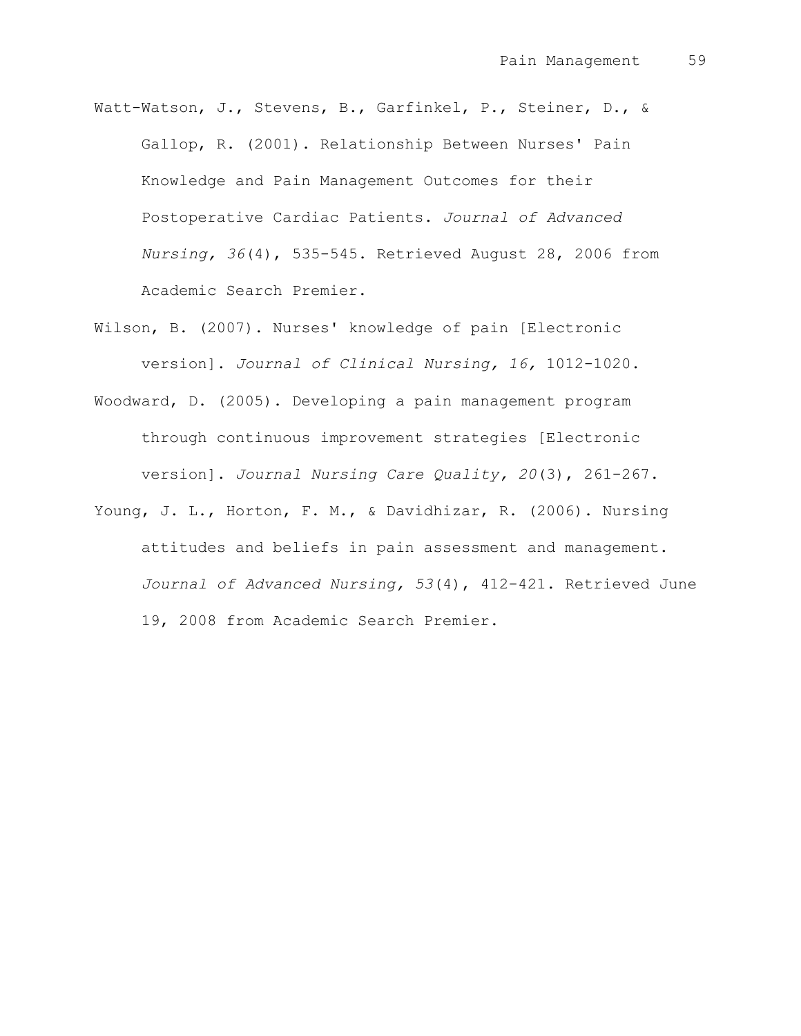Watt-Watson, J., Stevens, B., Garfinkel, P., Steiner, D., & Gallop, R. (2001). Relationship Between Nurses' Pain Knowledge and Pain Management Outcomes for their Postoperative Cardiac Patients. *Journal of Advanced Nursing, 36*(4), 535-545. Retrieved August 28, 2006 from Academic Search Premier.

Wilson, B. (2007). Nurses' knowledge of pain [Electronic version]. *Journal of Clinical Nursing, 16,* 1012-1020.

Woodward, D. (2005). Developing a pain management program through continuous improvement strategies [Electronic version]. *Journal Nursing Care Quality, 20*(3), 261-267.

Young, J. L., Horton, F. M., & Davidhizar, R. (2006). Nursing attitudes and beliefs in pain assessment and management. *Journal of Advanced Nursing, 53*(4), 412-421. Retrieved June 19, 2008 from Academic Search Premier.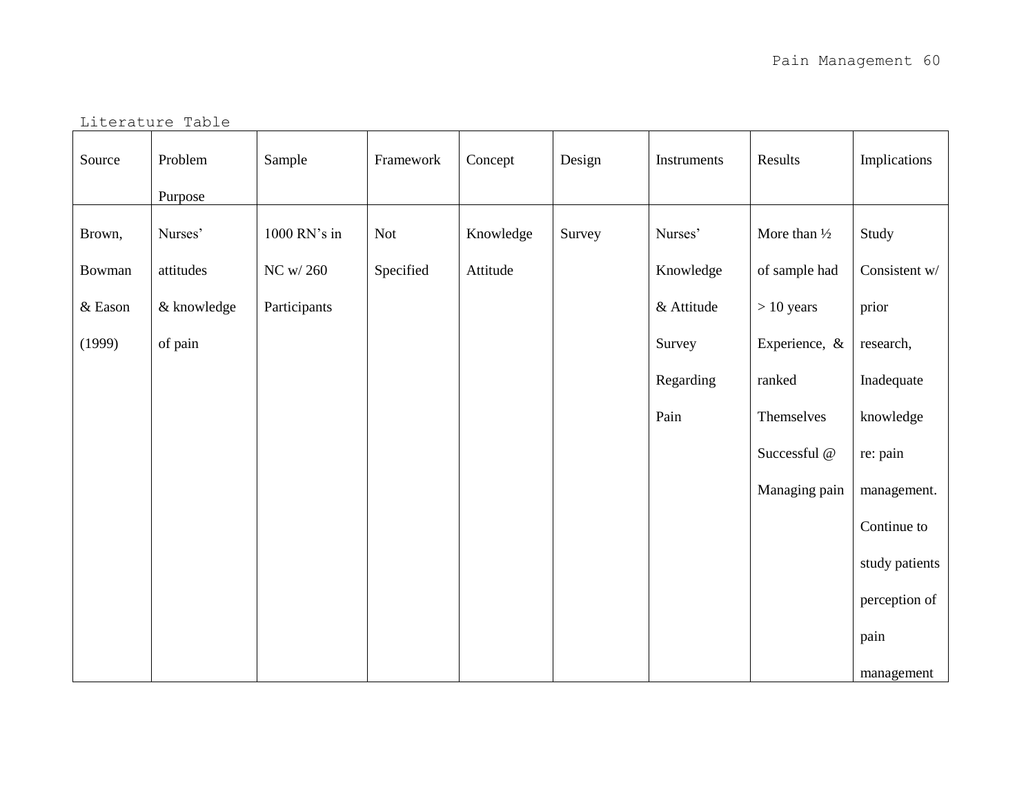Literature Table

| Source | Problem Purpose | Sample | Framework | Concept | Design | Instruments | Results | Implications |
|---|---|---|---|---|---|---|---|---|
| Brown, Bowman & Eason (1999) | Nurses' attitudes & knowledge of pain | 1000 RN's in NC w/ 260 Participants | Not Specified | Knowledge Attitude | Survey | Nurses' Knowledge & Attitude Survey Regarding Pain | More than ½ of sample had > 10 years Experience, & ranked Themselves Successful @ Managing pain | Study Consistent w/ prior research, Inadequate knowledge re: pain management. Continue to study patients perception of pain management |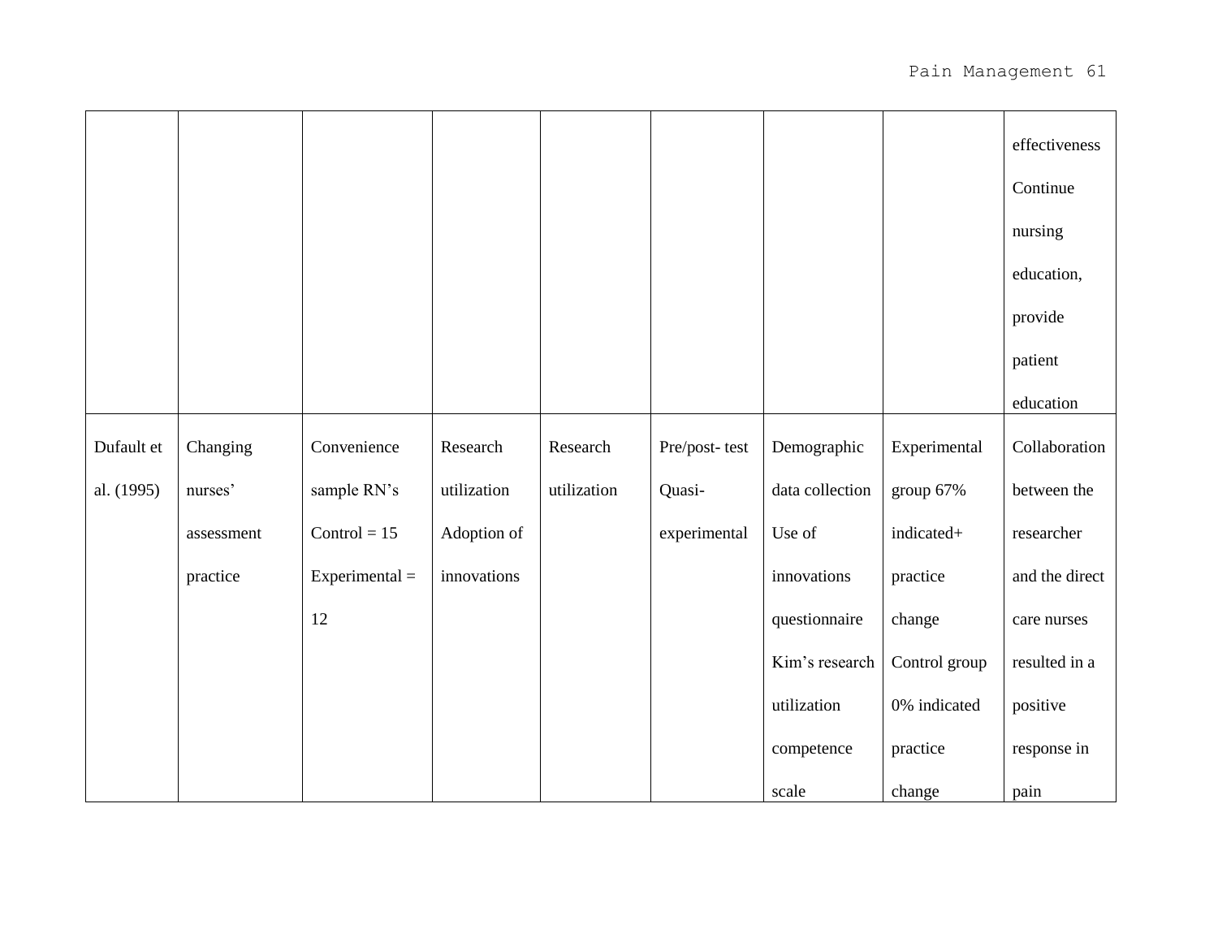| | | | | | | | | |
|---|---|---|---|---|---|---|---|---|
| | | | | | | | | effectiveness Continue nursing education, provide patient education |
| Dufault et al. (1995) | Changing nurses' assessment practice | Convenience sample RN's Control = 15 Experimental = 12 | Research utilization Adoption of innovations | Research utilization | Pre/post- test Quasi-experimental | Demographic data collection Use of innovations questionnaire Kim's research utilization competence scale | Experimental group 67% indicated+ practice change Control group 0% indicated practice change | Collaboration between the researcher and the direct care nurses resulted in a positive response in pain |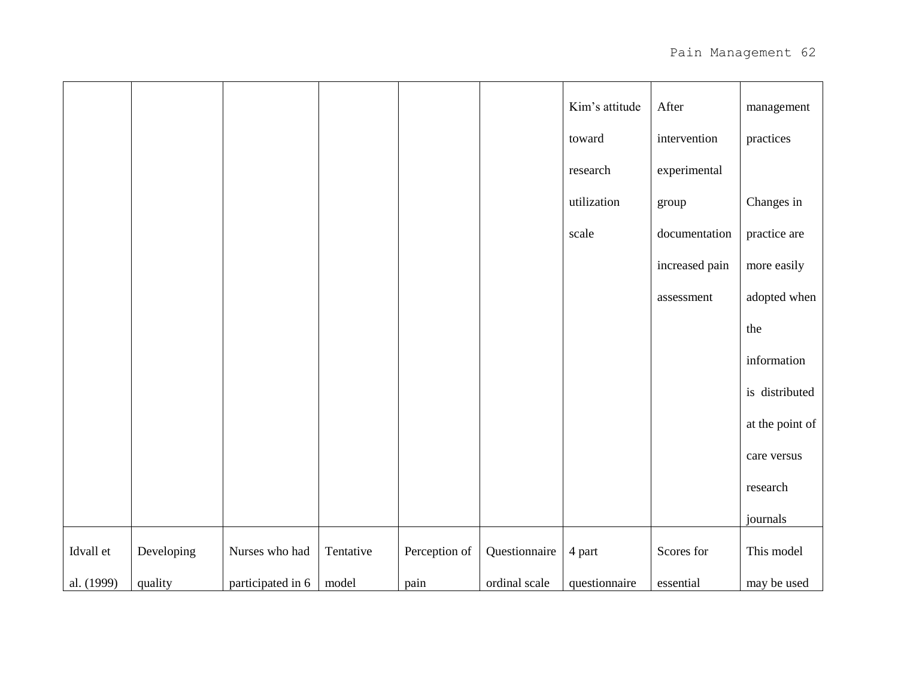| | | | | | | | | |
|---|---|---|---|---|---|---|---|---|
| | | | | | | Kim's attitude toward research utilization scale | After intervention experimental group documentation increased pain assessment | management practices<br><br>Changes in practice are more easily adopted when the information is distributed at the point of care versus research journals |
| Idvall et al. (1999) | Developing quality | Nurses who had participated in 6 | Tentative model | Perception of pain | Questionnaire ordinal scale | 4 part questionnaire | Scores for essential | This model may be used |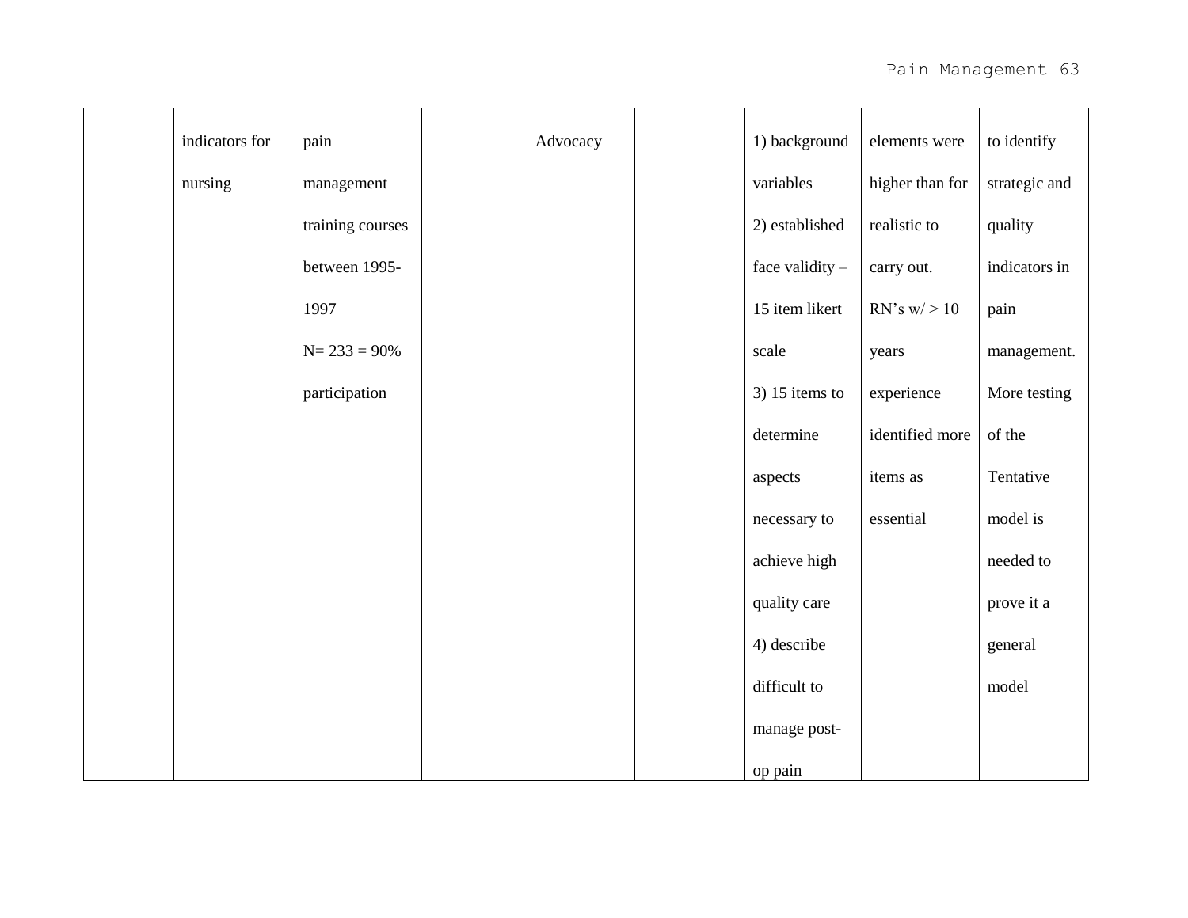| | | | | | | | | |
|---|---|---|---|---|---|---|---|---|
| | indicators for nursing | pain management training courses between 1995-1997 N= 233 = 90% participation | | Advocacy | | 1) background variables 2) established face validity – 15 item likert scale 3) 15 items to determine aspects necessary to achieve high quality care 4) describe difficult to manage post-op pain | elements were higher than for realistic to carry out. RN's w/ > 10 years experience identified more items as essential | to identify strategic and quality indicators in pain management. More testing of the Tentative model is needed to prove it a general model |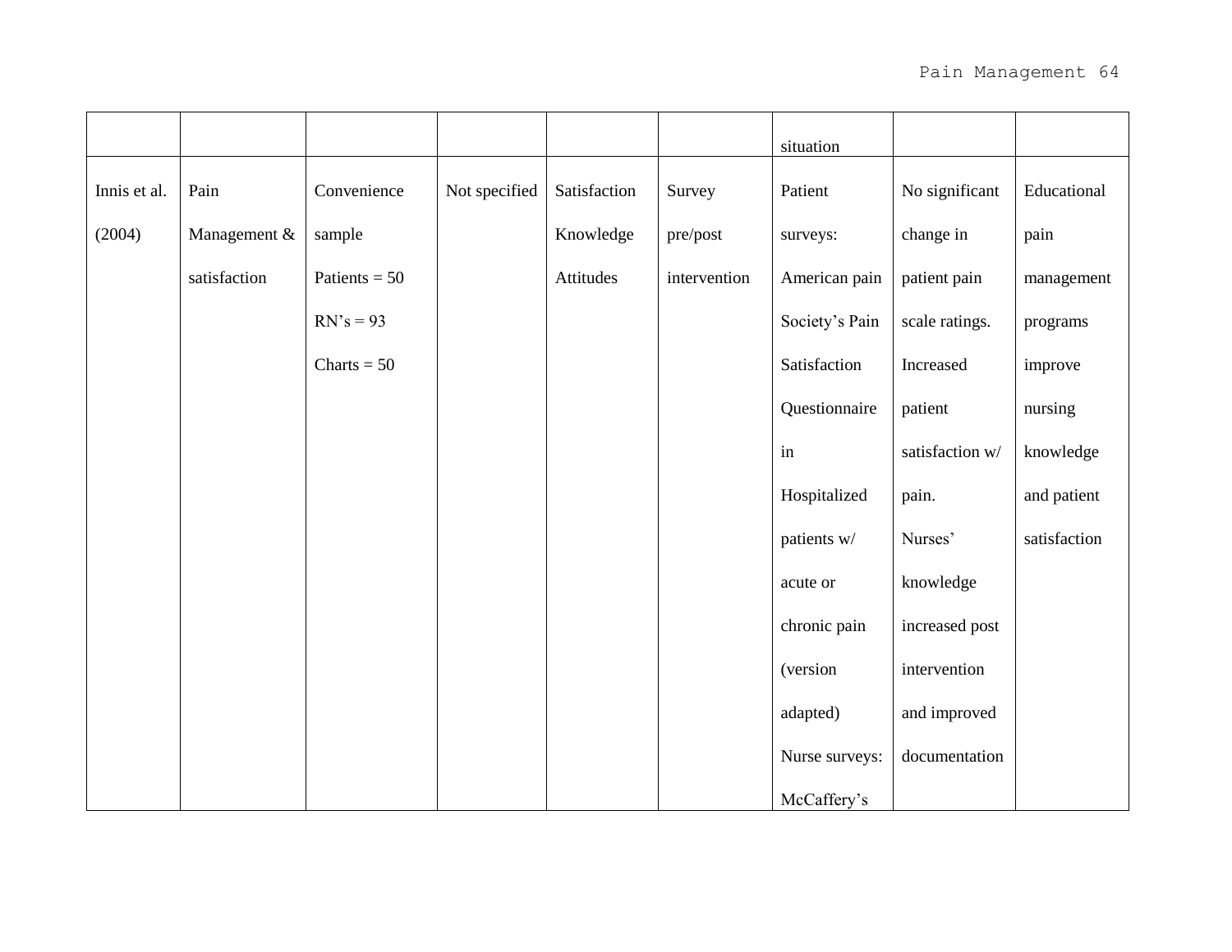| | | | | | | situation | | |
|---|---|---|---|---|---|---|---|---|
| Innis et al. (2004) | Pain Management & satisfaction | Convenience sample Patients = 50 RN's = 93 Charts = 50 | Not specified | Satisfaction Knowledge Attitudes | Survey pre/post intervention | Patient surveys: American pain Society's Pain Satisfaction Questionnaire in Hospitalized patients w/ acute or chronic pain (version adapted) Nurse surveys: McCaffery's | No significant change in patient pain scale ratings. Increased patient satisfaction w/ pain. Nurses' knowledge increased post intervention and improved documentation | Educational pain management programs improve nursing knowledge and patient satisfaction |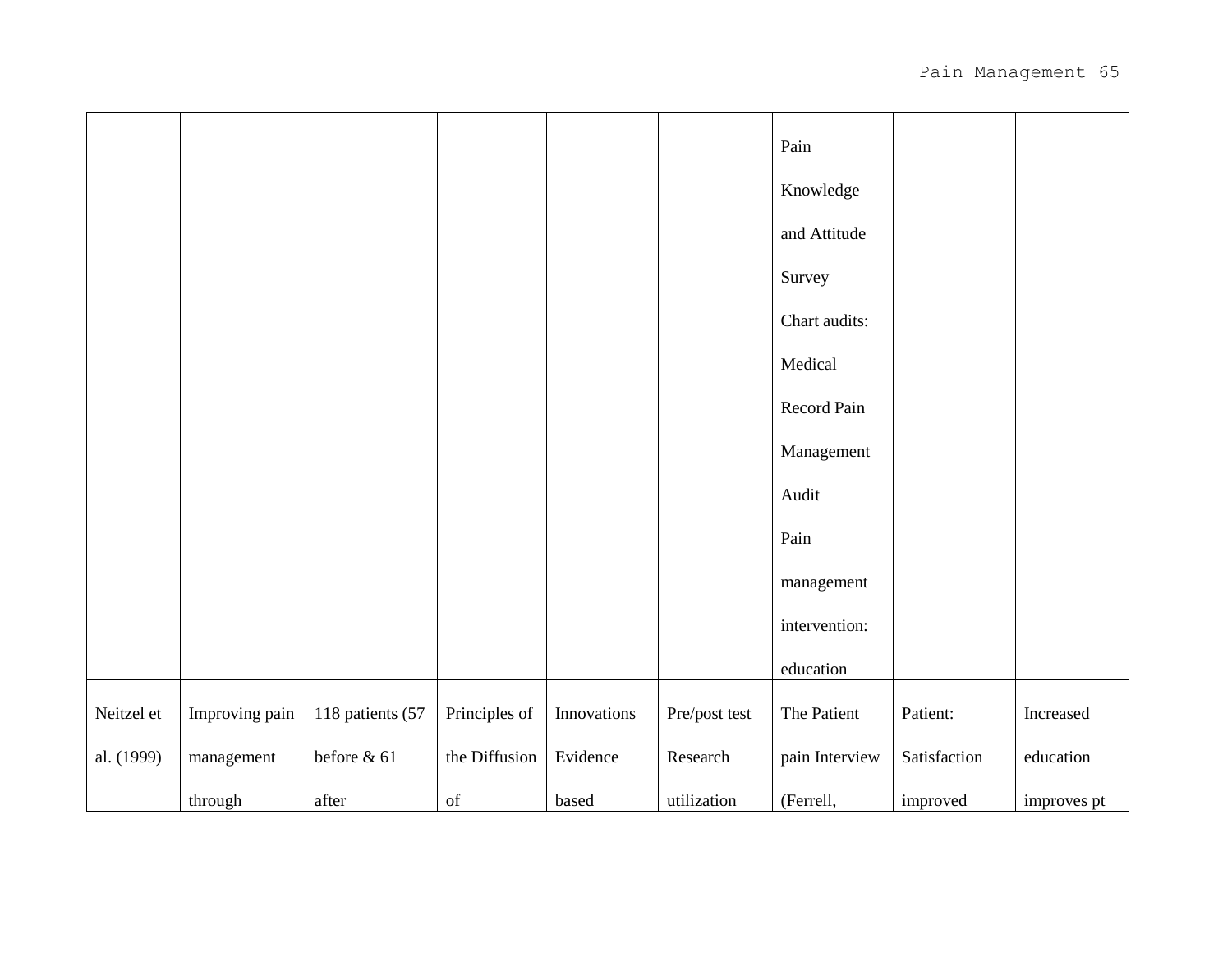| | | | | | | | | |
|---|---|---|---|---|---|---|---|---|
| | | | | | | Pain Knowledge and Attitude Survey Chart audits: Medical Record Pain Management Audit Pain management intervention: education | | |
| Neitzel et al. (1999) | Improving pain management through | 118 patients (57 before & 61 after | Principles of the Diffusion of | Innovations Evidence based | Pre/post test Research utilization | The Patient pain Interview (Ferrell, | Patient: Satisfaction improved | Increased education improves pt |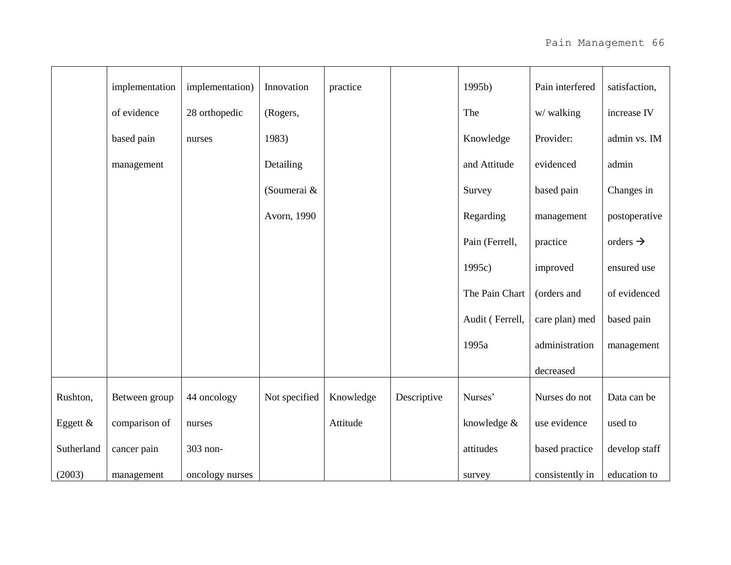|  |  |  |  |  |  |  |  |  |
|---|---|---|---|---|---|---|---|---|
|  | implementation of evidence based pain management | implementation) 28 orthopedic nurses | Innovation (Rogers, 1983) Detailing (Soumerai & Avorn, 1990 | practice |  | 1995b) The Knowledge and Attitude Survey Regarding Pain (Ferrell, 1995c) The Pain Chart Audit ( Ferrell, 1995a | Pain interfered w/ walking Provider: evidenced based pain management practice improved (orders and care plan) med administration decreased | satisfaction, increase IV admin vs. IM admin Changes in postoperative orders → ensured use of evidenced based pain management |
| Rushton, Eggett & Sutherland (2003) | Between group comparison of cancer pain management | 44 oncology nurses 303 non-oncology nurses | Not specified | Knowledge Attitude | Descriptive | Nurses' knowledge & attitudes survey | Nurses do not use evidence based practice consistently in | Data can be used to develop staff education to |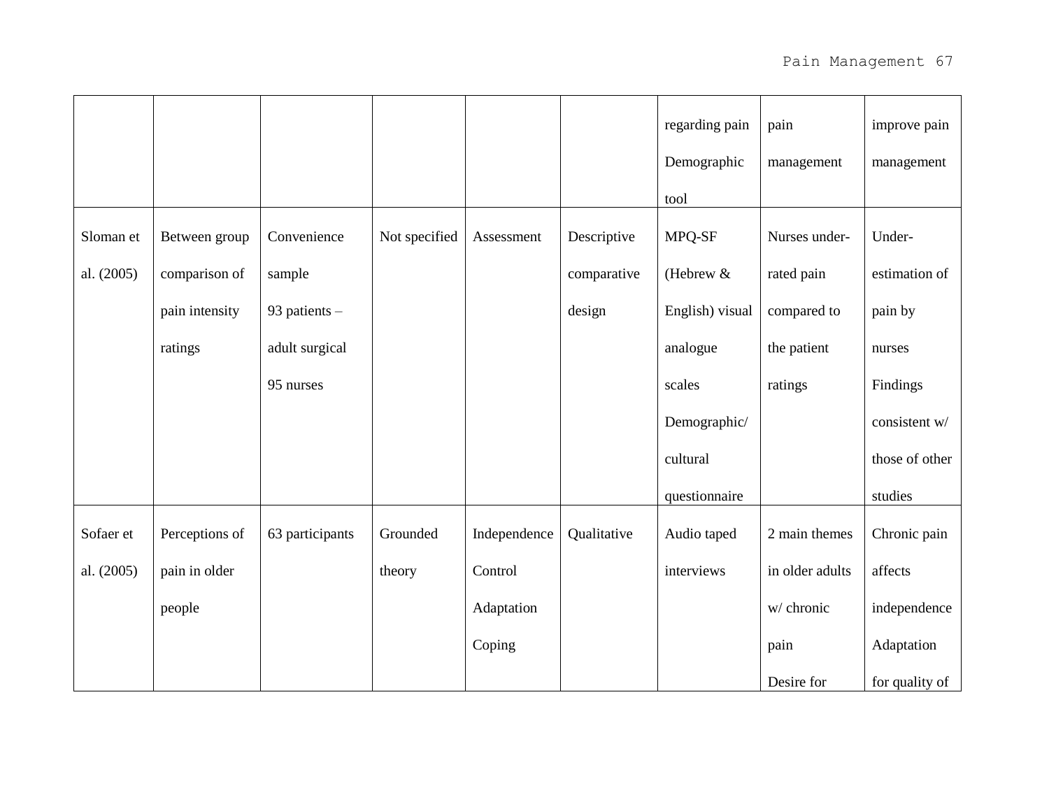| | | | | | | regarding pain Demographic tool | pain management | improve pain management |
|---|---|---|---|---|---|---|---|---|
| Sloman et al. (2005) | Between group comparison of pain intensity ratings | Convenience sample 93 patients – adult surgical 95 nurses | Not specified | Assessment | Descriptive comparative design | MPQ-SF (Hebrew & English) visual analogue scales Demographic/ cultural questionnaire | Nurses under-rated pain compared to the patient ratings | Under-estimation of pain by nurses Findings consistent w/ those of other studies |
| Sofaer et al. (2005) | Perceptions of pain in older people | 63 participants | Grounded theory | Independence Control Adaptation Coping | Qualitative | Audio taped interviews | 2 main themes in older adults w/ chronic pain Desire for | Chronic pain affects independence Adaptation for quality of |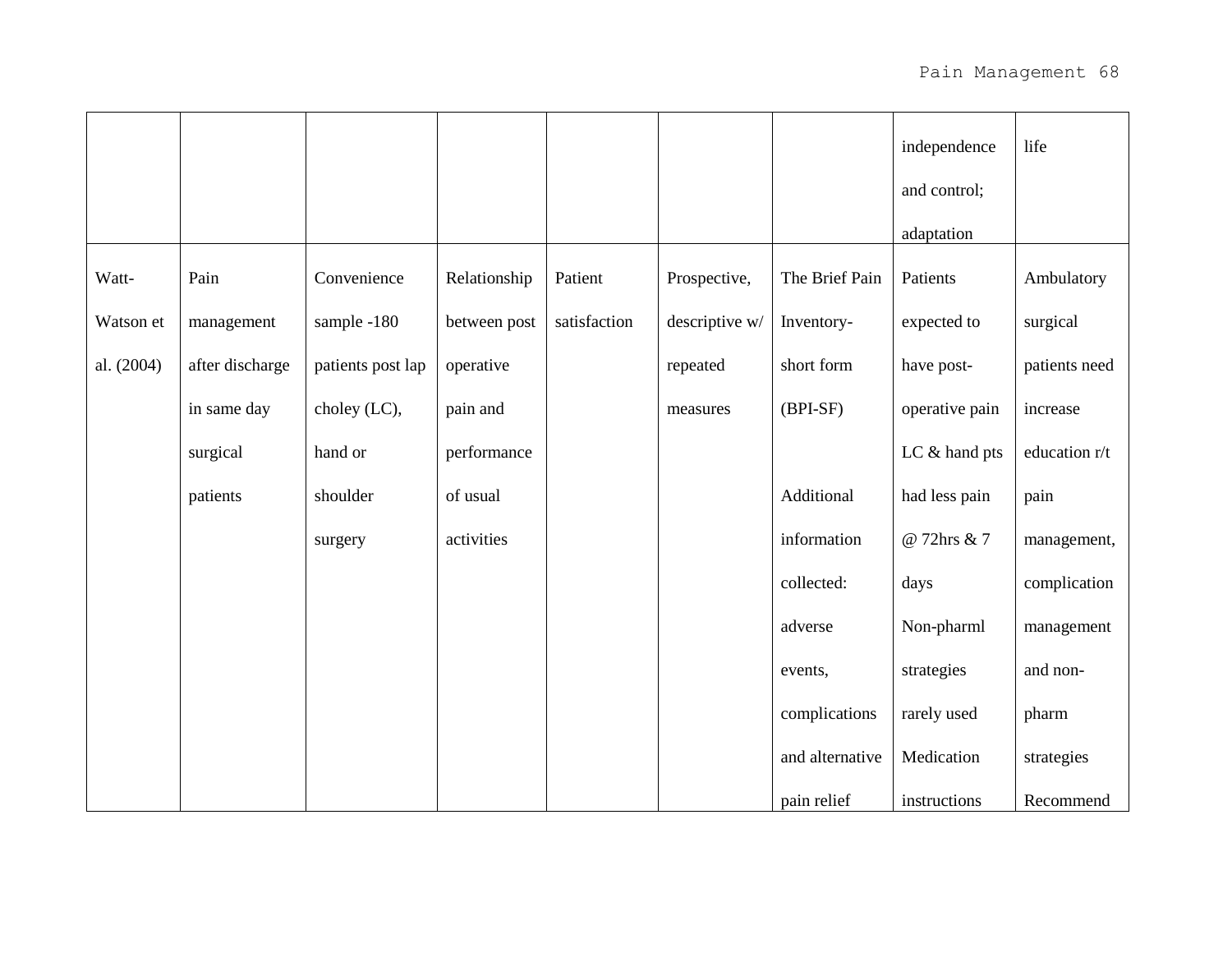| | | | | | | | | |
|---|---|---|---|---|---|---|---|---|
| | | | | | | | independence and control; adaptation | life |
| Watt-Watson et al. (2004) | Pain management after discharge in same day surgical patients | Convenience sample -180 patients post lap choley (LC), hand or shoulder surgery | Relationship between post operative pain and performance of usual activities | Patient satisfaction | Prospective, descriptive w/ repeated measures | The Brief Pain Inventory-short form (BPI-SF)<br><br>Additional information collected: adverse events, complications and alternative pain relief | Patients expected to have post-operative pain LC & hand pts had less pain @ 72hrs & 7 days Non-pharml strategies rarely used Medication instructions | Ambulatory surgical patients need increase education r/t pain management, complication management and non-pharm strategies Recommend |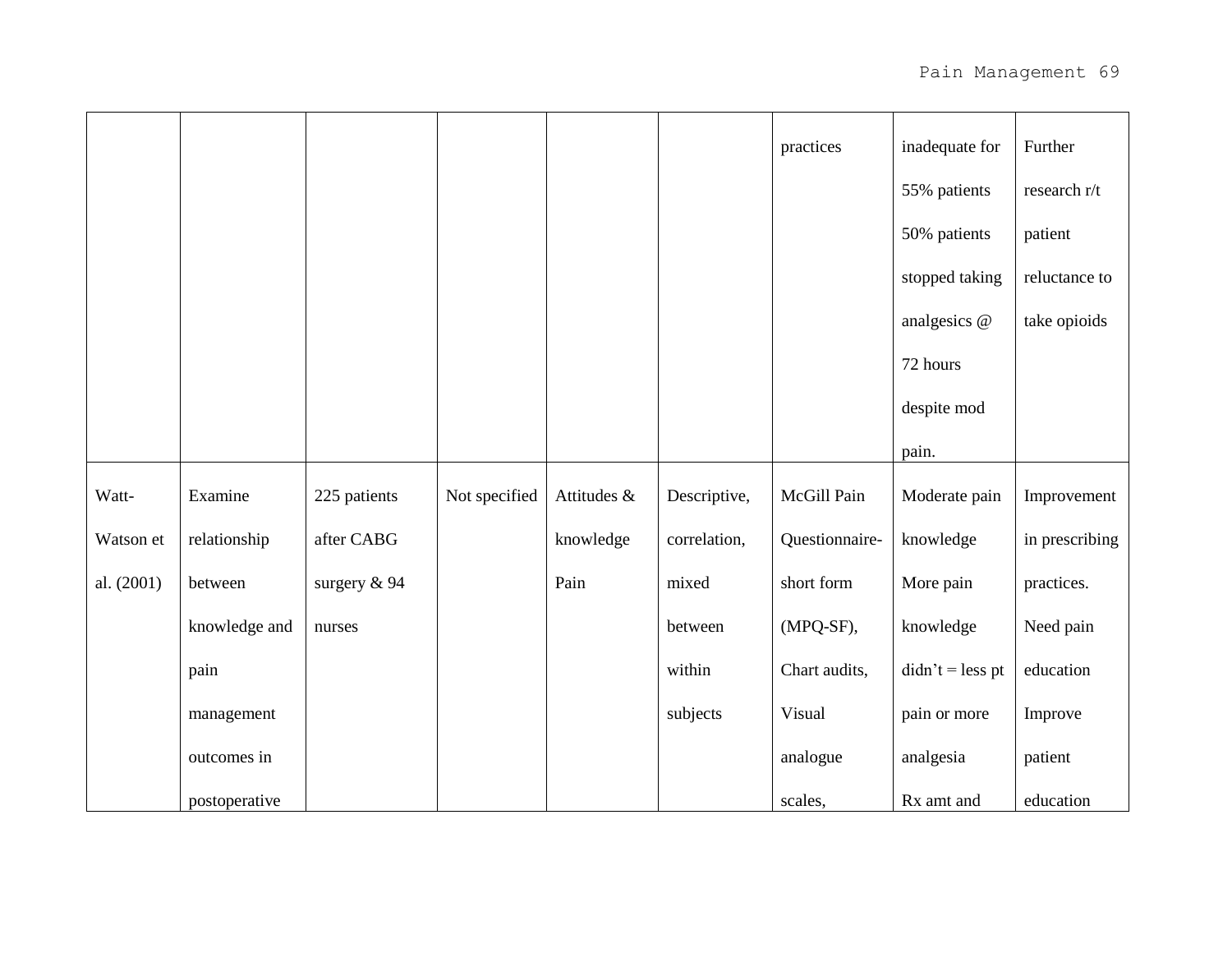| | | | | | | practices | inadequate for 55% patients 50% patients stopped taking analgesics @ 72 hours despite mod pain. | Further research r/t patient reluctance to take opioids |
|---|---|---|---|---|---|---|---|---|
| Watt-Watson et al. (2001) | Examine relationship between knowledge and pain management outcomes in postoperative | 225 patients after CABG surgery & 94 nurses | Not specified | Attitudes & knowledge Pain | Descriptive, correlation, mixed between within subjects | McGill Pain Questionnaire-short form (MPQ-SF), Chart audits, Visual analogue scales, | Moderate pain knowledge More pain knowledge didn’t = less pt pain or more analgesia Rx amt and | Improvement in prescribing practices. Need pain education Improve patient education |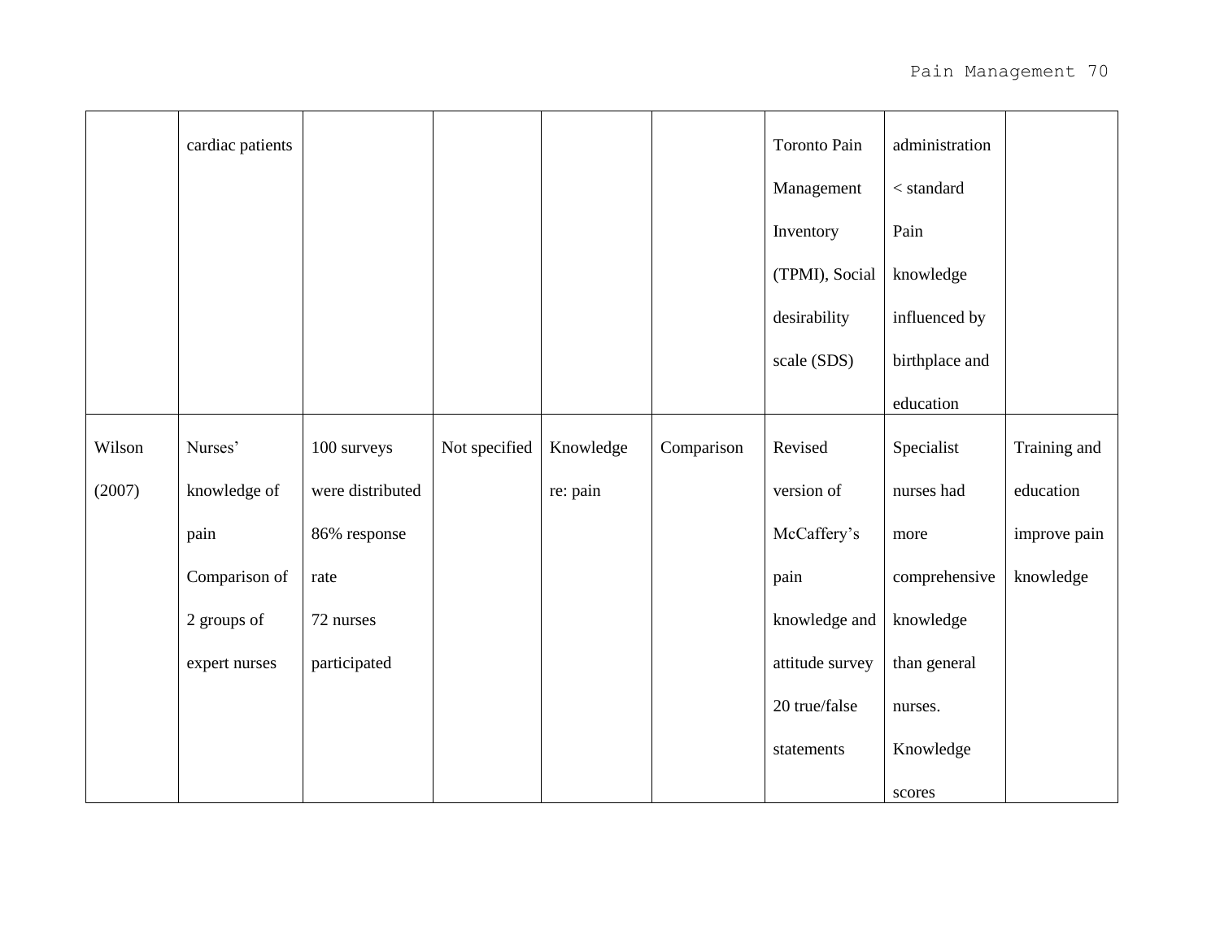| | | | | | | | | |
|---|---|---|---|---|---|---|---|---|
| | cardiac patients | | | | | Toronto Pain Management Inventory (TPMI), Social desirability scale (SDS) | administration < standard Pain knowledge influenced by birthplace and education | |
| Wilson (2007) | Nurses' knowledge of pain Comparison of 2 groups of expert nurses | 100 surveys were distributed 86% response rate 72 nurses participated | Not specified | Knowledge re: pain | Comparison | Revised version of McCaffery's pain knowledge and attitude survey 20 true/false statements | Specialist nurses had more comprehensive knowledge than general nurses. Knowledge scores | Training and education improve pain knowledge |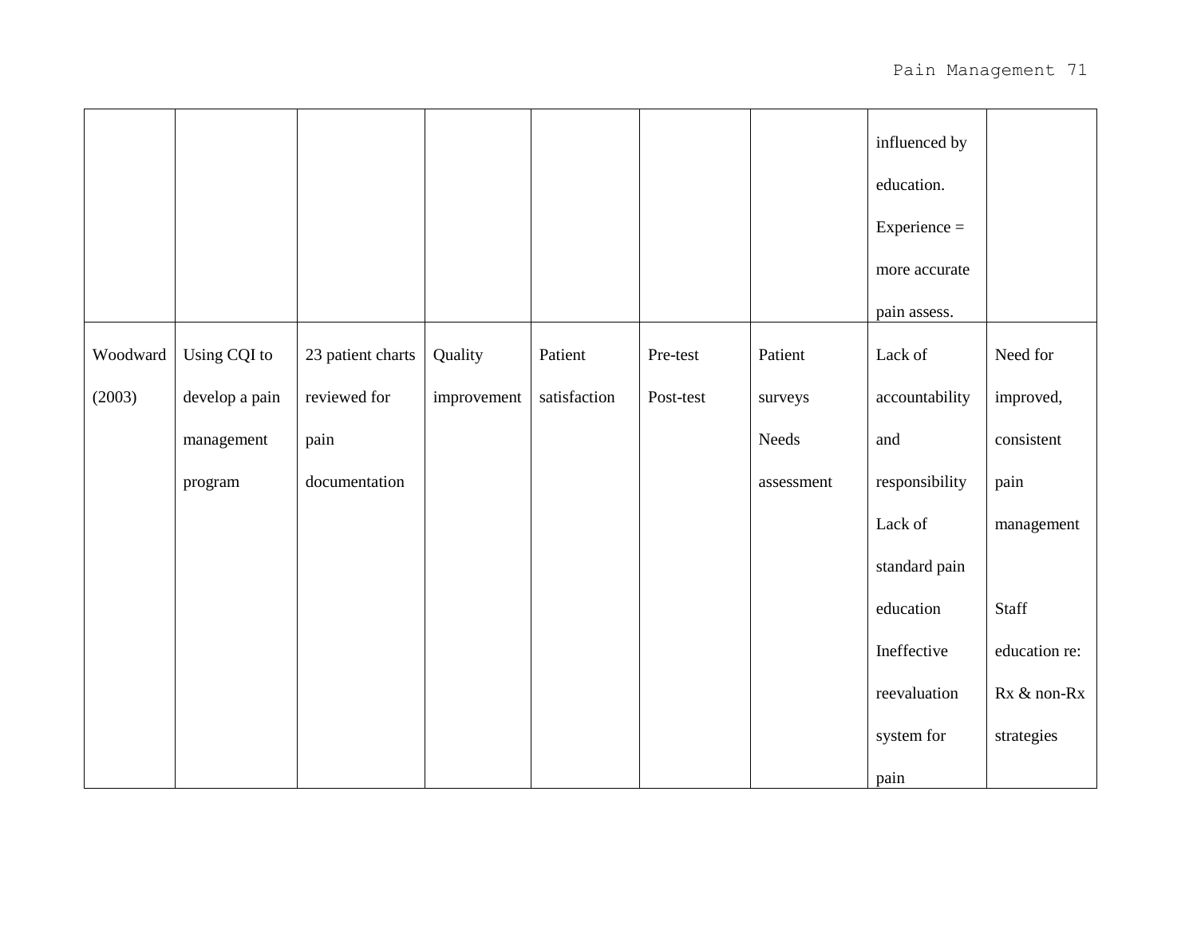| | | | | | | | | |
|---|---|---|---|---|---|---|---|---|
| | | | | | | | influenced by education. Experience = more accurate pain assess. | |
| Woodward (2003) | Using CQI to develop a pain management program | 23 patient charts reviewed for pain documentation | Quality improvement | Patient satisfaction | Pre-test Post-test | Patient surveys Needs assessment | Lack of accountability and responsibility Lack of standard pain education Ineffective reevaluation system for pain | Need for improved, consistent pain management<br><br>Staff education re: Rx & non-Rx strategies |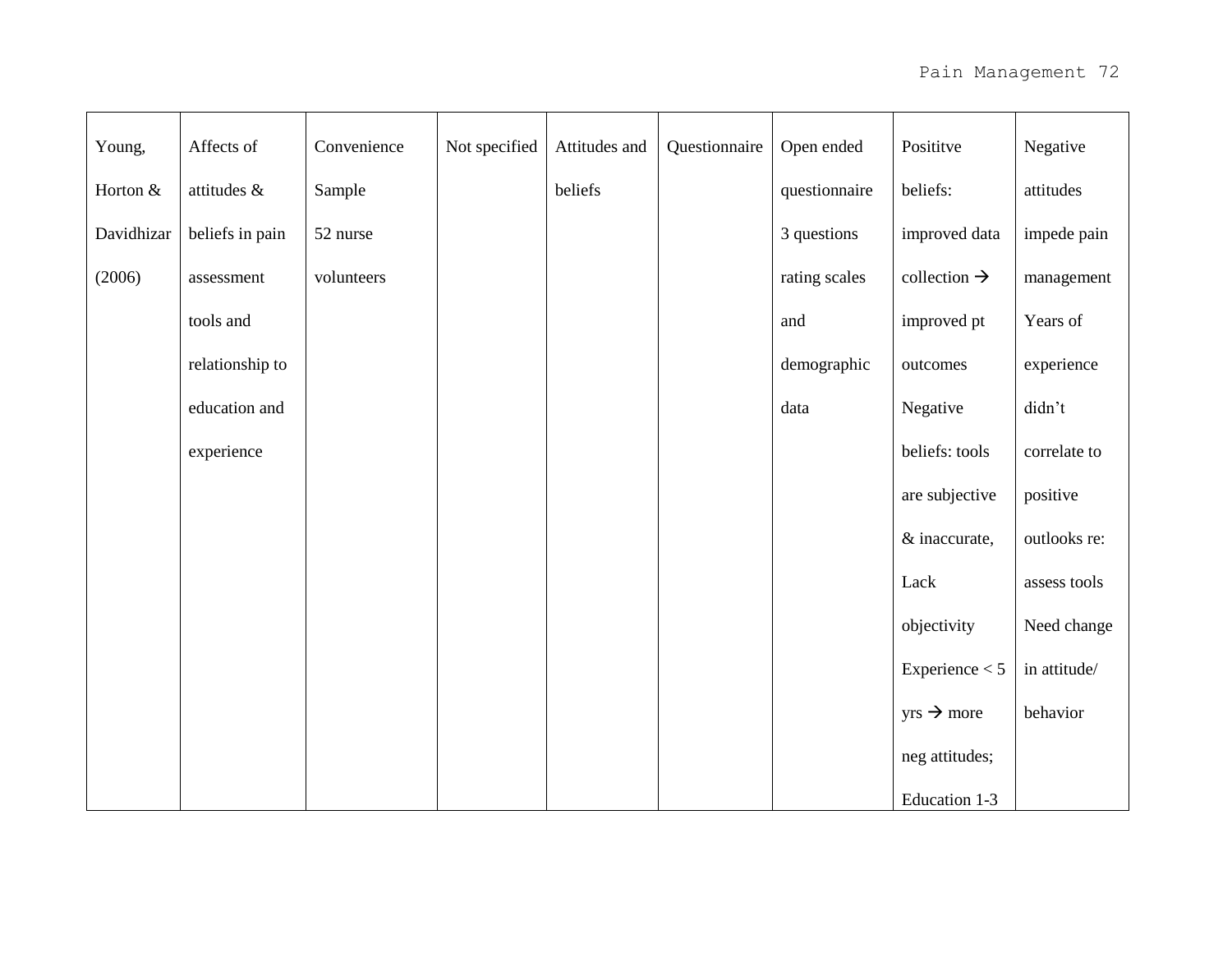| Young, Horton & Davidhizar (2006) | Affects of attitudes & beliefs in pain assessment tools and relationship to education and experience | Convenience Sample 52 nurse volunteers | Not specified | Attitudes and beliefs | Questionnaire | Open ended questionnaire 3 questions rating scales and demographic data | Posititve beliefs: improved data collection → improved pt outcomes Negative beliefs: tools are subjective & inaccurate, Lack objectivity Experience < 5 yrs → more neg attitudes; Education 1-3 | Negative attitudes impede pain management Years of experience didn't correlate to positive outlooks re: assess tools Need change in attitude/ behavior |
|---|---|---|---|---|---|---|---|---|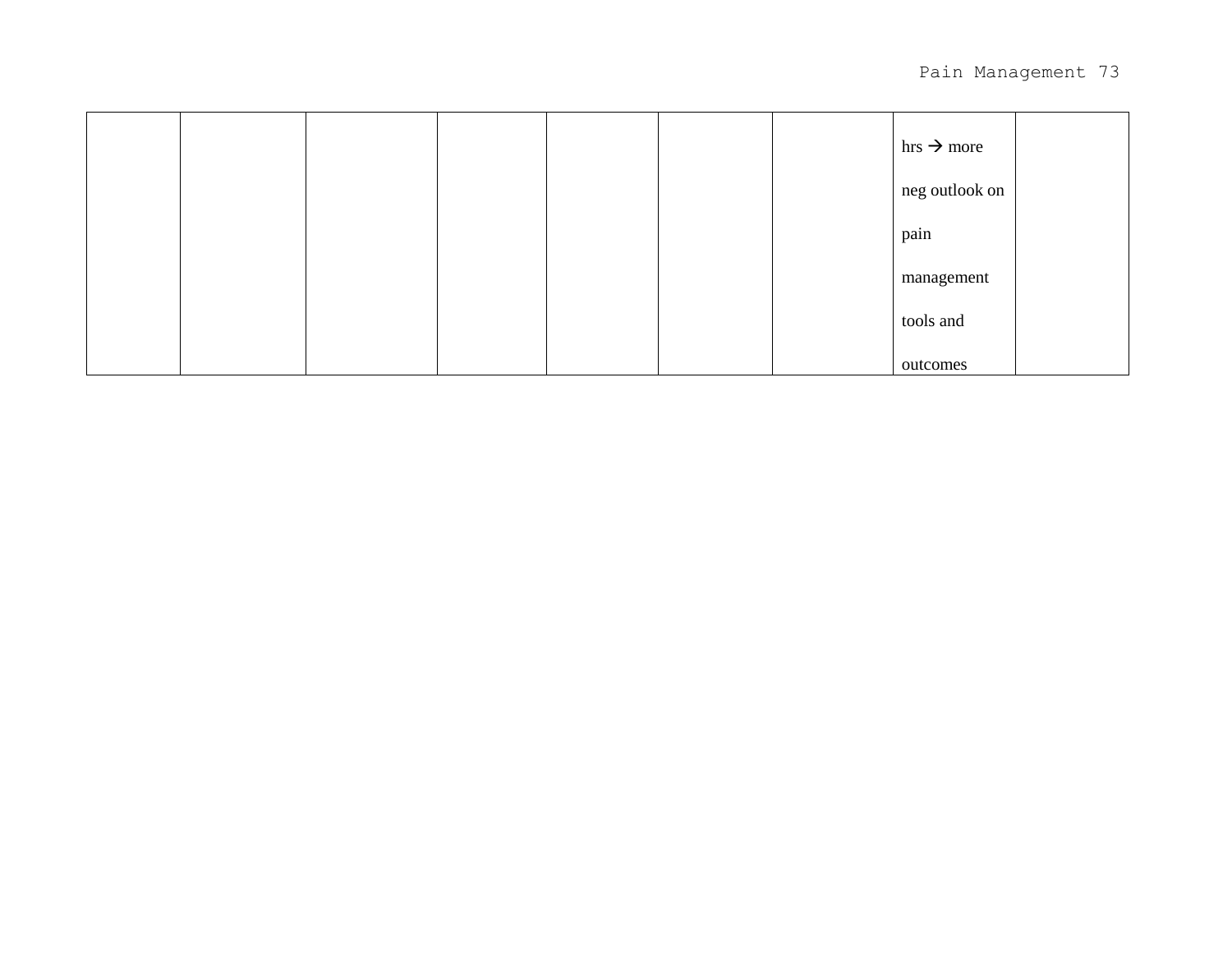| | | | | | | | | |
|---|---|---|---|---|---|---|---|---|
| | | | | | | | hrs → more neg outlook on pain management tools and outcomes | |